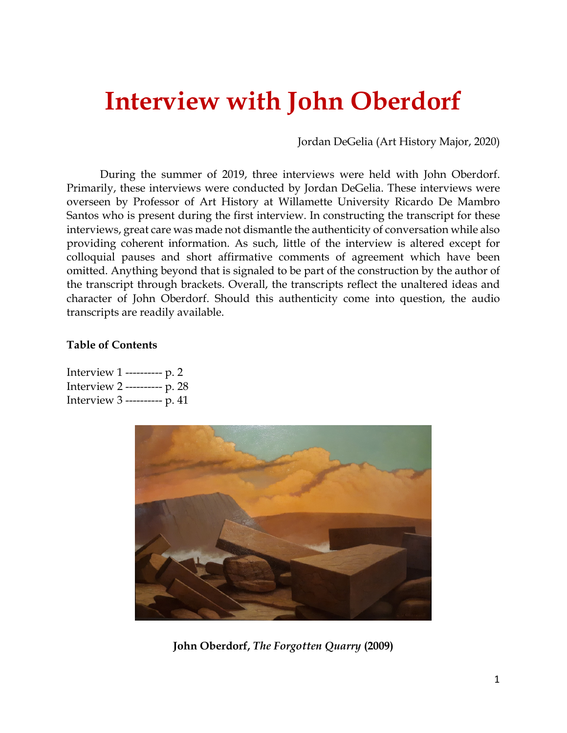# Interview with John Oberdorf

Jordan DeGelia (Art History Major, 2020)

During the summer of 2019, three interviews were held with John Oberdorf. Primarily, these interviews were conducted by Jordan DeGelia. These interviews were overseen by Professor of Art History at Willamette University Ricardo De Mambro Santos who is present during the first interview. In constructing the transcript for these interviews, great care was made not dismantle the authenticity of conversation while also providing coherent information. As such, little of the interview is altered except for colloquial pauses and short affirmative comments of agreement which have been omitted. Anything beyond that is signaled to be part of the construction by the author of the transcript through brackets. Overall, the transcripts reflect the unaltered ideas and character of John Oberdorf. Should this authenticity come into question, the audio transcripts are readily available.

**Table of Contents**

Interview 1 ---------- p. 2
Interview 2 ---------- p. 28
Interview 3 ---------- p. 41

**John Oberdorf, *The Forgotten Quarry* (2009)**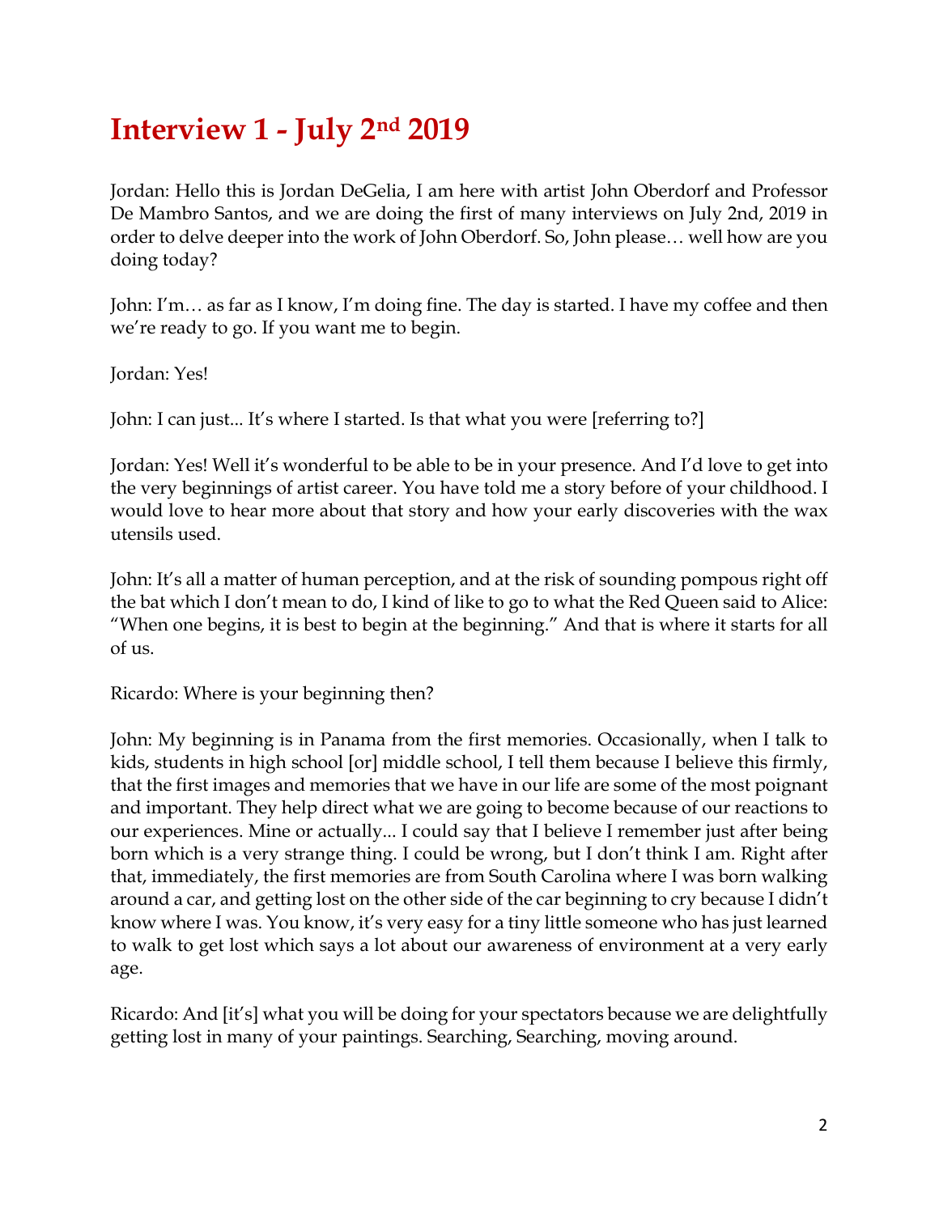# Interview 1 - July 2nd 2019

Jordan: Hello this is Jordan DeGelia, I am here with artist John Oberdorf and Professor De Mambro Santos, and we are doing the first of many interviews on July 2nd, 2019 in order to delve deeper into the work of John Oberdorf. So, John please… well how are you doing today?

John: I'm… as far as I know, I'm doing fine. The day is started. I have my coffee and then we're ready to go. If you want me to begin.

Jordan: Yes!

John: I can just... It's where I started. Is that what you were [referring to?]

Jordan: Yes! Well it's wonderful to be able to be in your presence. And I'd love to get into the very beginnings of artist career. You have told me a story before of your childhood. I would love to hear more about that story and how your early discoveries with the wax utensils used.

John: It's all a matter of human perception, and at the risk of sounding pompous right off the bat which I don't mean to do, I kind of like to go to what the Red Queen said to Alice: "When one begins, it is best to begin at the beginning." And that is where it starts for all of us.

Ricardo: Where is your beginning then?

John: My beginning is in Panama from the first memories. Occasionally, when I talk to kids, students in high school [or] middle school, I tell them because I believe this firmly, that the first images and memories that we have in our life are some of the most poignant and important. They help direct what we are going to become because of our reactions to our experiences. Mine or actually... I could say that I believe I remember just after being born which is a very strange thing. I could be wrong, but I don't think I am. Right after that, immediately, the first memories are from South Carolina where I was born walking around a car, and getting lost on the other side of the car beginning to cry because I didn't know where I was. You know, it's very easy for a tiny little someone who has just learned to walk to get lost which says a lot about our awareness of environment at a very early age.

Ricardo: And [it's] what you will be doing for your spectators because we are delightfully getting lost in many of your paintings. Searching, Searching, moving around.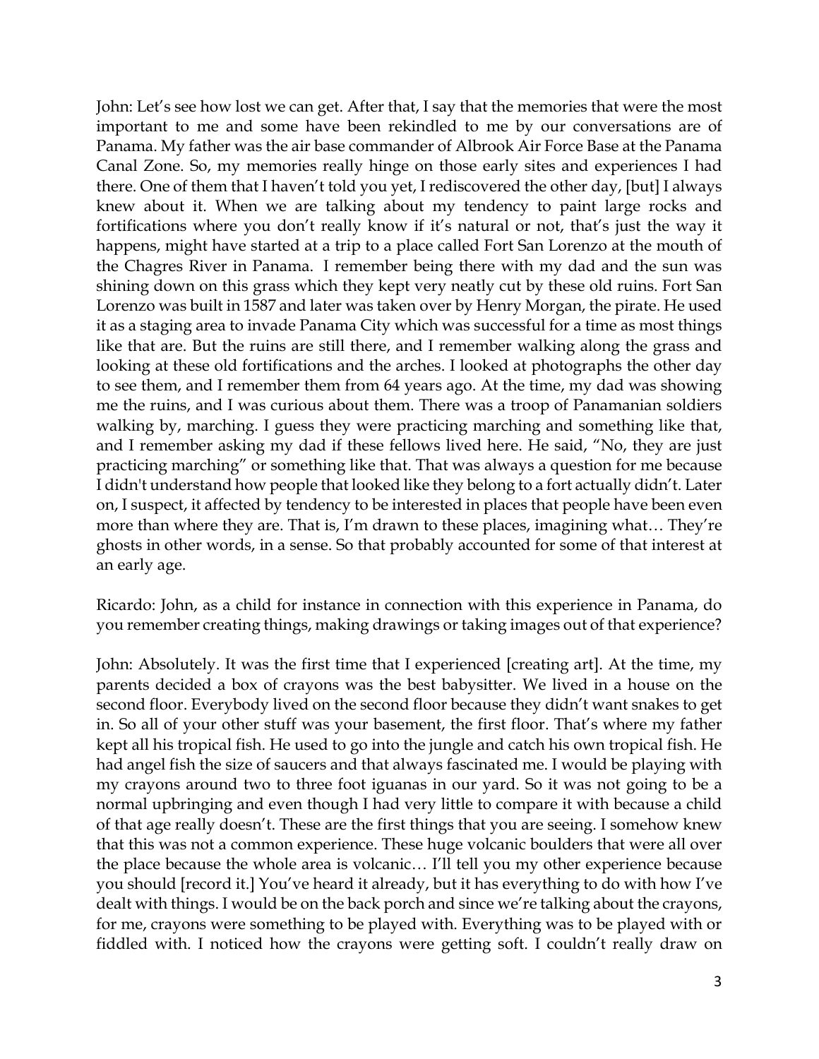John: Let's see how lost we can get. After that, I say that the memories that were the most important to me and some have been rekindled to me by our conversations are of Panama. My father was the air base commander of Albrook Air Force Base at the Panama Canal Zone. So, my memories really hinge on those early sites and experiences I had there. One of them that I haven't told you yet, I rediscovered the other day, [but] I always knew about it. When we are talking about my tendency to paint large rocks and fortifications where you don't really know if it's natural or not, that's just the way it happens, might have started at a trip to a place called Fort San Lorenzo at the mouth of the Chagres River in Panama. I remember being there with my dad and the sun was shining down on this grass which they kept very neatly cut by these old ruins. Fort San Lorenzo was built in 1587 and later was taken over by Henry Morgan, the pirate. He used it as a staging area to invade Panama City which was successful for a time as most things like that are. But the ruins are still there, and I remember walking along the grass and looking at these old fortifications and the arches. I looked at photographs the other day to see them, and I remember them from 64 years ago. At the time, my dad was showing me the ruins, and I was curious about them. There was a troop of Panamanian soldiers walking by, marching. I guess they were practicing marching and something like that, and I remember asking my dad if these fellows lived here. He said, "No, they are just practicing marching" or something like that. That was always a question for me because I didn't understand how people that looked like they belong to a fort actually didn't. Later on, I suspect, it affected by tendency to be interested in places that people have been even more than where they are. That is, I'm drawn to these places, imagining what… They're ghosts in other words, in a sense. So that probably accounted for some of that interest at an early age.

Ricardo: John, as a child for instance in connection with this experience in Panama, do you remember creating things, making drawings or taking images out of that experience?

John: Absolutely. It was the first time that I experienced [creating art]. At the time, my parents decided a box of crayons was the best babysitter. We lived in a house on the second floor. Everybody lived on the second floor because they didn't want snakes to get in. So all of your other stuff was your basement, the first floor. That's where my father kept all his tropical fish. He used to go into the jungle and catch his own tropical fish. He had angel fish the size of saucers and that always fascinated me. I would be playing with my crayons around two to three foot iguanas in our yard. So it was not going to be a normal upbringing and even though I had very little to compare it with because a child of that age really doesn't. These are the first things that you are seeing. I somehow knew that this was not a common experience. These huge volcanic boulders that were all over the place because the whole area is volcanic… I'll tell you my other experience because you should [record it.] You've heard it already, but it has everything to do with how I've dealt with things. I would be on the back porch and since we're talking about the crayons, for me, crayons were something to be played with. Everything was to be played with or fiddled with. I noticed how the crayons were getting soft. I couldn't really draw on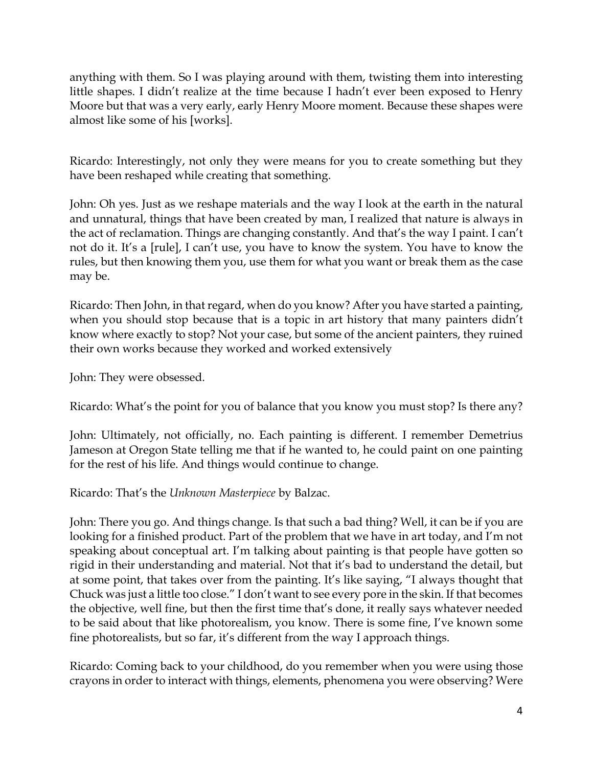anything with them. So I was playing around with them, twisting them into interesting little shapes. I didn't realize at the time because I hadn't ever been exposed to Henry Moore but that was a very early, early Henry Moore moment. Because these shapes were almost like some of his [works].

Ricardo: Interestingly, not only they were means for you to create something but they have been reshaped while creating that something.

John: Oh yes. Just as we reshape materials and the way I look at the earth in the natural and unnatural, things that have been created by man, I realized that nature is always in the act of reclamation. Things are changing constantly. And that's the way I paint. I can't not do it. It's a [rule], I can't use, you have to know the system. You have to know the rules, but then knowing them you, use them for what you want or break them as the case may be.

Ricardo: Then John, in that regard, when do you know? After you have started a painting, when you should stop because that is a topic in art history that many painters didn't know where exactly to stop? Not your case, but some of the ancient painters, they ruined their own works because they worked and worked extensively

John: They were obsessed.

Ricardo: What's the point for you of balance that you know you must stop? Is there any?

John: Ultimately, not officially, no. Each painting is different. I remember Demetrius Jameson at Oregon State telling me that if he wanted to, he could paint on one painting for the rest of his life. And things would continue to change.

Ricardo: That's the *Unknown Masterpiece* by Balzac.

John: There you go. And things change. Is that such a bad thing? Well, it can be if you are looking for a finished product. Part of the problem that we have in art today, and I'm not speaking about conceptual art. I'm talking about painting is that people have gotten so rigid in their understanding and material. Not that it's bad to understand the detail, but at some point, that takes over from the painting. It's like saying, "I always thought that Chuck was just a little too close." I don't want to see every pore in the skin. If that becomes the objective, well fine, but then the first time that's done, it really says whatever needed to be said about that like photorealism, you know. There is some fine, I've known some fine photorealists, but so far, it's different from the way I approach things.

Ricardo: Coming back to your childhood, do you remember when you were using those crayons in order to interact with things, elements, phenomena you were observing? Were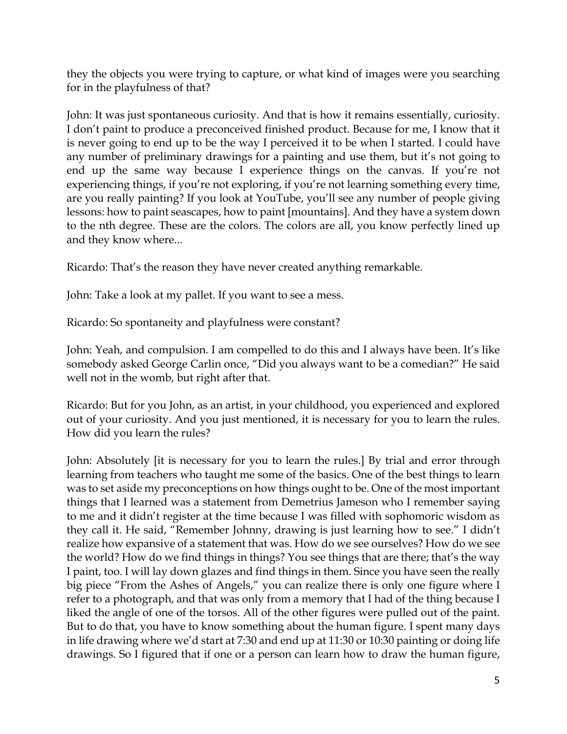they the objects you were trying to capture, or what kind of images were you searching for in the playfulness of that?

John: It was just spontaneous curiosity. And that is how it remains essentially, curiosity. I don't paint to produce a preconceived finished product. Because for me, I know that it is never going to end up to be the way I perceived it to be when I started. I could have any number of preliminary drawings for a painting and use them, but it's not going to end up the same way because I experience things on the canvas. If you're not experiencing things, if you're not exploring, if you're not learning something every time, are you really painting? If you look at YouTube, you'll see any number of people giving lessons: how to paint seascapes, how to paint [mountains]. And they have a system down to the nth degree. These are the colors. The colors are all, you know perfectly lined up and they know where...

Ricardo: That's the reason they have never created anything remarkable.

John: Take a look at my pallet. If you want to see a mess.

Ricardo: So spontaneity and playfulness were constant?

John: Yeah, and compulsion. I am compelled to do this and I always have been. It's like somebody asked George Carlin once, "Did you always want to be a comedian?" He said well not in the womb, but right after that.

Ricardo: But for you John, as an artist, in your childhood, you experienced and explored out of your curiosity. And you just mentioned, it is necessary for you to learn the rules. How did you learn the rules?

John: Absolutely [it is necessary for you to learn the rules.] By trial and error through learning from teachers who taught me some of the basics. One of the best things to learn was to set aside my preconceptions on how things ought to be. One of the most important things that I learned was a statement from Demetrius Jameson who I remember saying to me and it didn't register at the time because I was filled with sophomoric wisdom as they call it. He said, "Remember Johnny, drawing is just learning how to see." I didn't realize how expansive of a statement that was. How do we see ourselves? How do we see the world? How do we find things in things? You see things that are there; that's the way I paint, too. I will lay down glazes and find things in them. Since you have seen the really big piece "From the Ashes of Angels," you can realize there is only one figure where I refer to a photograph, and that was only from a memory that I had of the thing because I liked the angle of one of the torsos. All of the other figures were pulled out of the paint. But to do that, you have to know something about the human figure. I spent many days in life drawing where we'd start at 7:30 and end up at 11:30 or 10:30 painting or doing life drawings. So I figured that if one or a person can learn how to draw the human figure,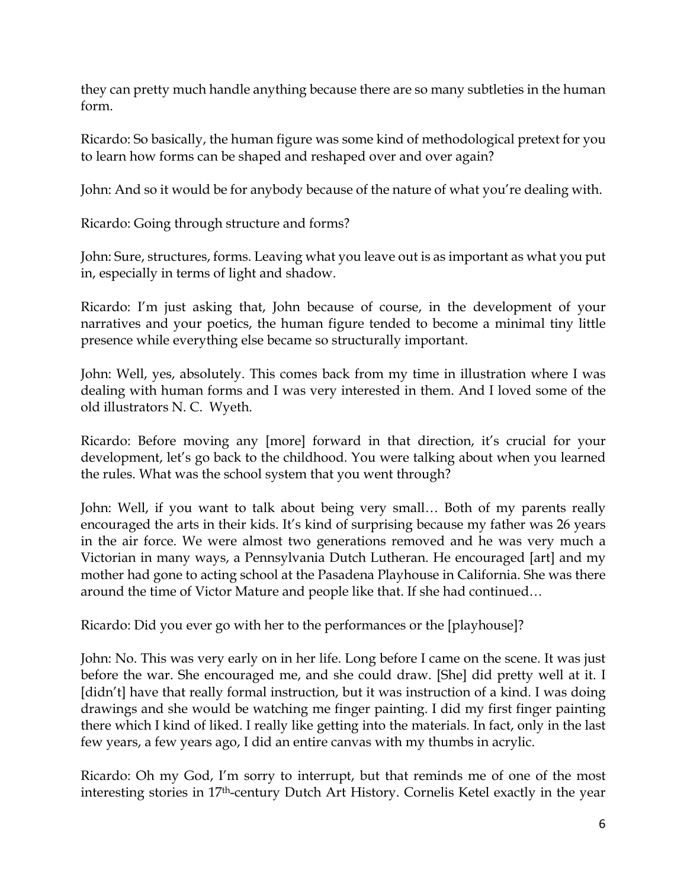they can pretty much handle anything because there are so many subtleties in the human form.

Ricardo: So basically, the human figure was some kind of methodological pretext for you to learn how forms can be shaped and reshaped over and over again?

John: And so it would be for anybody because of the nature of what you're dealing with.

Ricardo: Going through structure and forms?

John: Sure, structures, forms. Leaving what you leave out is as important as what you put in, especially in terms of light and shadow.

Ricardo: I'm just asking that, John because of course, in the development of your narratives and your poetics, the human figure tended to become a minimal tiny little presence while everything else became so structurally important.

John: Well, yes, absolutely. This comes back from my time in illustration where I was dealing with human forms and I was very interested in them. And I loved some of the old illustrators N. C. Wyeth.

Ricardo: Before moving any [more] forward in that direction, it's crucial for your development, let's go back to the childhood. You were talking about when you learned the rules. What was the school system that you went through?

John: Well, if you want to talk about being very small… Both of my parents really encouraged the arts in their kids. It's kind of surprising because my father was 26 years in the air force. We were almost two generations removed and he was very much a Victorian in many ways, a Pennsylvania Dutch Lutheran. He encouraged [art] and my mother had gone to acting school at the Pasadena Playhouse in California. She was there around the time of Victor Mature and people like that. If she had continued…

Ricardo: Did you ever go with her to the performances or the [playhouse]?

John: No. This was very early on in her life. Long before I came on the scene. It was just before the war. She encouraged me, and she could draw. [She] did pretty well at it. I [didn't] have that really formal instruction, but it was instruction of a kind. I was doing drawings and she would be watching me finger painting. I did my first finger painting there which I kind of liked. I really like getting into the materials. In fact, only in the last few years, a few years ago, I did an entire canvas with my thumbs in acrylic.

Ricardo: Oh my God, I'm sorry to interrupt, but that reminds me of one of the most interesting stories in 17th-century Dutch Art History. Cornelis Ketel exactly in the year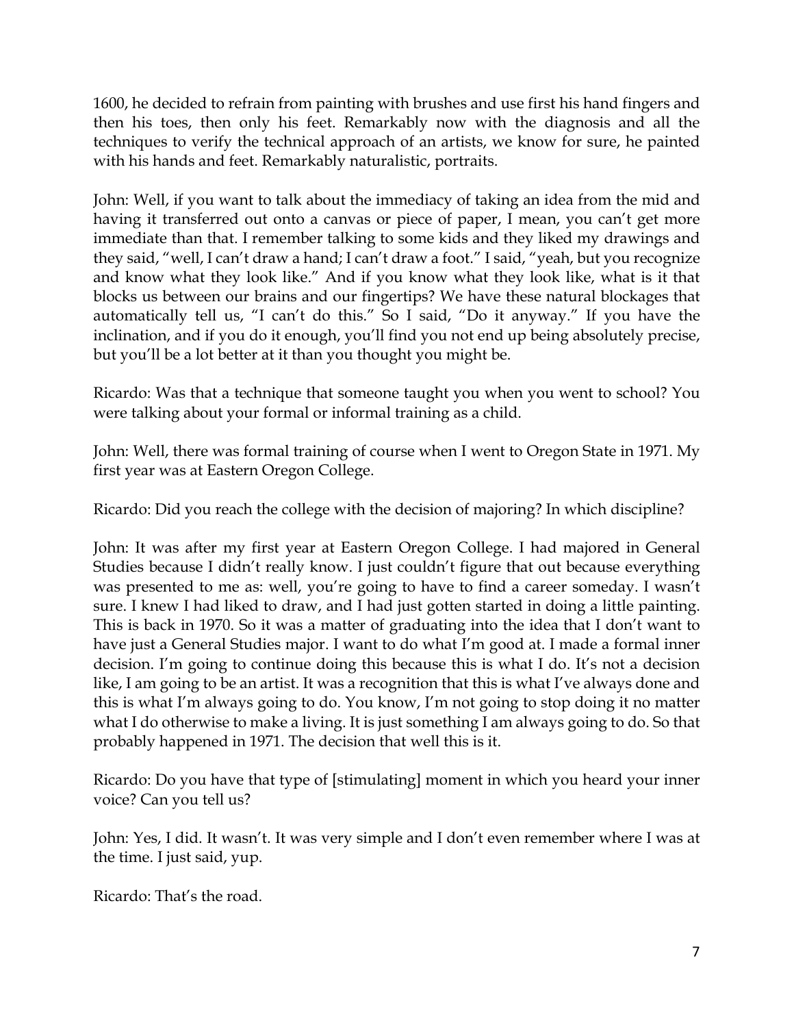1600, he decided to refrain from painting with brushes and use first his hand fingers and then his toes, then only his feet. Remarkably now with the diagnosis and all the techniques to verify the technical approach of an artists, we know for sure, he painted with his hands and feet. Remarkably naturalistic, portraits.

John: Well, if you want to talk about the immediacy of taking an idea from the mid and having it transferred out onto a canvas or piece of paper, I mean, you can't get more immediate than that. I remember talking to some kids and they liked my drawings and they said, "well, I can't draw a hand; I can't draw a foot." I said, "yeah, but you recognize and know what they look like." And if you know what they look like, what is it that blocks us between our brains and our fingertips? We have these natural blockages that automatically tell us, "I can't do this." So I said, "Do it anyway." If you have the inclination, and if you do it enough, you'll find you not end up being absolutely precise, but you'll be a lot better at it than you thought you might be.

Ricardo: Was that a technique that someone taught you when you went to school? You were talking about your formal or informal training as a child.

John: Well, there was formal training of course when I went to Oregon State in 1971. My first year was at Eastern Oregon College.

Ricardo: Did you reach the college with the decision of majoring? In which discipline?

John: It was after my first year at Eastern Oregon College. I had majored in General Studies because I didn't really know. I just couldn't figure that out because everything was presented to me as: well, you're going to have to find a career someday. I wasn't sure. I knew I had liked to draw, and I had just gotten started in doing a little painting. This is back in 1970. So it was a matter of graduating into the idea that I don't want to have just a General Studies major. I want to do what I'm good at. I made a formal inner decision. I'm going to continue doing this because this is what I do. It's not a decision like, I am going to be an artist. It was a recognition that this is what I've always done and this is what I'm always going to do. You know, I'm not going to stop doing it no matter what I do otherwise to make a living. It is just something I am always going to do. So that probably happened in 1971. The decision that well this is it.

Ricardo: Do you have that type of [stimulating] moment in which you heard your inner voice? Can you tell us?

John: Yes, I did. It wasn't. It was very simple and I don't even remember where I was at the time. I just said, yup.

Ricardo: That's the road.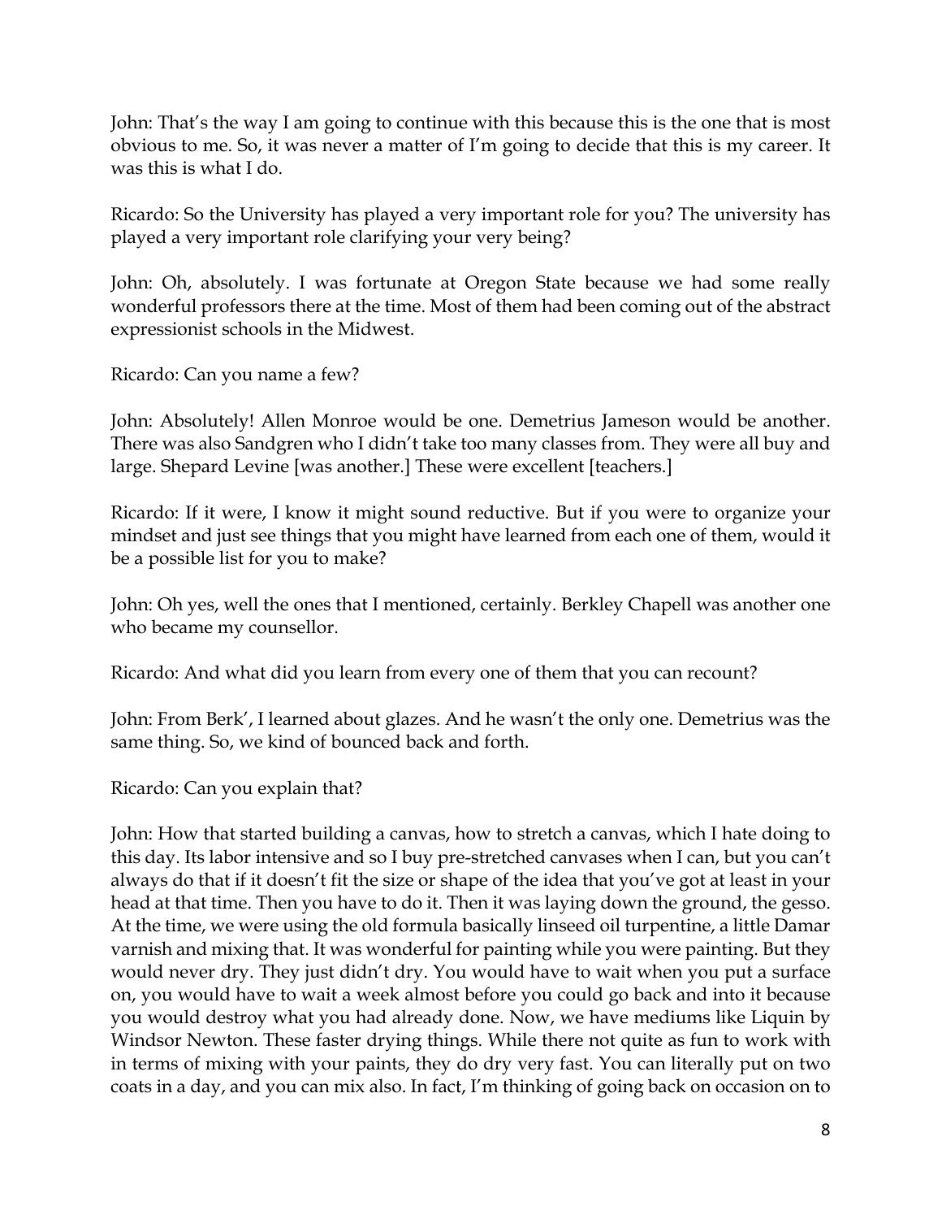John: That's the way I am going to continue with this because this is the one that is most obvious to me. So, it was never a matter of I'm going to decide that this is my career. It was this is what I do.

Ricardo: So the University has played a very important role for you? The university has played a very important role clarifying your very being?

John: Oh, absolutely. I was fortunate at Oregon State because we had some really wonderful professors there at the time. Most of them had been coming out of the abstract expressionist schools in the Midwest.

Ricardo: Can you name a few?

John: Absolutely! Allen Monroe would be one. Demetrius Jameson would be another. There was also Sandgren who I didn't take too many classes from. They were all buy and large. Shepard Levine [was another.] These were excellent [teachers.]

Ricardo: If it were, I know it might sound reductive. But if you were to organize your mindset and just see things that you might have learned from each one of them, would it be a possible list for you to make?

John: Oh yes, well the ones that I mentioned, certainly. Berkley Chapell was another one who became my counsellor.

Ricardo: And what did you learn from every one of them that you can recount?

John: From Berk', I learned about glazes. And he wasn't the only one. Demetrius was the same thing. So, we kind of bounced back and forth.

Ricardo: Can you explain that?

John: How that started building a canvas, how to stretch a canvas, which I hate doing to this day. Its labor intensive and so I buy pre-stretched canvases when I can, but you can't always do that if it doesn't fit the size or shape of the idea that you've got at least in your head at that time. Then you have to do it. Then it was laying down the ground, the gesso. At the time, we were using the old formula basically linseed oil turpentine, a little Damar varnish and mixing that. It was wonderful for painting while you were painting. But they would never dry. They just didn't dry. You would have to wait when you put a surface on, you would have to wait a week almost before you could go back and into it because you would destroy what you had already done. Now, we have mediums like Liquin by Windsor Newton. These faster drying things. While there not quite as fun to work with in terms of mixing with your paints, they do dry very fast. You can literally put on two coats in a day, and you can mix also. In fact, I'm thinking of going back on occasion on to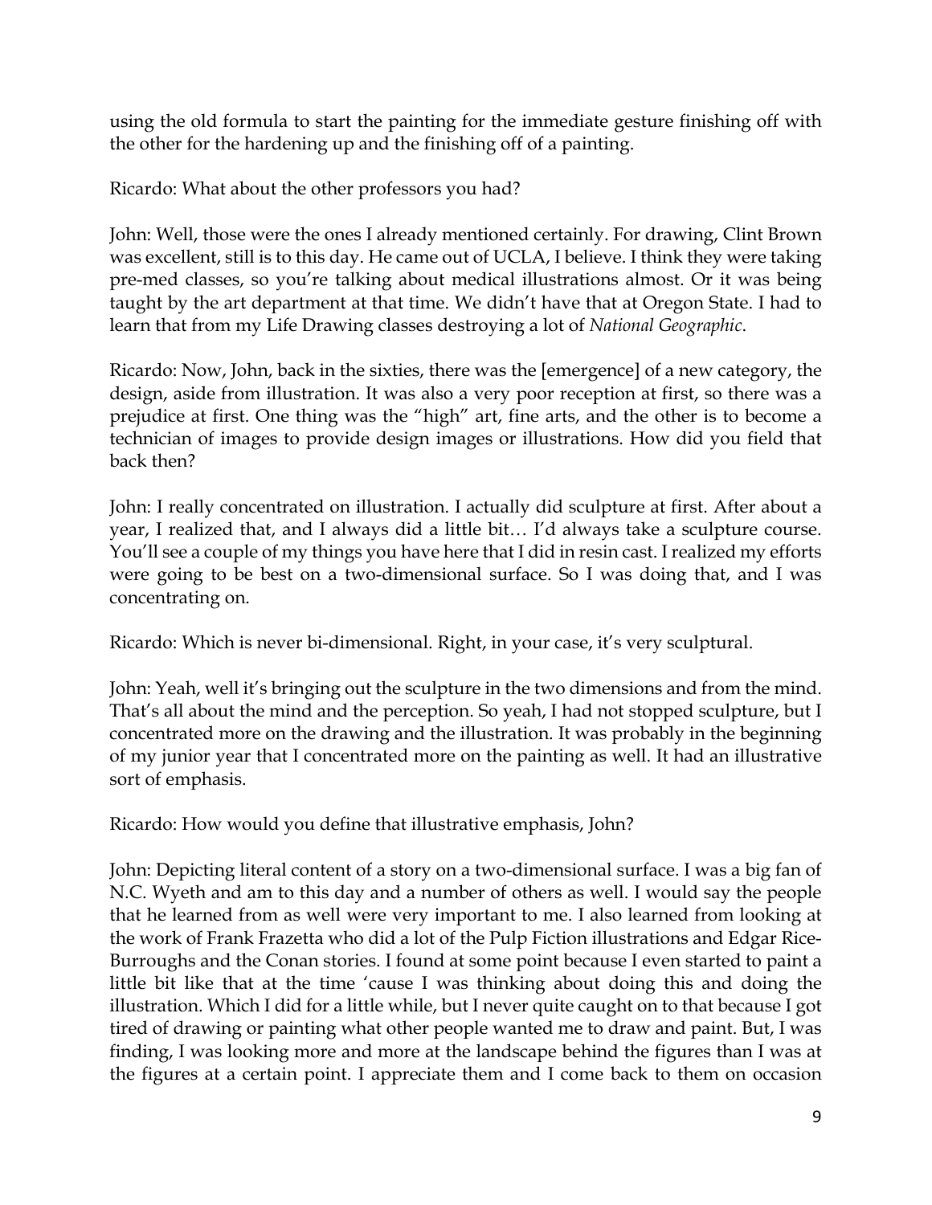using the old formula to start the painting for the immediate gesture finishing off with the other for the hardening up and the finishing off of a painting.

Ricardo: What about the other professors you had?

John: Well, those were the ones I already mentioned certainly. For drawing, Clint Brown was excellent, still is to this day. He came out of UCLA, I believe. I think they were taking pre-med classes, so you're talking about medical illustrations almost. Or it was being taught by the art department at that time. We didn't have that at Oregon State. I had to learn that from my Life Drawing classes destroying a lot of *National Geographic*.

Ricardo: Now, John, back in the sixties, there was the [emergence] of a new category, the design, aside from illustration. It was also a very poor reception at first, so there was a prejudice at first. One thing was the "high" art, fine arts, and the other is to become a technician of images to provide design images or illustrations. How did you field that back then?

John: I really concentrated on illustration. I actually did sculpture at first. After about a year, I realized that, and I always did a little bit… I'd always take a sculpture course. You'll see a couple of my things you have here that I did in resin cast. I realized my efforts were going to be best on a two-dimensional surface. So I was doing that, and I was concentrating on.

Ricardo: Which is never bi-dimensional. Right, in your case, it's very sculptural.

John: Yeah, well it's bringing out the sculpture in the two dimensions and from the mind. That's all about the mind and the perception. So yeah, I had not stopped sculpture, but I concentrated more on the drawing and the illustration. It was probably in the beginning of my junior year that I concentrated more on the painting as well. It had an illustrative sort of emphasis.

Ricardo: How would you define that illustrative emphasis, John?

John: Depicting literal content of a story on a two-dimensional surface. I was a big fan of N.C. Wyeth and am to this day and a number of others as well. I would say the people that he learned from as well were very important to me. I also learned from looking at the work of Frank Frazetta who did a lot of the Pulp Fiction illustrations and Edgar Rice-Burroughs and the Conan stories. I found at some point because I even started to paint a little bit like that at the time 'cause I was thinking about doing this and doing the illustration. Which I did for a little while, but I never quite caught on to that because I got tired of drawing or painting what other people wanted me to draw and paint. But, I was finding, I was looking more and more at the landscape behind the figures than I was at the figures at a certain point. I appreciate them and I come back to them on occasion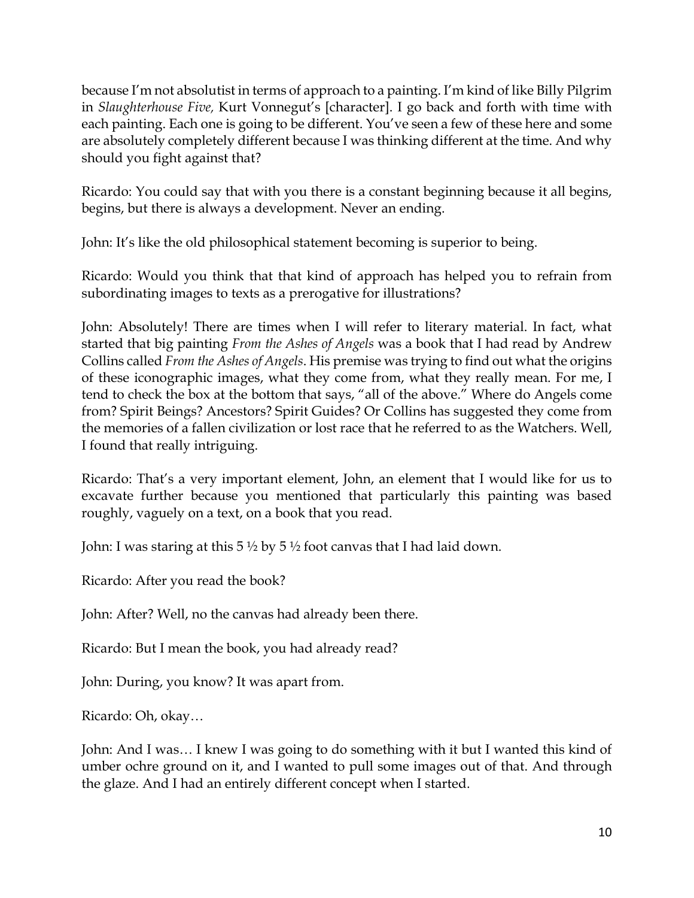because I'm not absolutist in terms of approach to a painting. I'm kind of like Billy Pilgrim in *Slaughterhouse Five,* Kurt Vonnegut's [character]. I go back and forth with time with each painting. Each one is going to be different. You've seen a few of these here and some are absolutely completely different because I was thinking different at the time. And why should you fight against that?

Ricardo: You could say that with you there is a constant beginning because it all begins, begins, but there is always a development. Never an ending.

John: It's like the old philosophical statement becoming is superior to being.

Ricardo: Would you think that that kind of approach has helped you to refrain from subordinating images to texts as a prerogative for illustrations?

John: Absolutely! There are times when I will refer to literary material. In fact, what started that big painting *From the Ashes of Angels* was a book that I had read by Andrew Collins called *From the Ashes of Angels*. His premise was trying to find out what the origins of these iconographic images, what they come from, what they really mean. For me, I tend to check the box at the bottom that says, "all of the above." Where do Angels come from? Spirit Beings? Ancestors? Spirit Guides? Or Collins has suggested they come from the memories of a fallen civilization or lost race that he referred to as the Watchers. Well, I found that really intriguing.

Ricardo: That's a very important element, John, an element that I would like for us to excavate further because you mentioned that particularly this painting was based roughly, vaguely on a text, on a book that you read.

John: I was staring at this 5 ½ by 5 ½ foot canvas that I had laid down.

Ricardo: After you read the book?

John: After? Well, no the canvas had already been there.

Ricardo: But I mean the book, you had already read?

John: During, you know? It was apart from.

Ricardo: Oh, okay…

John: And I was… I knew I was going to do something with it but I wanted this kind of umber ochre ground on it, and I wanted to pull some images out of that. And through the glaze. And I had an entirely different concept when I started.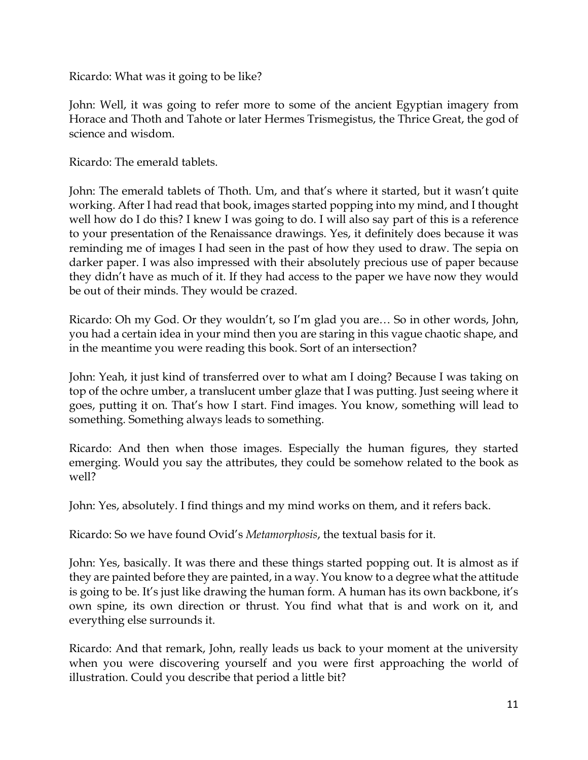Ricardo: What was it going to be like?

John: Well, it was going to refer more to some of the ancient Egyptian imagery from Horace and Thoth and Tahote or later Hermes Trismegistus, the Thrice Great, the god of science and wisdom.

Ricardo: The emerald tablets.

John: The emerald tablets of Thoth. Um, and that's where it started, but it wasn't quite working. After I had read that book, images started popping into my mind, and I thought well how do I do this? I knew I was going to do. I will also say part of this is a reference to your presentation of the Renaissance drawings. Yes, it definitely does because it was reminding me of images I had seen in the past of how they used to draw. The sepia on darker paper. I was also impressed with their absolutely precious use of paper because they didn't have as much of it. If they had access to the paper we have now they would be out of their minds. They would be crazed.

Ricardo: Oh my God. Or they wouldn't, so I'm glad you are… So in other words, John, you had a certain idea in your mind then you are staring in this vague chaotic shape, and in the meantime you were reading this book. Sort of an intersection?

John: Yeah, it just kind of transferred over to what am I doing? Because I was taking on top of the ochre umber, a translucent umber glaze that I was putting. Just seeing where it goes, putting it on. That's how I start. Find images. You know, something will lead to something. Something always leads to something.

Ricardo: And then when those images. Especially the human figures, they started emerging. Would you say the attributes, they could be somehow related to the book as well?

John: Yes, absolutely. I find things and my mind works on them, and it refers back.

Ricardo: So we have found Ovid's *Metamorphosis*, the textual basis for it.

John: Yes, basically. It was there and these things started popping out. It is almost as if they are painted before they are painted, in a way. You know to a degree what the attitude is going to be. It's just like drawing the human form. A human has its own backbone, it's own spine, its own direction or thrust. You find what that is and work on it, and everything else surrounds it.

Ricardo: And that remark, John, really leads us back to your moment at the university when you were discovering yourself and you were first approaching the world of illustration. Could you describe that period a little bit?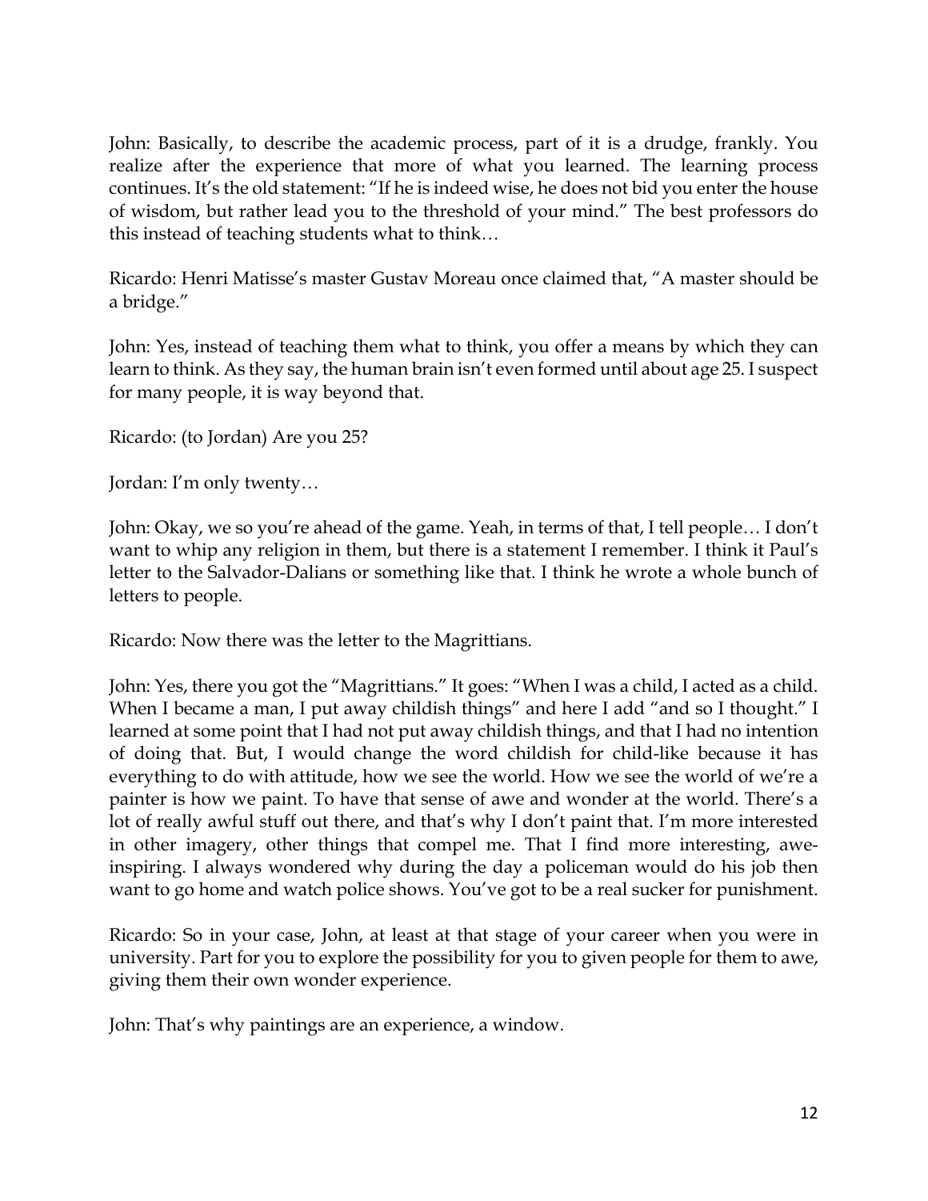John: Basically, to describe the academic process, part of it is a drudge, frankly. You realize after the experience that more of what you learned. The learning process continues. It's the old statement: "If he is indeed wise, he does not bid you enter the house of wisdom, but rather lead you to the threshold of your mind." The best professors do this instead of teaching students what to think…

Ricardo: Henri Matisse's master Gustav Moreau once claimed that, "A master should be a bridge."

John: Yes, instead of teaching them what to think, you offer a means by which they can learn to think. As they say, the human brain isn't even formed until about age 25. I suspect for many people, it is way beyond that.

Ricardo: (to Jordan) Are you 25?

Jordan: I'm only twenty…

John: Okay, we so you're ahead of the game. Yeah, in terms of that, I tell people… I don't want to whip any religion in them, but there is a statement I remember. I think it Paul's letter to the Salvador-Dalians or something like that. I think he wrote a whole bunch of letters to people.

Ricardo: Now there was the letter to the Magrittians.

John: Yes, there you got the "Magrittians." It goes: "When I was a child, I acted as a child. When I became a man, I put away childish things" and here I add "and so I thought." I learned at some point that I had not put away childish things, and that I had no intention of doing that. But, I would change the word childish for child-like because it has everything to do with attitude, how we see the world. How we see the world of we're a painter is how we paint. To have that sense of awe and wonder at the world. There's a lot of really awful stuff out there, and that's why I don't paint that. I'm more interested in other imagery, other things that compel me. That I find more interesting, awe-inspiring. I always wondered why during the day a policeman would do his job then want to go home and watch police shows. You've got to be a real sucker for punishment.

Ricardo: So in your case, John, at least at that stage of your career when you were in university. Part for you to explore the possibility for you to given people for them to awe, giving them their own wonder experience.

John: That's why paintings are an experience, a window.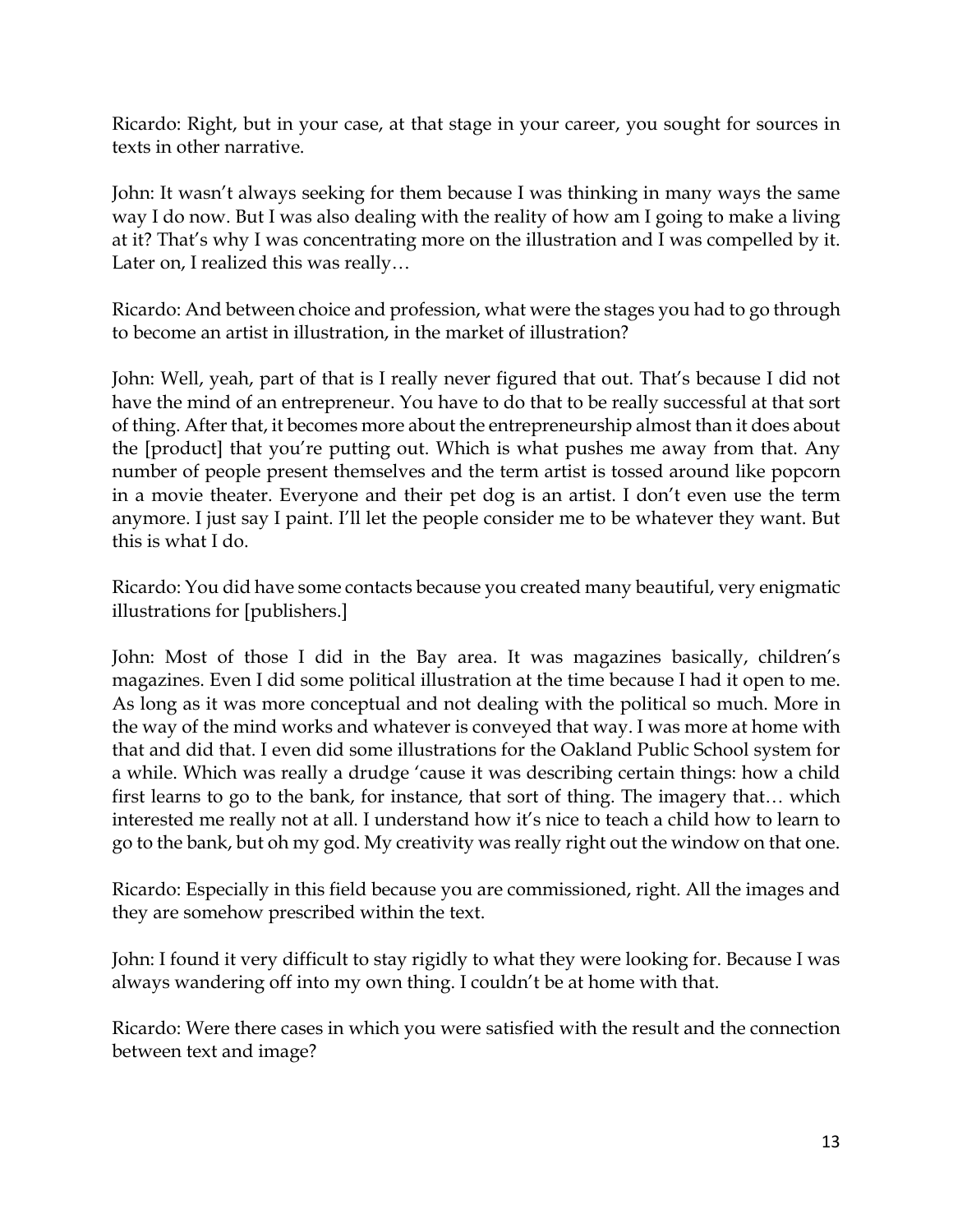Ricardo: Right, but in your case, at that stage in your career, you sought for sources in texts in other narrative.

John: It wasn't always seeking for them because I was thinking in many ways the same way I do now. But I was also dealing with the reality of how am I going to make a living at it? That's why I was concentrating more on the illustration and I was compelled by it. Later on, I realized this was really…

Ricardo: And between choice and profession, what were the stages you had to go through to become an artist in illustration, in the market of illustration?

John: Well, yeah, part of that is I really never figured that out. That's because I did not have the mind of an entrepreneur. You have to do that to be really successful at that sort of thing. After that, it becomes more about the entrepreneurship almost than it does about the [product] that you're putting out. Which is what pushes me away from that. Any number of people present themselves and the term artist is tossed around like popcorn in a movie theater. Everyone and their pet dog is an artist. I don't even use the term anymore. I just say I paint. I'll let the people consider me to be whatever they want. But this is what I do.

Ricardo: You did have some contacts because you created many beautiful, very enigmatic illustrations for [publishers.]

John: Most of those I did in the Bay area. It was magazines basically, children's magazines. Even I did some political illustration at the time because I had it open to me. As long as it was more conceptual and not dealing with the political so much. More in the way of the mind works and whatever is conveyed that way. I was more at home with that and did that. I even did some illustrations for the Oakland Public School system for a while. Which was really a drudge 'cause it was describing certain things: how a child first learns to go to the bank, for instance, that sort of thing. The imagery that… which interested me really not at all. I understand how it's nice to teach a child how to learn to go to the bank, but oh my god. My creativity was really right out the window on that one.

Ricardo: Especially in this field because you are commissioned, right. All the images and they are somehow prescribed within the text.

John: I found it very difficult to stay rigidly to what they were looking for. Because I was always wandering off into my own thing. I couldn't be at home with that.

Ricardo: Were there cases in which you were satisfied with the result and the connection between text and image?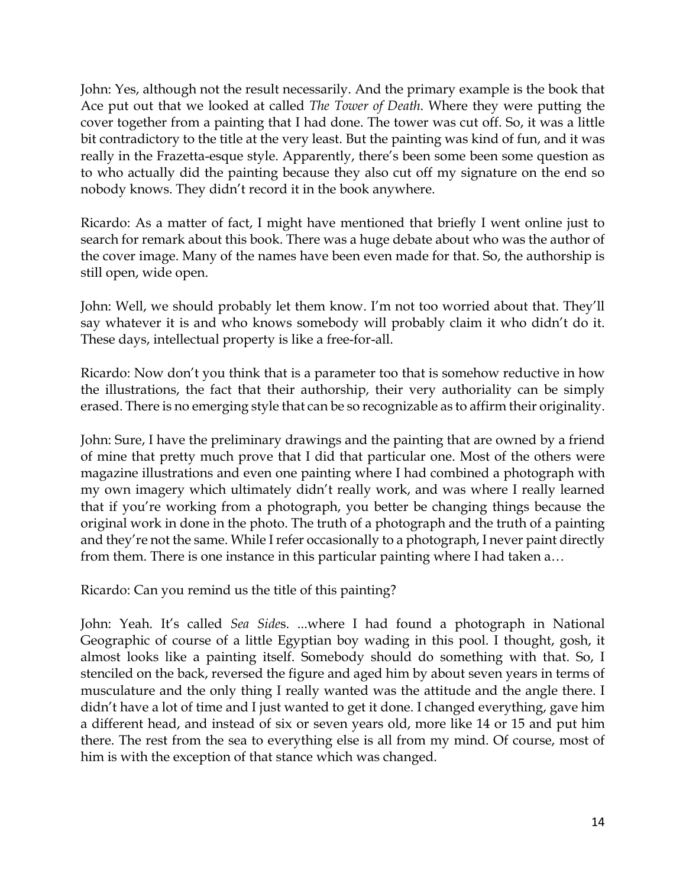John: Yes, although not the result necessarily. And the primary example is the book that Ace put out that we looked at called *The Tower of Death*. Where they were putting the cover together from a painting that I had done. The tower was cut off. So, it was a little bit contradictory to the title at the very least. But the painting was kind of fun, and it was really in the Frazetta-esque style. Apparently, there's been some been some question as to who actually did the painting because they also cut off my signature on the end so nobody knows. They didn't record it in the book anywhere.

Ricardo: As a matter of fact, I might have mentioned that briefly I went online just to search for remark about this book. There was a huge debate about who was the author of the cover image. Many of the names have been even made for that. So, the authorship is still open, wide open.

John: Well, we should probably let them know. I'm not too worried about that. They'll say whatever it is and who knows somebody will probably claim it who didn't do it. These days, intellectual property is like a free-for-all.

Ricardo: Now don't you think that is a parameter too that is somehow reductive in how the illustrations, the fact that their authorship, their very authoriality can be simply erased. There is no emerging style that can be so recognizable as to affirm their originality.

John: Sure, I have the preliminary drawings and the painting that are owned by a friend of mine that pretty much prove that I did that particular one. Most of the others were magazine illustrations and even one painting where I had combined a photograph with my own imagery which ultimately didn't really work, and was where I really learned that if you're working from a photograph, you better be changing things because the original work in done in the photo. The truth of a photograph and the truth of a painting and they're not the same. While I refer occasionally to a photograph, I never paint directly from them. There is one instance in this particular painting where I had taken a…

Ricardo: Can you remind us the title of this painting?

John: Yeah. It's called *Sea Sides*. ...where I had found a photograph in National Geographic of course of a little Egyptian boy wading in this pool. I thought, gosh, it almost looks like a painting itself. Somebody should do something with that. So, I stenciled on the back, reversed the figure and aged him by about seven years in terms of musculature and the only thing I really wanted was the attitude and the angle there. I didn't have a lot of time and I just wanted to get it done. I changed everything, gave him a different head, and instead of six or seven years old, more like 14 or 15 and put him there. The rest from the sea to everything else is all from my mind. Of course, most of him is with the exception of that stance which was changed.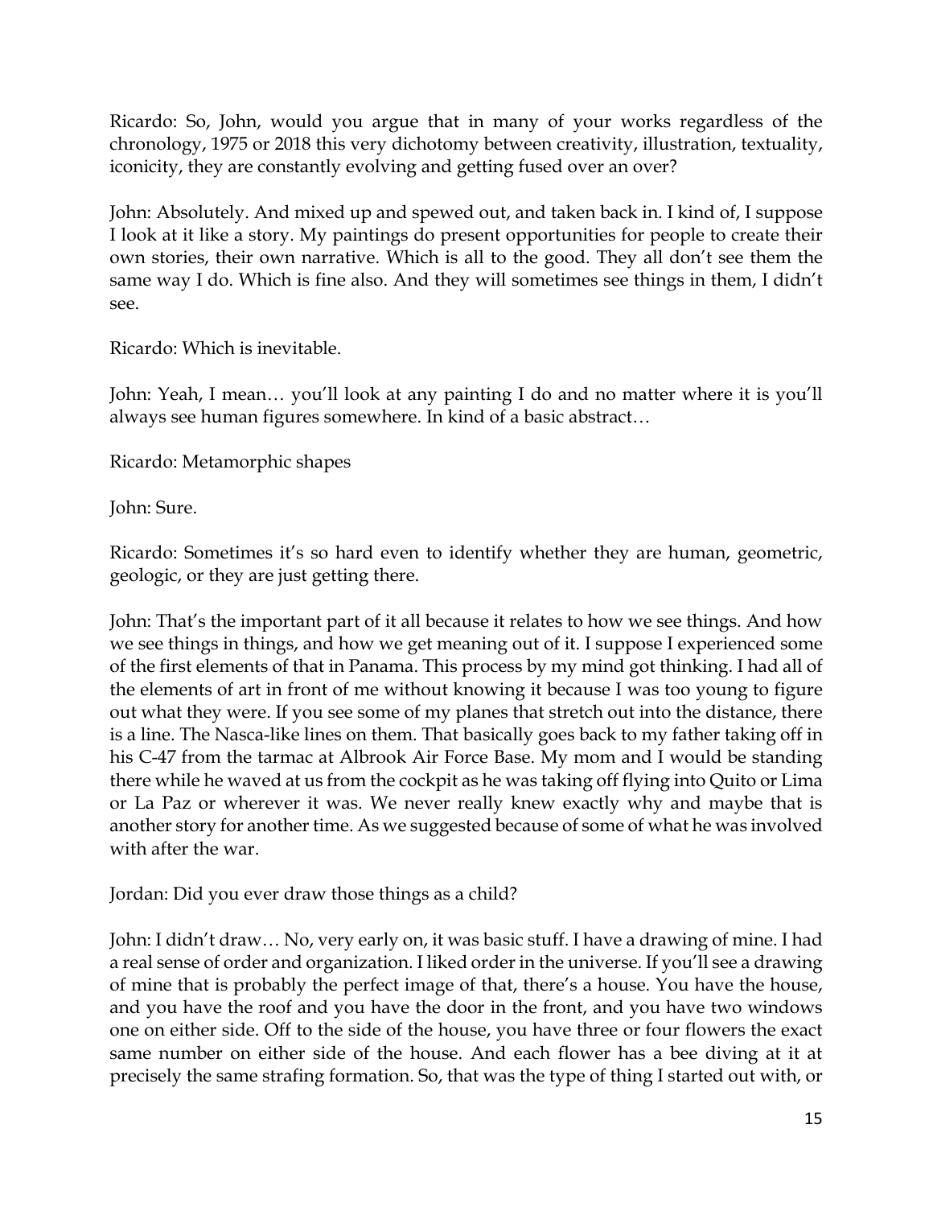Ricardo: So, John, would you argue that in many of your works regardless of the chronology, 1975 or 2018 this very dichotomy between creativity, illustration, textuality, iconicity, they are constantly evolving and getting fused over an over?

John: Absolutely. And mixed up and spewed out, and taken back in. I kind of, I suppose I look at it like a story. My paintings do present opportunities for people to create their own stories, their own narrative. Which is all to the good. They all don't see them the same way I do. Which is fine also. And they will sometimes see things in them, I didn't see.

Ricardo: Which is inevitable.

John: Yeah, I mean… you'll look at any painting I do and no matter where it is you'll always see human figures somewhere. In kind of a basic abstract…

Ricardo: Metamorphic shapes

John: Sure.

Ricardo: Sometimes it's so hard even to identify whether they are human, geometric, geologic, or they are just getting there.

John: That's the important part of it all because it relates to how we see things. And how we see things in things, and how we get meaning out of it. I suppose I experienced some of the first elements of that in Panama. This process by my mind got thinking. I had all of the elements of art in front of me without knowing it because I was too young to figure out what they were. If you see some of my planes that stretch out into the distance, there is a line. The Nasca-like lines on them. That basically goes back to my father taking off in his C-47 from the tarmac at Albrook Air Force Base. My mom and I would be standing there while he waved at us from the cockpit as he was taking off flying into Quito or Lima or La Paz or wherever it was. We never really knew exactly why and maybe that is another story for another time. As we suggested because of some of what he was involved with after the war.

Jordan: Did you ever draw those things as a child?

John: I didn't draw… No, very early on, it was basic stuff. I have a drawing of mine. I had a real sense of order and organization. I liked order in the universe. If you'll see a drawing of mine that is probably the perfect image of that, there's a house. You have the house, and you have the roof and you have the door in the front, and you have two windows one on either side. Off to the side of the house, you have three or four flowers the exact same number on either side of the house. And each flower has a bee diving at it at precisely the same strafing formation. So, that was the type of thing I started out with, or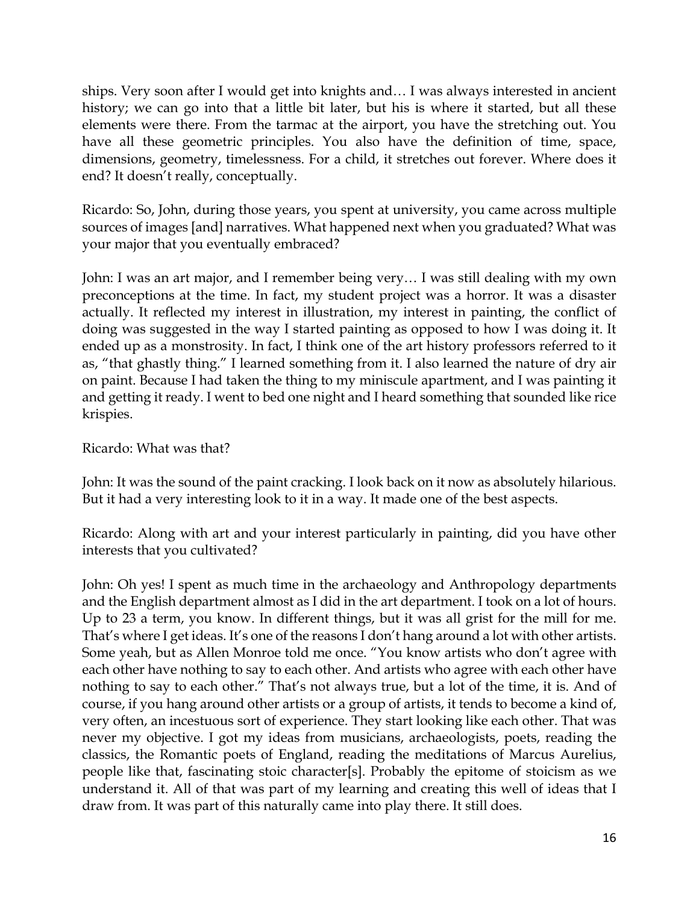ships. Very soon after I would get into knights and… I was always interested in ancient history; we can go into that a little bit later, but his is where it started, but all these elements were there. From the tarmac at the airport, you have the stretching out. You have all these geometric principles. You also have the definition of time, space, dimensions, geometry, timelessness. For a child, it stretches out forever. Where does it end? It doesn't really, conceptually.

Ricardo: So, John, during those years, you spent at university, you came across multiple sources of images [and] narratives. What happened next when you graduated? What was your major that you eventually embraced?

John: I was an art major, and I remember being very… I was still dealing with my own preconceptions at the time. In fact, my student project was a horror. It was a disaster actually. It reflected my interest in illustration, my interest in painting, the conflict of doing was suggested in the way I started painting as opposed to how I was doing it. It ended up as a monstrosity. In fact, I think one of the art history professors referred to it as, "that ghastly thing." I learned something from it. I also learned the nature of dry air on paint. Because I had taken the thing to my miniscule apartment, and I was painting it and getting it ready. I went to bed one night and I heard something that sounded like rice krispies.

Ricardo: What was that?

John: It was the sound of the paint cracking. I look back on it now as absolutely hilarious. But it had a very interesting look to it in a way. It made one of the best aspects.

Ricardo: Along with art and your interest particularly in painting, did you have other interests that you cultivated?

John: Oh yes! I spent as much time in the archaeology and Anthropology departments and the English department almost as I did in the art department. I took on a lot of hours. Up to 23 a term, you know. In different things, but it was all grist for the mill for me. That's where I get ideas. It's one of the reasons I don't hang around a lot with other artists. Some yeah, but as Allen Monroe told me once. "You know artists who don't agree with each other have nothing to say to each other. And artists who agree with each other have nothing to say to each other." That's not always true, but a lot of the time, it is. And of course, if you hang around other artists or a group of artists, it tends to become a kind of, very often, an incestuous sort of experience. They start looking like each other. That was never my objective. I got my ideas from musicians, archaeologists, poets, reading the classics, the Romantic poets of England, reading the meditations of Marcus Aurelius, people like that, fascinating stoic character[s]. Probably the epitome of stoicism as we understand it. All of that was part of my learning and creating this well of ideas that I draw from. It was part of this naturally came into play there. It still does.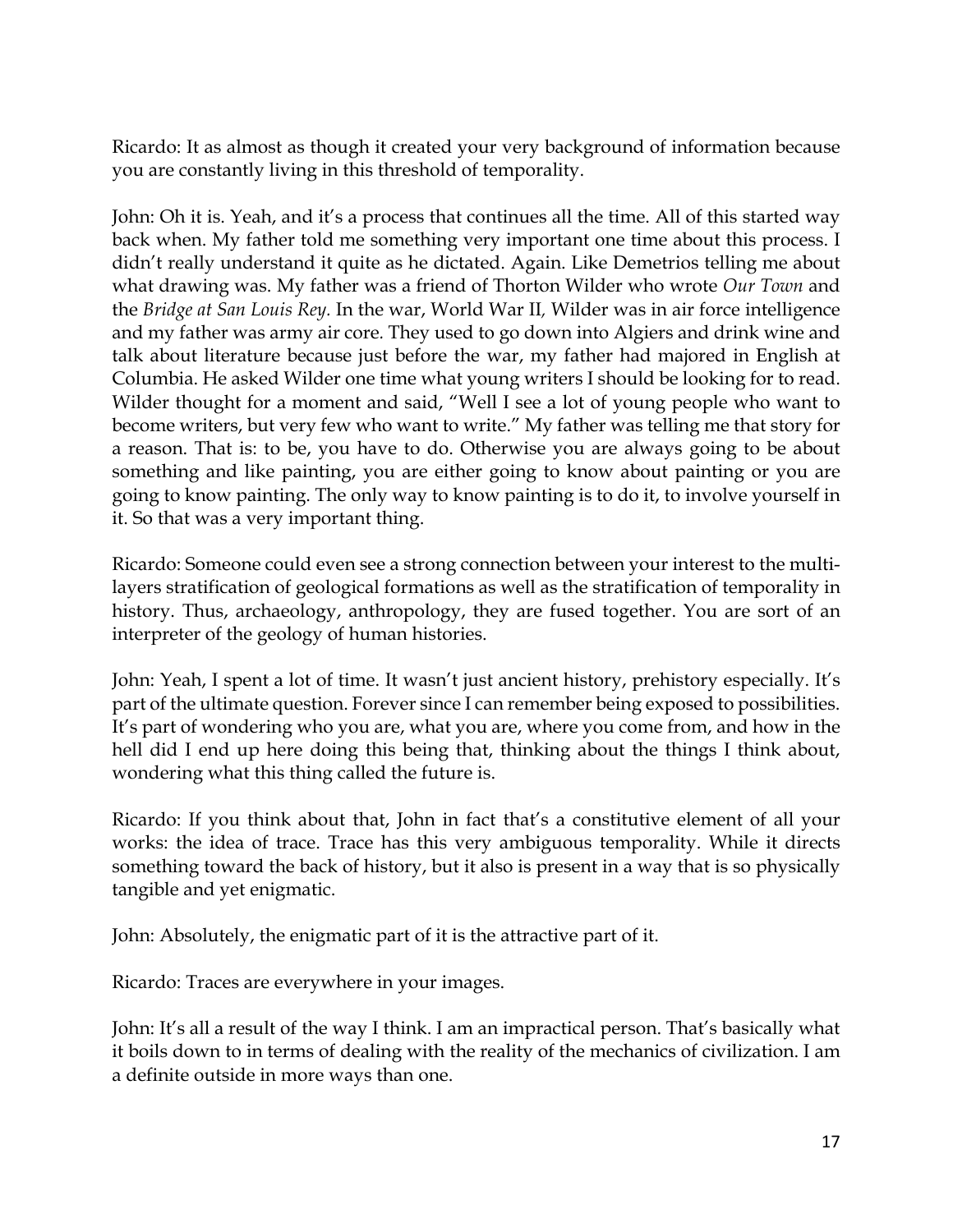Ricardo: It as almost as though it created your very background of information because you are constantly living in this threshold of temporality.

John: Oh it is. Yeah, and it's a process that continues all the time. All of this started way back when. My father told me something very important one time about this process. I didn't really understand it quite as he dictated. Again. Like Demetrios telling me about what drawing was. My father was a friend of Thorton Wilder who wrote *Our Town* and the *Bridge at San Louis Rey.* In the war, World War II, Wilder was in air force intelligence and my father was army air core. They used to go down into Algiers and drink wine and talk about literature because just before the war, my father had majored in English at Columbia. He asked Wilder one time what young writers I should be looking for to read. Wilder thought for a moment and said, "Well I see a lot of young people who want to become writers, but very few who want to write." My father was telling me that story for a reason. That is: to be, you have to do. Otherwise you are always going to be about something and like painting, you are either going to know about painting or you are going to know painting. The only way to know painting is to do it, to involve yourself in it. So that was a very important thing.

Ricardo: Someone could even see a strong connection between your interest to the multi-layers stratification of geological formations as well as the stratification of temporality in history. Thus, archaeology, anthropology, they are fused together. You are sort of an interpreter of the geology of human histories.

John: Yeah, I spent a lot of time. It wasn't just ancient history, prehistory especially. It's part of the ultimate question. Forever since I can remember being exposed to possibilities. It's part of wondering who you are, what you are, where you come from, and how in the hell did I end up here doing this being that, thinking about the things I think about, wondering what this thing called the future is.

Ricardo: If you think about that, John in fact that's a constitutive element of all your works: the idea of trace. Trace has this very ambiguous temporality. While it directs something toward the back of history, but it also is present in a way that is so physically tangible and yet enigmatic.

John: Absolutely, the enigmatic part of it is the attractive part of it.

Ricardo: Traces are everywhere in your images.

John: It's all a result of the way I think. I am an impractical person. That's basically what it boils down to in terms of dealing with the reality of the mechanics of civilization. I am a definite outside in more ways than one.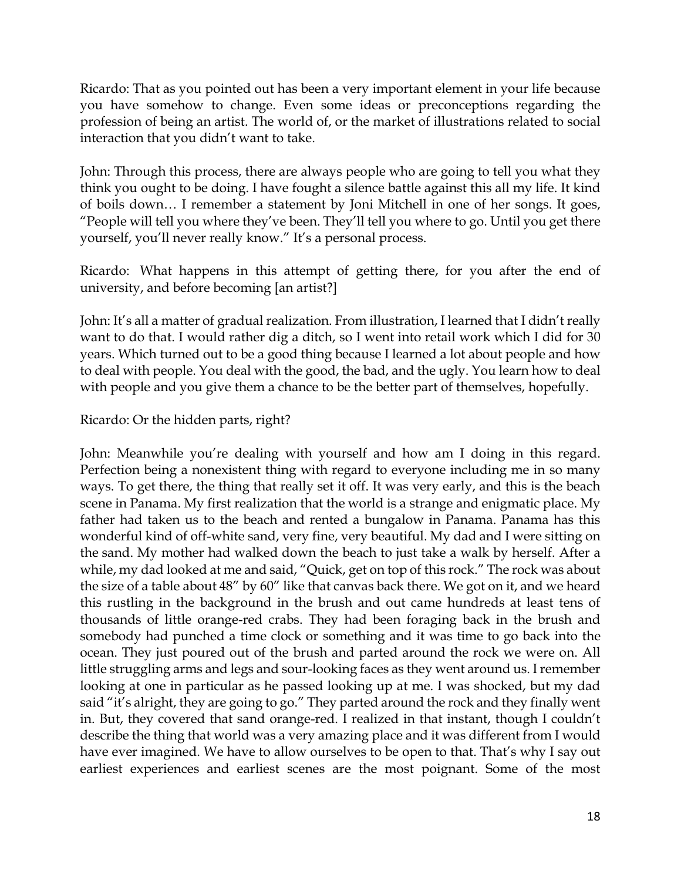Ricardo: That as you pointed out has been a very important element in your life because you have somehow to change. Even some ideas or preconceptions regarding the profession of being an artist. The world of, or the market of illustrations related to social interaction that you didn't want to take.

John: Through this process, there are always people who are going to tell you what they think you ought to be doing. I have fought a silence battle against this all my life. It kind of boils down… I remember a statement by Joni Mitchell in one of her songs. It goes, "People will tell you where they've been. They'll tell you where to go. Until you get there yourself, you'll never really know." It's a personal process.

Ricardo: What happens in this attempt of getting there, for you after the end of university, and before becoming [an artist?]

John: It's all a matter of gradual realization. From illustration, I learned that I didn't really want to do that. I would rather dig a ditch, so I went into retail work which I did for 30 years. Which turned out to be a good thing because I learned a lot about people and how to deal with people. You deal with the good, the bad, and the ugly. You learn how to deal with people and you give them a chance to be the better part of themselves, hopefully.

Ricardo: Or the hidden parts, right?

John: Meanwhile you're dealing with yourself and how am I doing in this regard. Perfection being a nonexistent thing with regard to everyone including me in so many ways. To get there, the thing that really set it off. It was very early, and this is the beach scene in Panama. My first realization that the world is a strange and enigmatic place. My father had taken us to the beach and rented a bungalow in Panama. Panama has this wonderful kind of off-white sand, very fine, very beautiful. My dad and I were sitting on the sand. My mother had walked down the beach to just take a walk by herself. After a while, my dad looked at me and said, "Quick, get on top of this rock." The rock was about the size of a table about 48" by 60" like that canvas back there. We got on it, and we heard this rustling in the background in the brush and out came hundreds at least tens of thousands of little orange-red crabs. They had been foraging back in the brush and somebody had punched a time clock or something and it was time to go back into the ocean. They just poured out of the brush and parted around the rock we were on. All little struggling arms and legs and sour-looking faces as they went around us. I remember looking at one in particular as he passed looking up at me. I was shocked, but my dad said "it's alright, they are going to go." They parted around the rock and they finally went in. But, they covered that sand orange-red. I realized in that instant, though I couldn't describe the thing that world was a very amazing place and it was different from I would have ever imagined. We have to allow ourselves to be open to that. That's why I say out earliest experiences and earliest scenes are the most poignant. Some of the most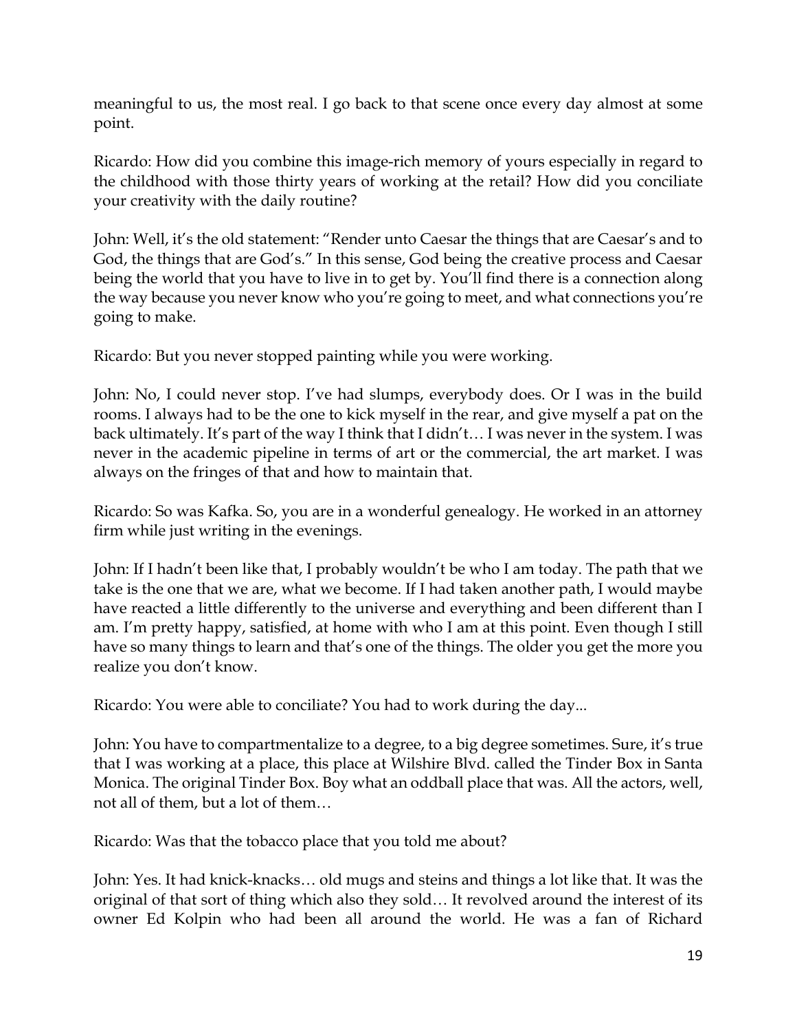meaningful to us, the most real. I go back to that scene once every day almost at some point.

Ricardo: How did you combine this image-rich memory of yours especially in regard to the childhood with those thirty years of working at the retail? How did you conciliate your creativity with the daily routine?

John: Well, it's the old statement: "Render unto Caesar the things that are Caesar's and to God, the things that are God's." In this sense, God being the creative process and Caesar being the world that you have to live in to get by. You'll find there is a connection along the way because you never know who you're going to meet, and what connections you're going to make.

Ricardo: But you never stopped painting while you were working.

John: No, I could never stop. I've had slumps, everybody does. Or I was in the build rooms. I always had to be the one to kick myself in the rear, and give myself a pat on the back ultimately. It's part of the way I think that I didn't… I was never in the system. I was never in the academic pipeline in terms of art or the commercial, the art market. I was always on the fringes of that and how to maintain that.

Ricardo: So was Kafka. So, you are in a wonderful genealogy. He worked in an attorney firm while just writing in the evenings.

John: If I hadn't been like that, I probably wouldn't be who I am today. The path that we take is the one that we are, what we become. If I had taken another path, I would maybe have reacted a little differently to the universe and everything and been different than I am. I'm pretty happy, satisfied, at home with who I am at this point. Even though I still have so many things to learn and that's one of the things. The older you get the more you realize you don't know.

Ricardo: You were able to conciliate? You had to work during the day...

John: You have to compartmentalize to a degree, to a big degree sometimes. Sure, it's true that I was working at a place, this place at Wilshire Blvd. called the Tinder Box in Santa Monica. The original Tinder Box. Boy what an oddball place that was. All the actors, well, not all of them, but a lot of them…

Ricardo: Was that the tobacco place that you told me about?

John: Yes. It had knick-knacks… old mugs and steins and things a lot like that. It was the original of that sort of thing which also they sold… It revolved around the interest of its owner Ed Kolpin who had been all around the world. He was a fan of Richard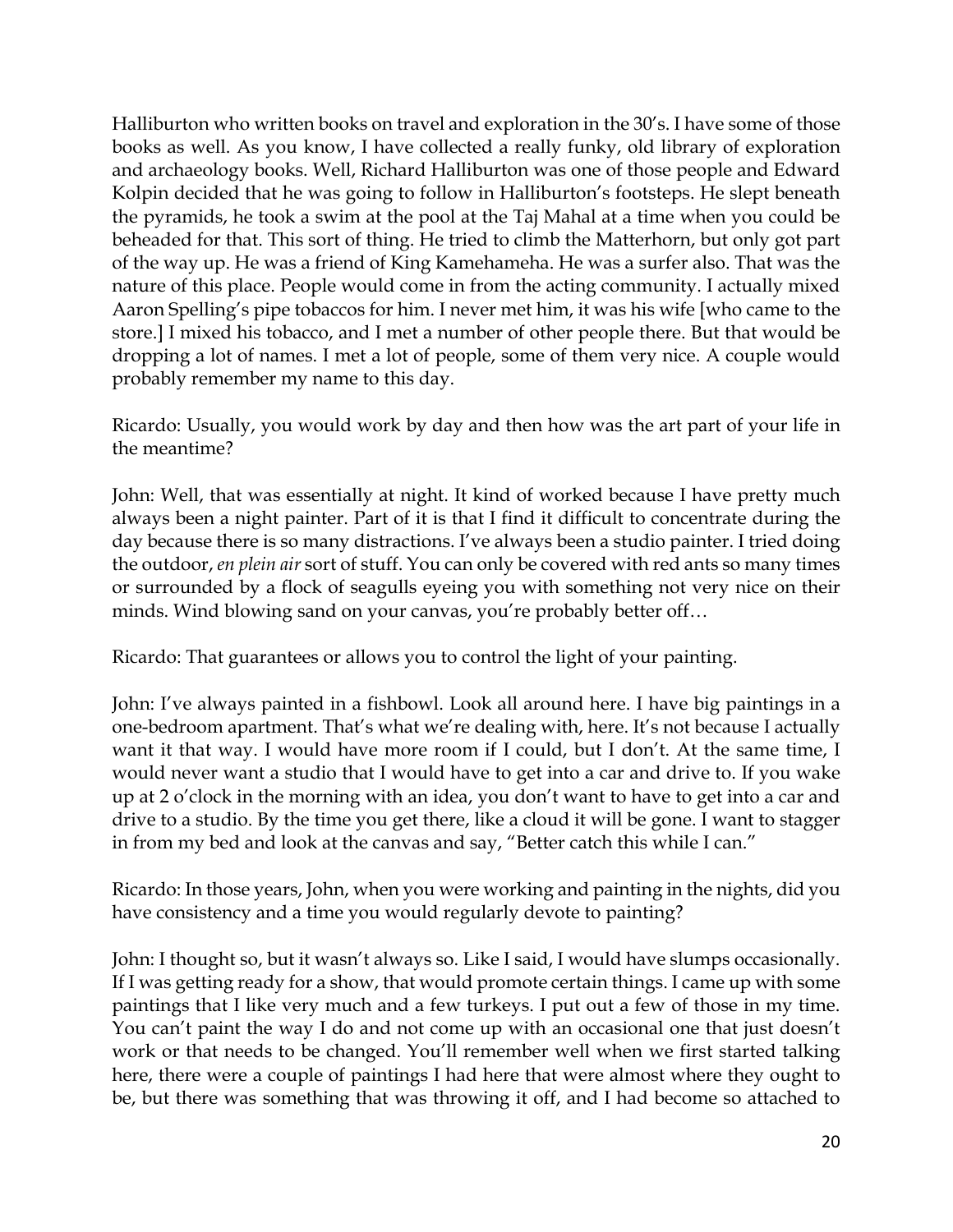Halliburton who written books on travel and exploration in the 30's. I have some of those books as well. As you know, I have collected a really funky, old library of exploration and archaeology books. Well, Richard Halliburton was one of those people and Edward Kolpin decided that he was going to follow in Halliburton's footsteps. He slept beneath the pyramids, he took a swim at the pool at the Taj Mahal at a time when you could be beheaded for that. This sort of thing. He tried to climb the Matterhorn, but only got part of the way up. He was a friend of King Kamehameha. He was a surfer also. That was the nature of this place. People would come in from the acting community. I actually mixed Aaron Spelling's pipe tobaccos for him. I never met him, it was his wife [who came to the store.] I mixed his tobacco, and I met a number of other people there. But that would be dropping a lot of names. I met a lot of people, some of them very nice. A couple would probably remember my name to this day.

Ricardo: Usually, you would work by day and then how was the art part of your life in the meantime?

John: Well, that was essentially at night. It kind of worked because I have pretty much always been a night painter. Part of it is that I find it difficult to concentrate during the day because there is so many distractions. I've always been a studio painter. I tried doing the outdoor, *en plein air* sort of stuff. You can only be covered with red ants so many times or surrounded by a flock of seagulls eyeing you with something not very nice on their minds. Wind blowing sand on your canvas, you're probably better off…

Ricardo: That guarantees or allows you to control the light of your painting.

John: I've always painted in a fishbowl. Look all around here. I have big paintings in a one-bedroom apartment. That's what we're dealing with, here. It's not because I actually want it that way. I would have more room if I could, but I don't. At the same time, I would never want a studio that I would have to get into a car and drive to. If you wake up at 2 o'clock in the morning with an idea, you don't want to have to get into a car and drive to a studio. By the time you get there, like a cloud it will be gone. I want to stagger in from my bed and look at the canvas and say, "Better catch this while I can."

Ricardo: In those years, John, when you were working and painting in the nights, did you have consistency and a time you would regularly devote to painting?

John: I thought so, but it wasn't always so. Like I said, I would have slumps occasionally. If I was getting ready for a show, that would promote certain things. I came up with some paintings that I like very much and a few turkeys. I put out a few of those in my time. You can't paint the way I do and not come up with an occasional one that just doesn't work or that needs to be changed. You'll remember well when we first started talking here, there were a couple of paintings I had here that were almost where they ought to be, but there was something that was throwing it off, and I had become so attached to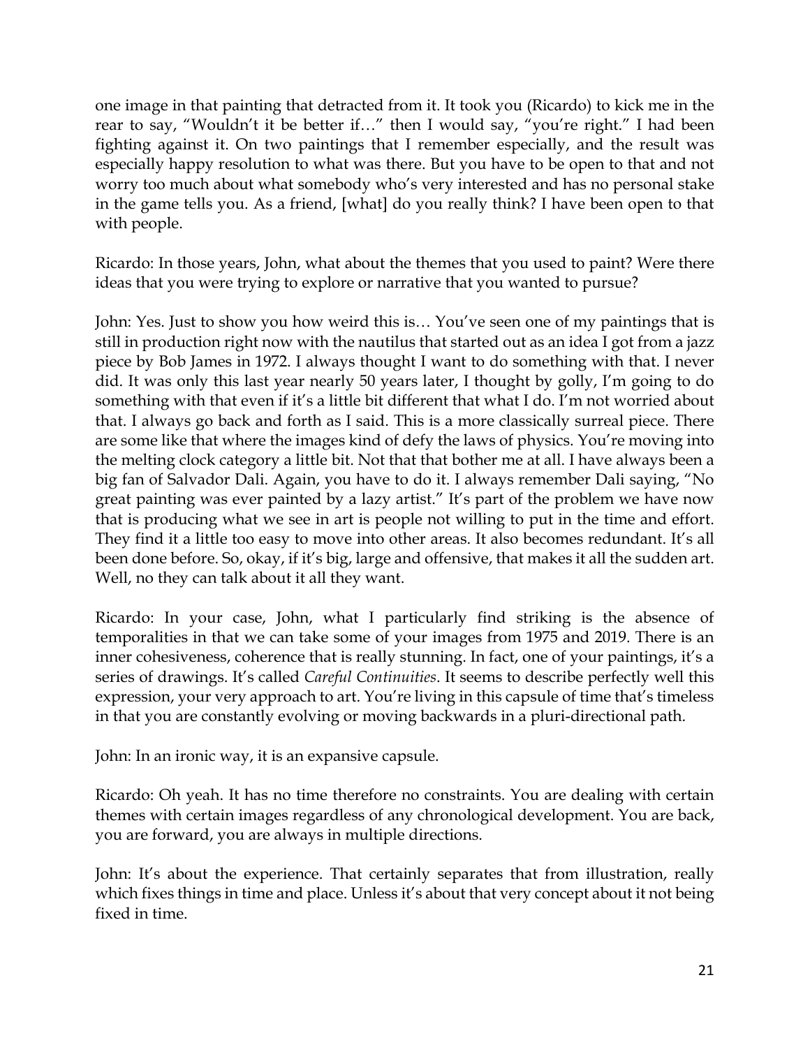one image in that painting that detracted from it. It took you (Ricardo) to kick me in the rear to say, "Wouldn't it be better if…" then I would say, "you're right." I had been fighting against it. On two paintings that I remember especially, and the result was especially happy resolution to what was there. But you have to be open to that and not worry too much about what somebody who's very interested and has no personal stake in the game tells you. As a friend, [what] do you really think? I have been open to that with people.

Ricardo: In those years, John, what about the themes that you used to paint? Were there ideas that you were trying to explore or narrative that you wanted to pursue?

John: Yes. Just to show you how weird this is… You've seen one of my paintings that is still in production right now with the nautilus that started out as an idea I got from a jazz piece by Bob James in 1972. I always thought I want to do something with that. I never did. It was only this last year nearly 50 years later, I thought by golly, I'm going to do something with that even if it's a little bit different that what I do. I'm not worried about that. I always go back and forth as I said. This is a more classically surreal piece. There are some like that where the images kind of defy the laws of physics. You're moving into the melting clock category a little bit. Not that that bother me at all. I have always been a big fan of Salvador Dali. Again, you have to do it. I always remember Dali saying, "No great painting was ever painted by a lazy artist." It's part of the problem we have now that is producing what we see in art is people not willing to put in the time and effort. They find it a little too easy to move into other areas. It also becomes redundant. It's all been done before. So, okay, if it's big, large and offensive, that makes it all the sudden art. Well, no they can talk about it all they want.

Ricardo: In your case, John, what I particularly find striking is the absence of temporalities in that we can take some of your images from 1975 and 2019. There is an inner cohesiveness, coherence that is really stunning. In fact, one of your paintings, it's a series of drawings. It's called *Careful Continuities*. It seems to describe perfectly well this expression, your very approach to art. You're living in this capsule of time that's timeless in that you are constantly evolving or moving backwards in a pluri-directional path.

John: In an ironic way, it is an expansive capsule.

Ricardo: Oh yeah. It has no time therefore no constraints. You are dealing with certain themes with certain images regardless of any chronological development. You are back, you are forward, you are always in multiple directions.

John: It's about the experience. That certainly separates that from illustration, really which fixes things in time and place. Unless it's about that very concept about it not being fixed in time.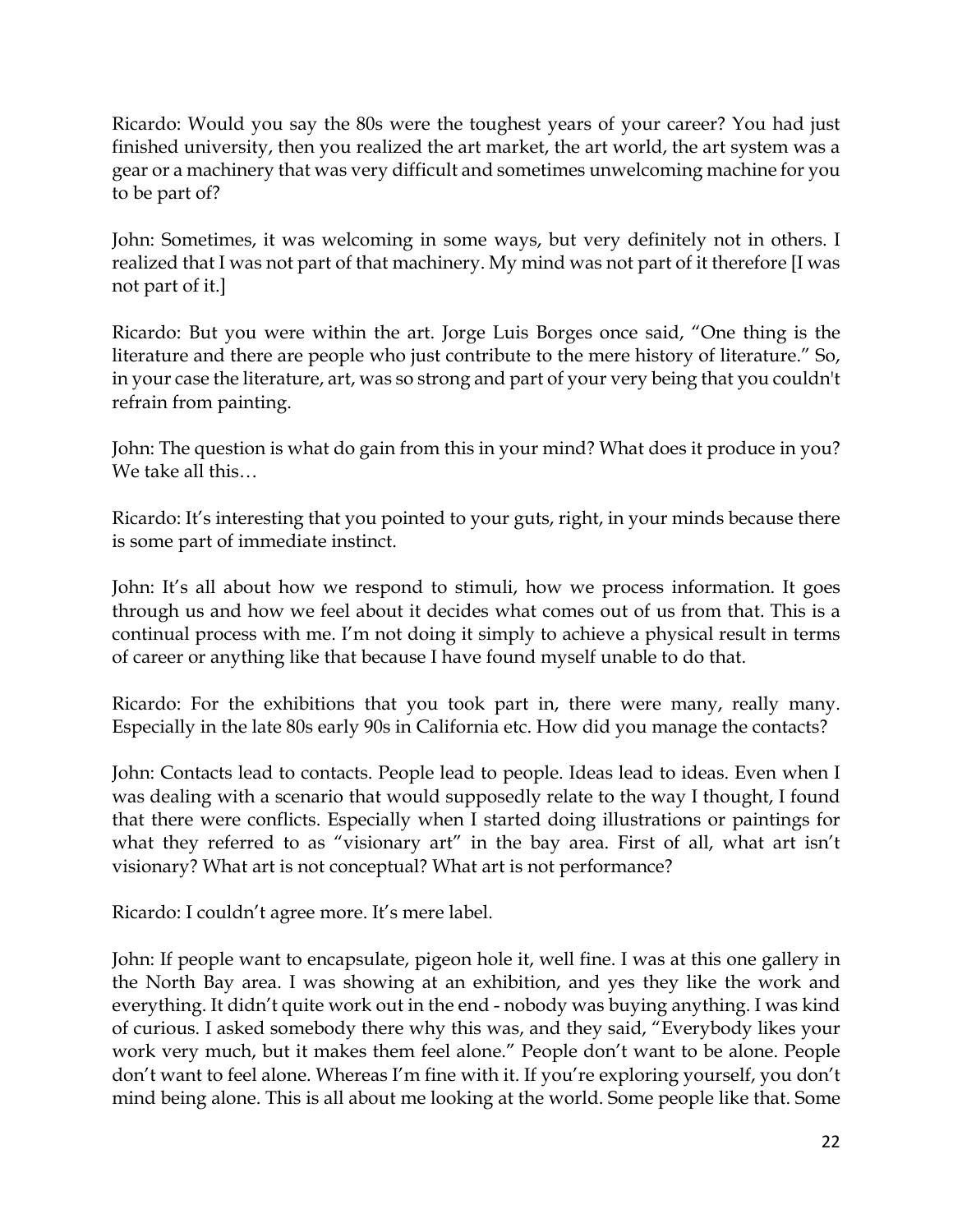Ricardo: Would you say the 80s were the toughest years of your career? You had just finished university, then you realized the art market, the art world, the art system was a gear or a machinery that was very difficult and sometimes unwelcoming machine for you to be part of?

John: Sometimes, it was welcoming in some ways, but very definitely not in others. I realized that I was not part of that machinery. My mind was not part of it therefore [I was not part of it.]

Ricardo: But you were within the art. Jorge Luis Borges once said, "One thing is the literature and there are people who just contribute to the mere history of literature." So, in your case the literature, art, was so strong and part of your very being that you couldn't refrain from painting.

John: The question is what do gain from this in your mind? What does it produce in you? We take all this…

Ricardo: It's interesting that you pointed to your guts, right, in your minds because there is some part of immediate instinct.

John: It's all about how we respond to stimuli, how we process information. It goes through us and how we feel about it decides what comes out of us from that. This is a continual process with me. I'm not doing it simply to achieve a physical result in terms of career or anything like that because I have found myself unable to do that.

Ricardo: For the exhibitions that you took part in, there were many, really many. Especially in the late 80s early 90s in California etc. How did you manage the contacts?

John: Contacts lead to contacts. People lead to people. Ideas lead to ideas. Even when I was dealing with a scenario that would supposedly relate to the way I thought, I found that there were conflicts. Especially when I started doing illustrations or paintings for what they referred to as "visionary art" in the bay area. First of all, what art isn't visionary? What art is not conceptual? What art is not performance?

Ricardo: I couldn't agree more. It's mere label.

John: If people want to encapsulate, pigeon hole it, well fine. I was at this one gallery in the North Bay area. I was showing at an exhibition, and yes they like the work and everything. It didn't quite work out in the end - nobody was buying anything. I was kind of curious. I asked somebody there why this was, and they said, "Everybody likes your work very much, but it makes them feel alone." People don't want to be alone. People don't want to feel alone. Whereas I'm fine with it. If you're exploring yourself, you don't mind being alone. This is all about me looking at the world. Some people like that. Some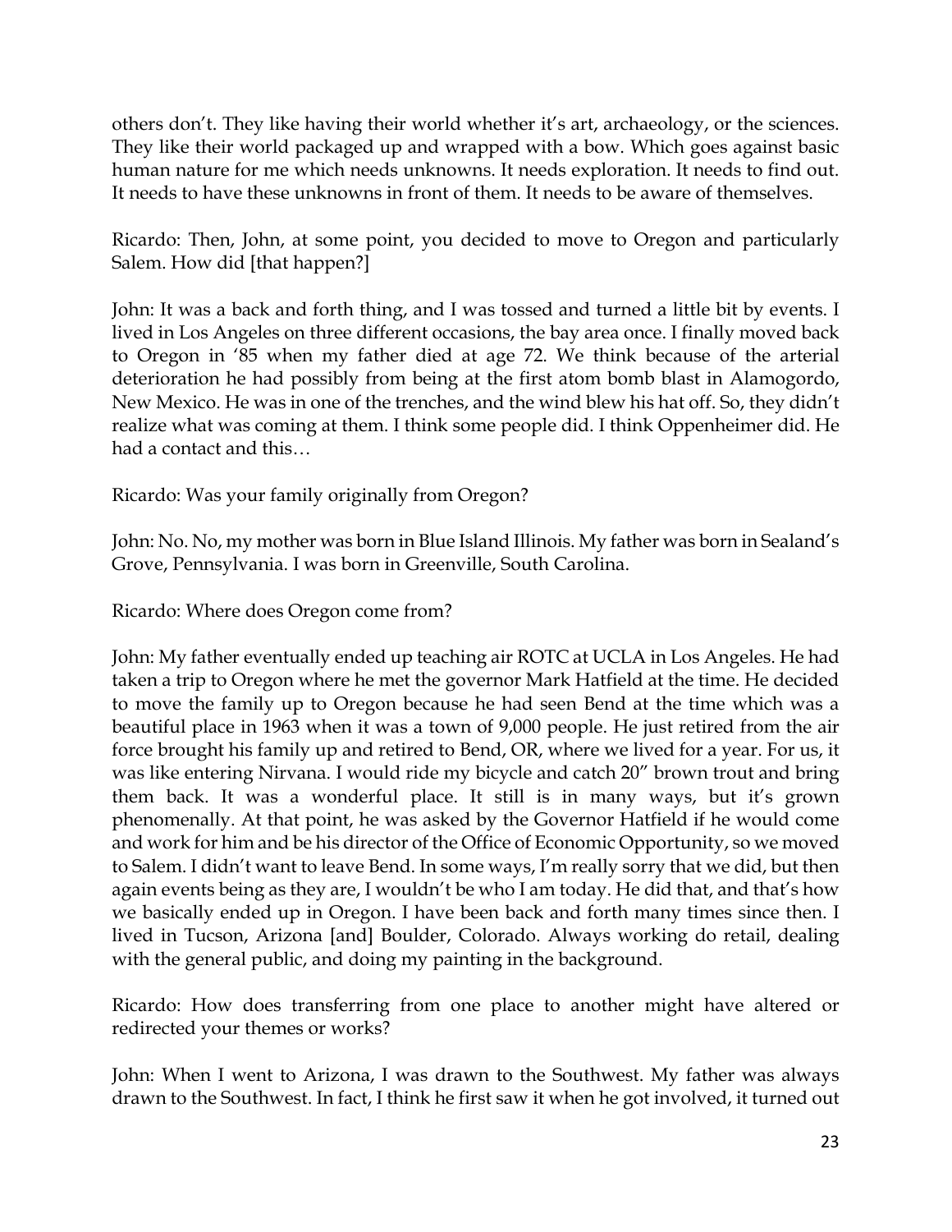others don't. They like having their world whether it's art, archaeology, or the sciences. They like their world packaged up and wrapped with a bow. Which goes against basic human nature for me which needs unknowns. It needs exploration. It needs to find out. It needs to have these unknowns in front of them. It needs to be aware of themselves.

Ricardo: Then, John, at some point, you decided to move to Oregon and particularly Salem. How did [that happen?]

John: It was a back and forth thing, and I was tossed and turned a little bit by events. I lived in Los Angeles on three different occasions, the bay area once. I finally moved back to Oregon in '85 when my father died at age 72. We think because of the arterial deterioration he had possibly from being at the first atom bomb blast in Alamogordo, New Mexico. He was in one of the trenches, and the wind blew his hat off. So, they didn't realize what was coming at them. I think some people did. I think Oppenheimer did. He had a contact and this…

Ricardo: Was your family originally from Oregon?

John: No. No, my mother was born in Blue Island Illinois. My father was born in Sealand's Grove, Pennsylvania. I was born in Greenville, South Carolina.

Ricardo: Where does Oregon come from?

John: My father eventually ended up teaching air ROTC at UCLA in Los Angeles. He had taken a trip to Oregon where he met the governor Mark Hatfield at the time. He decided to move the family up to Oregon because he had seen Bend at the time which was a beautiful place in 1963 when it was a town of 9,000 people. He just retired from the air force brought his family up and retired to Bend, OR, where we lived for a year. For us, it was like entering Nirvana. I would ride my bicycle and catch 20" brown trout and bring them back. It was a wonderful place. It still is in many ways, but it's grown phenomenally. At that point, he was asked by the Governor Hatfield if he would come and work for him and be his director of the Office of Economic Opportunity, so we moved to Salem. I didn't want to leave Bend. In some ways, I'm really sorry that we did, but then again events being as they are, I wouldn't be who I am today. He did that, and that's how we basically ended up in Oregon. I have been back and forth many times since then. I lived in Tucson, Arizona [and] Boulder, Colorado. Always working do retail, dealing with the general public, and doing my painting in the background.

Ricardo: How does transferring from one place to another might have altered or redirected your themes or works?

John: When I went to Arizona, I was drawn to the Southwest. My father was always drawn to the Southwest. In fact, I think he first saw it when he got involved, it turned out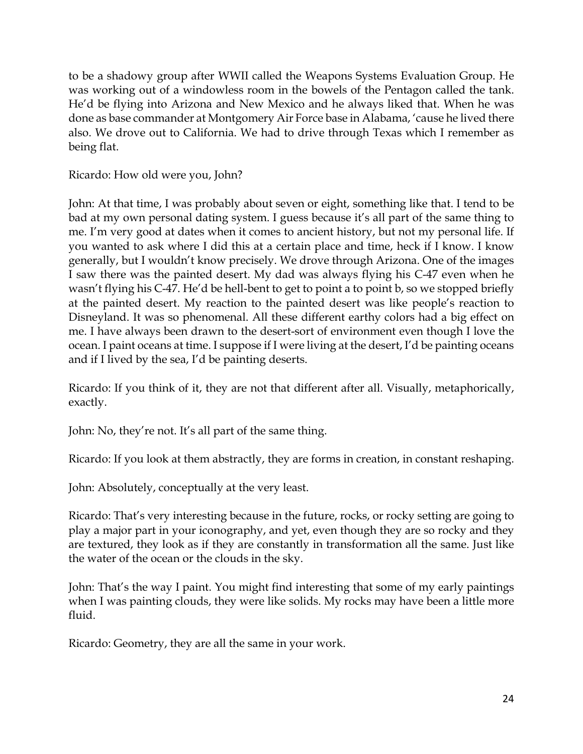to be a shadowy group after WWII called the Weapons Systems Evaluation Group. He was working out of a windowless room in the bowels of the Pentagon called the tank. He'd be flying into Arizona and New Mexico and he always liked that. When he was done as base commander at Montgomery Air Force base in Alabama, 'cause he lived there also. We drove out to California. We had to drive through Texas which I remember as being flat.

Ricardo: How old were you, John?

John: At that time, I was probably about seven or eight, something like that. I tend to be bad at my own personal dating system. I guess because it's all part of the same thing to me. I'm very good at dates when it comes to ancient history, but not my personal life. If you wanted to ask where I did this at a certain place and time, heck if I know. I know generally, but I wouldn't know precisely. We drove through Arizona. One of the images I saw there was the painted desert. My dad was always flying his C-47 even when he wasn't flying his C-47. He'd be hell-bent to get to point a to point b, so we stopped briefly at the painted desert. My reaction to the painted desert was like people's reaction to Disneyland. It was so phenomenal. All these different earthy colors had a big effect on me. I have always been drawn to the desert-sort of environment even though I love the ocean. I paint oceans at time. I suppose if I were living at the desert, I'd be painting oceans and if I lived by the sea, I'd be painting deserts.

Ricardo: If you think of it, they are not that different after all. Visually, metaphorically, exactly.

John: No, they're not. It's all part of the same thing.

Ricardo: If you look at them abstractly, they are forms in creation, in constant reshaping.

John: Absolutely, conceptually at the very least.

Ricardo: That's very interesting because in the future, rocks, or rocky setting are going to play a major part in your iconography, and yet, even though they are so rocky and they are textured, they look as if they are constantly in transformation all the same. Just like the water of the ocean or the clouds in the sky.

John: That's the way I paint. You might find interesting that some of my early paintings when I was painting clouds, they were like solids. My rocks may have been a little more fluid.

Ricardo: Geometry, they are all the same in your work.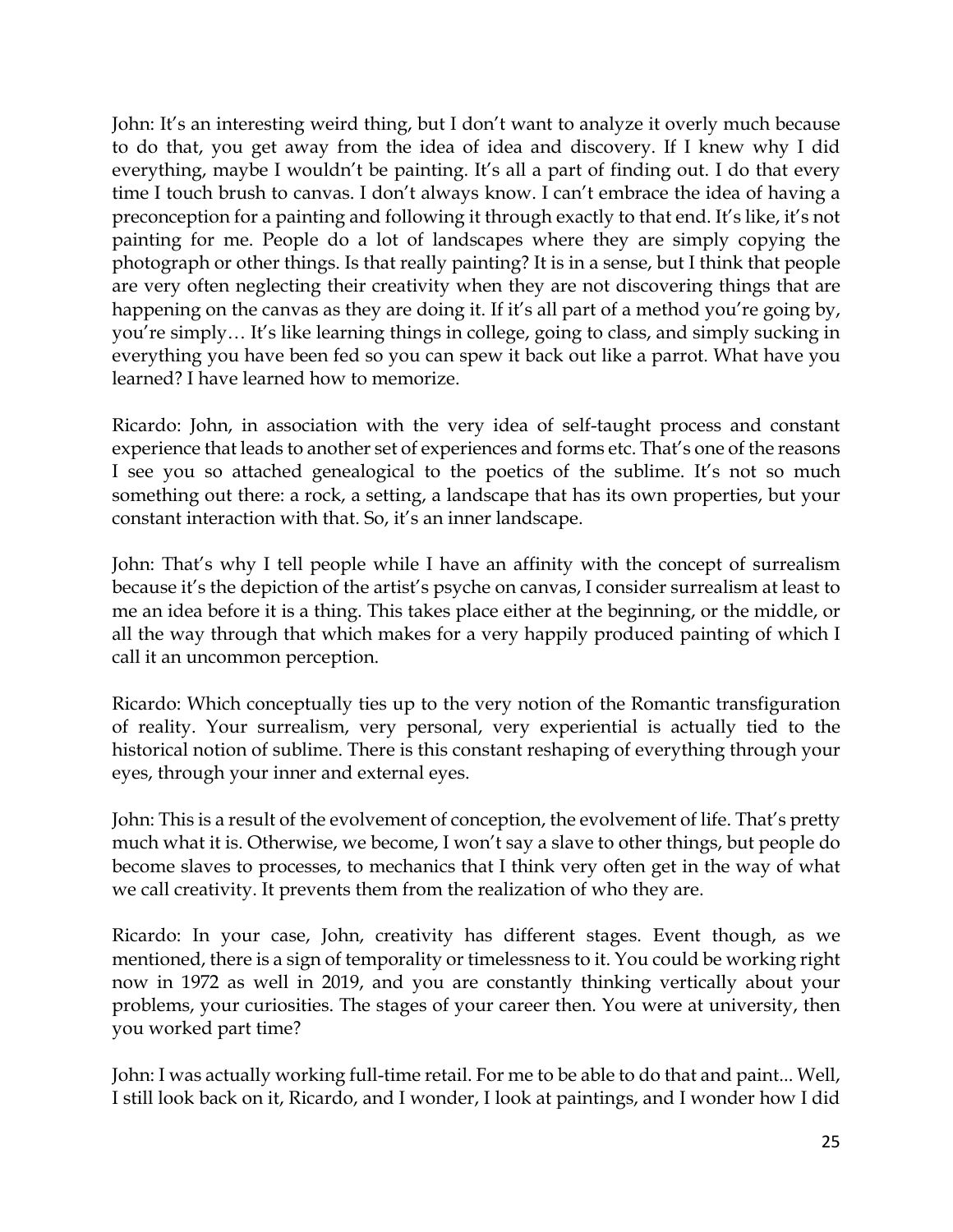John: It's an interesting weird thing, but I don't want to analyze it overly much because to do that, you get away from the idea of idea and discovery. If I knew why I did everything, maybe I wouldn't be painting. It's all a part of finding out. I do that every time I touch brush to canvas. I don't always know. I can't embrace the idea of having a preconception for a painting and following it through exactly to that end. It's like, it's not painting for me. People do a lot of landscapes where they are simply copying the photograph or other things. Is that really painting? It is in a sense, but I think that people are very often neglecting their creativity when they are not discovering things that are happening on the canvas as they are doing it. If it's all part of a method you're going by, you're simply… It's like learning things in college, going to class, and simply sucking in everything you have been fed so you can spew it back out like a parrot. What have you learned? I have learned how to memorize.

Ricardo: John, in association with the very idea of self-taught process and constant experience that leads to another set of experiences and forms etc. That's one of the reasons I see you so attached genealogical to the poetics of the sublime. It's not so much something out there: a rock, a setting, a landscape that has its own properties, but your constant interaction with that. So, it's an inner landscape.

John: That's why I tell people while I have an affinity with the concept of surrealism because it's the depiction of the artist's psyche on canvas, I consider surrealism at least to me an idea before it is a thing. This takes place either at the beginning, or the middle, or all the way through that which makes for a very happily produced painting of which I call it an uncommon perception.

Ricardo: Which conceptually ties up to the very notion of the Romantic transfiguration of reality. Your surrealism, very personal, very experiential is actually tied to the historical notion of sublime. There is this constant reshaping of everything through your eyes, through your inner and external eyes.

John: This is a result of the evolvement of conception, the evolvement of life. That's pretty much what it is. Otherwise, we become, I won't say a slave to other things, but people do become slaves to processes, to mechanics that I think very often get in the way of what we call creativity. It prevents them from the realization of who they are.

Ricardo: In your case, John, creativity has different stages. Event though, as we mentioned, there is a sign of temporality or timelessness to it. You could be working right now in 1972 as well in 2019, and you are constantly thinking vertically about your problems, your curiosities. The stages of your career then. You were at university, then you worked part time?

John: I was actually working full-time retail. For me to be able to do that and paint... Well, I still look back on it, Ricardo, and I wonder, I look at paintings, and I wonder how I did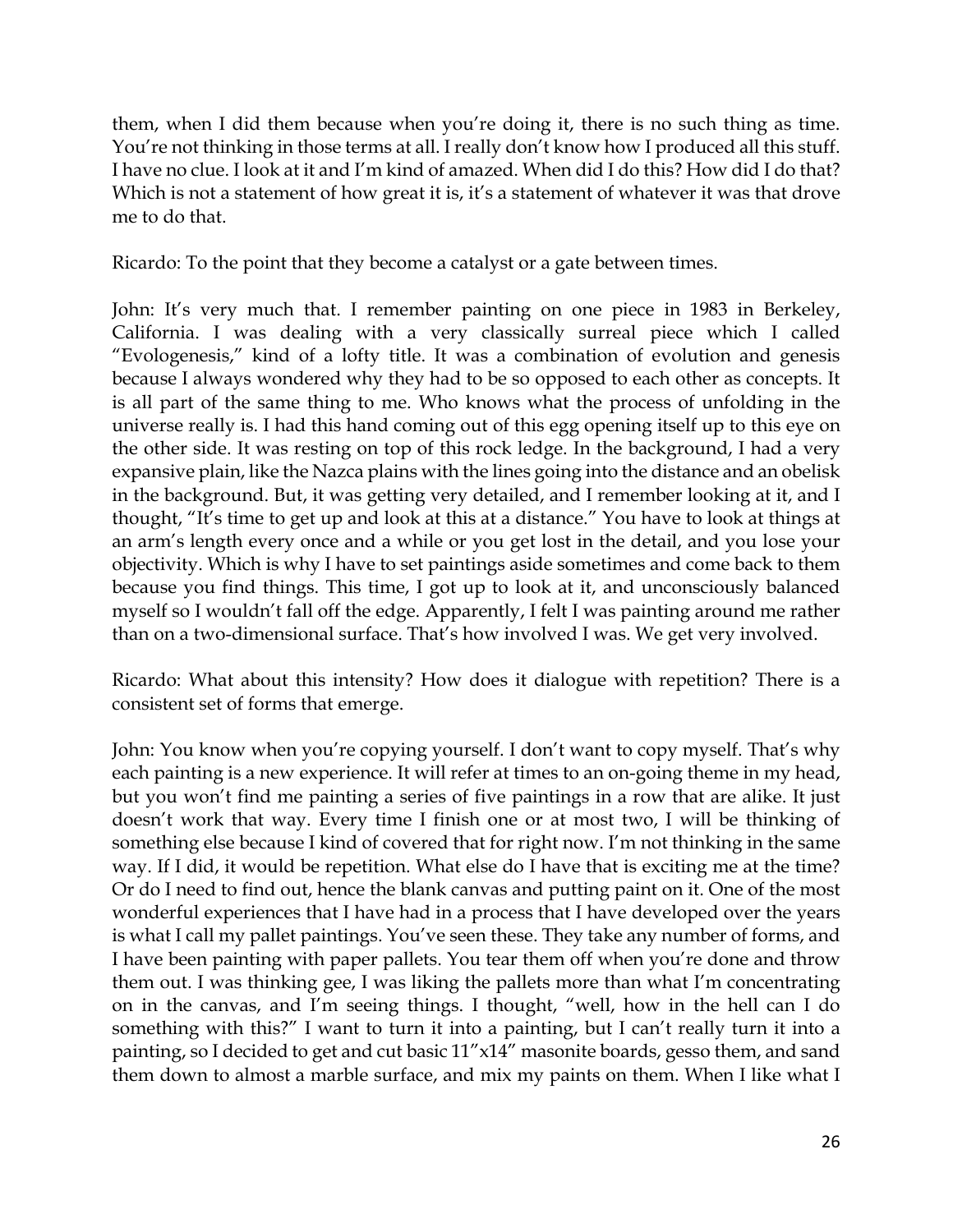them, when I did them because when you're doing it, there is no such thing as time. You're not thinking in those terms at all. I really don't know how I produced all this stuff. I have no clue. I look at it and I'm kind of amazed. When did I do this? How did I do that? Which is not a statement of how great it is, it's a statement of whatever it was that drove me to do that.

Ricardo: To the point that they become a catalyst or a gate between times.

John: It's very much that. I remember painting on one piece in 1983 in Berkeley, California. I was dealing with a very classically surreal piece which I called "Evologenesis," kind of a lofty title. It was a combination of evolution and genesis because I always wondered why they had to be so opposed to each other as concepts. It is all part of the same thing to me. Who knows what the process of unfolding in the universe really is. I had this hand coming out of this egg opening itself up to this eye on the other side. It was resting on top of this rock ledge. In the background, I had a very expansive plain, like the Nazca plains with the lines going into the distance and an obelisk in the background. But, it was getting very detailed, and I remember looking at it, and I thought, "It's time to get up and look at this at a distance." You have to look at things at an arm's length every once and a while or you get lost in the detail, and you lose your objectivity. Which is why I have to set paintings aside sometimes and come back to them because you find things. This time, I got up to look at it, and unconsciously balanced myself so I wouldn't fall off the edge. Apparently, I felt I was painting around me rather than on a two-dimensional surface. That's how involved I was. We get very involved.

Ricardo: What about this intensity? How does it dialogue with repetition? There is a consistent set of forms that emerge.

John: You know when you're copying yourself. I don't want to copy myself. That's why each painting is a new experience. It will refer at times to an on-going theme in my head, but you won't find me painting a series of five paintings in a row that are alike. It just doesn't work that way. Every time I finish one or at most two, I will be thinking of something else because I kind of covered that for right now. I'm not thinking in the same way. If I did, it would be repetition. What else do I have that is exciting me at the time? Or do I need to find out, hence the blank canvas and putting paint on it. One of the most wonderful experiences that I have had in a process that I have developed over the years is what I call my pallet paintings. You've seen these. They take any number of forms, and I have been painting with paper pallets. You tear them off when you're done and throw them out. I was thinking gee, I was liking the pallets more than what I'm concentrating on in the canvas, and I'm seeing things. I thought, "well, how in the hell can I do something with this?" I want to turn it into a painting, but I can't really turn it into a painting, so I decided to get and cut basic 11"x14" masonite boards, gesso them, and sand them down to almost a marble surface, and mix my paints on them. When I like what I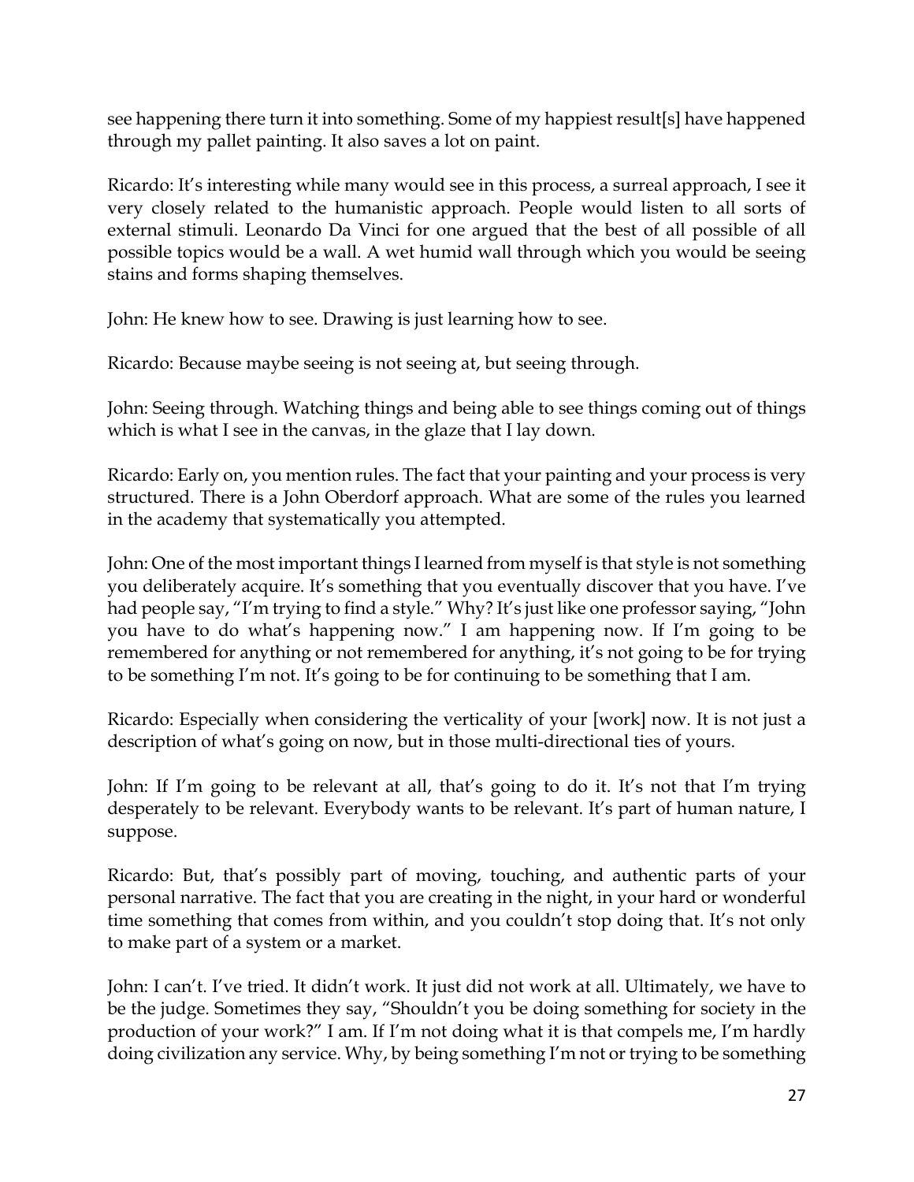see happening there turn it into something. Some of my happiest result[s] have happened through my pallet painting. It also saves a lot on paint.

Ricardo: It's interesting while many would see in this process, a surreal approach, I see it very closely related to the humanistic approach. People would listen to all sorts of external stimuli. Leonardo Da Vinci for one argued that the best of all possible of all possible topics would be a wall. A wet humid wall through which you would be seeing stains and forms shaping themselves.

John: He knew how to see. Drawing is just learning how to see.

Ricardo: Because maybe seeing is not seeing at, but seeing through.

John: Seeing through. Watching things and being able to see things coming out of things which is what I see in the canvas, in the glaze that I lay down.

Ricardo: Early on, you mention rules. The fact that your painting and your process is very structured. There is a John Oberdorf approach. What are some of the rules you learned in the academy that systematically you attempted.

John: One of the most important things I learned from myself is that style is not something you deliberately acquire. It's something that you eventually discover that you have. I've had people say, "I'm trying to find a style." Why? It's just like one professor saying, "John you have to do what's happening now." I am happening now. If I'm going to be remembered for anything or not remembered for anything, it's not going to be for trying to be something I'm not. It's going to be for continuing to be something that I am.

Ricardo: Especially when considering the verticality of your [work] now. It is not just a description of what's going on now, but in those multi-directional ties of yours.

John: If I'm going to be relevant at all, that's going to do it. It's not that I'm trying desperately to be relevant. Everybody wants to be relevant. It's part of human nature, I suppose.

Ricardo: But, that's possibly part of moving, touching, and authentic parts of your personal narrative. The fact that you are creating in the night, in your hard or wonderful time something that comes from within, and you couldn't stop doing that. It's not only to make part of a system or a market.

John: I can't. I've tried. It didn't work. It just did not work at all. Ultimately, we have to be the judge. Sometimes they say, "Shouldn't you be doing something for society in the production of your work?" I am. If I'm not doing what it is that compels me, I'm hardly doing civilization any service. Why, by being something I'm not or trying to be something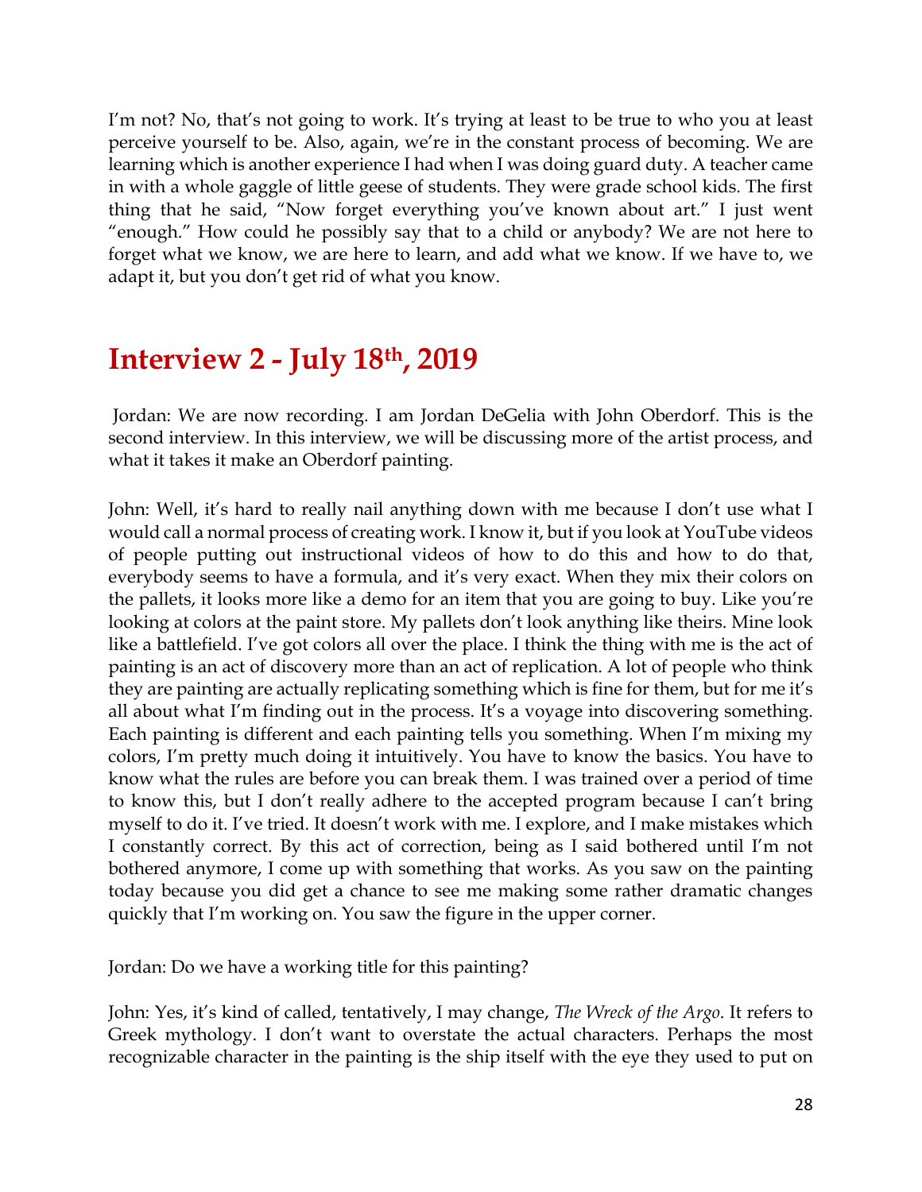I'm not? No, that's not going to work. It's trying at least to be true to who you at least perceive yourself to be. Also, again, we're in the constant process of becoming. We are learning which is another experience I had when I was doing guard duty. A teacher came in with a whole gaggle of little geese of students. They were grade school kids. The first thing that he said, "Now forget everything you've known about art." I just went "enough." How could he possibly say that to a child or anybody? We are not here to forget what we know, we are here to learn, and add what we know. If we have to, we adapt it, but you don't get rid of what you know.

## Interview 2 - July 18th, 2019

Jordan: We are now recording. I am Jordan DeGelia with John Oberdorf. This is the second interview. In this interview, we will be discussing more of the artist process, and what it takes it make an Oberdorf painting.

John: Well, it's hard to really nail anything down with me because I don't use what I would call a normal process of creating work. I know it, but if you look at YouTube videos of people putting out instructional videos of how to do this and how to do that, everybody seems to have a formula, and it's very exact. When they mix their colors on the pallets, it looks more like a demo for an item that you are going to buy. Like you're looking at colors at the paint store. My pallets don't look anything like theirs. Mine look like a battlefield. I've got colors all over the place. I think the thing with me is the act of painting is an act of discovery more than an act of replication. A lot of people who think they are painting are actually replicating something which is fine for them, but for me it's all about what I'm finding out in the process. It's a voyage into discovering something. Each painting is different and each painting tells you something. When I'm mixing my colors, I'm pretty much doing it intuitively. You have to know the basics. You have to know what the rules are before you can break them. I was trained over a period of time to know this, but I don't really adhere to the accepted program because I can't bring myself to do it. I've tried. It doesn't work with me. I explore, and I make mistakes which I constantly correct. By this act of correction, being as I said bothered until I'm not bothered anymore, I come up with something that works. As you saw on the painting today because you did get a chance to see me making some rather dramatic changes quickly that I'm working on. You saw the figure in the upper corner.

Jordan: Do we have a working title for this painting?

John: Yes, it's kind of called, tentatively, I may change, *The Wreck of the Argo*. It refers to Greek mythology. I don't want to overstate the actual characters. Perhaps the most recognizable character in the painting is the ship itself with the eye they used to put on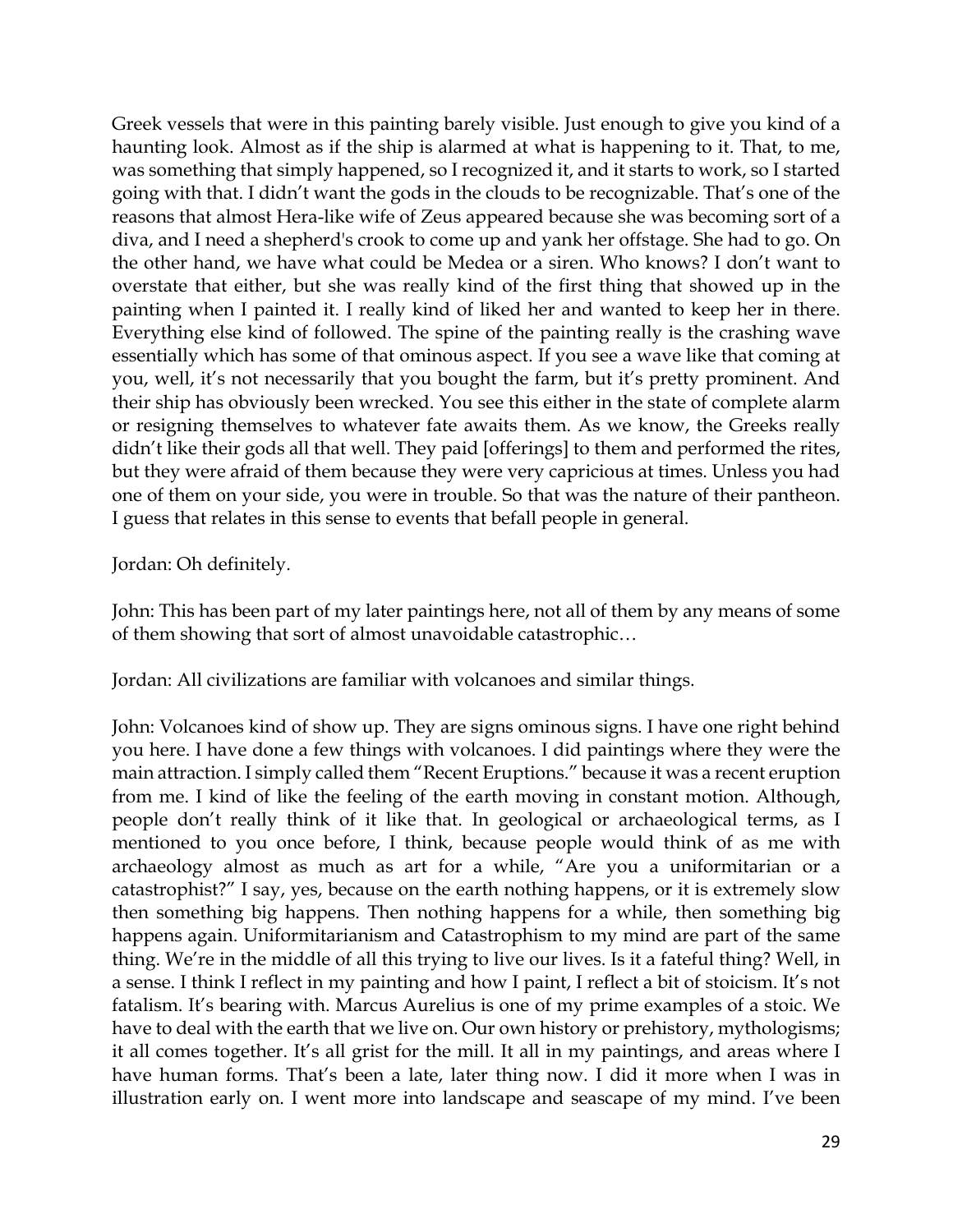Greek vessels that were in this painting barely visible. Just enough to give you kind of a haunting look. Almost as if the ship is alarmed at what is happening to it. That, to me, was something that simply happened, so I recognized it, and it starts to work, so I started going with that. I didn't want the gods in the clouds to be recognizable. That's one of the reasons that almost Hera-like wife of Zeus appeared because she was becoming sort of a diva, and I need a shepherd's crook to come up and yank her offstage. She had to go. On the other hand, we have what could be Medea or a siren. Who knows? I don't want to overstate that either, but she was really kind of the first thing that showed up in the painting when I painted it. I really kind of liked her and wanted to keep her in there. Everything else kind of followed. The spine of the painting really is the crashing wave essentially which has some of that ominous aspect. If you see a wave like that coming at you, well, it's not necessarily that you bought the farm, but it's pretty prominent. And their ship has obviously been wrecked. You see this either in the state of complete alarm or resigning themselves to whatever fate awaits them. As we know, the Greeks really didn't like their gods all that well. They paid [offerings] to them and performed the rites, but they were afraid of them because they were very capricious at times. Unless you had one of them on your side, you were in trouble. So that was the nature of their pantheon. I guess that relates in this sense to events that befall people in general.

Jordan: Oh definitely.

John: This has been part of my later paintings here, not all of them by any means of some of them showing that sort of almost unavoidable catastrophic…

Jordan: All civilizations are familiar with volcanoes and similar things.

John: Volcanoes kind of show up. They are signs ominous signs. I have one right behind you here. I have done a few things with volcanoes. I did paintings where they were the main attraction. I simply called them "Recent Eruptions." because it was a recent eruption from me. I kind of like the feeling of the earth moving in constant motion. Although, people don't really think of it like that. In geological or archaeological terms, as I mentioned to you once before, I think, because people would think of as me with archaeology almost as much as art for a while, "Are you a uniformitarian or a catastrophist?" I say, yes, because on the earth nothing happens, or it is extremely slow then something big happens. Then nothing happens for a while, then something big happens again. Uniformitarianism and Catastrophism to my mind are part of the same thing. We're in the middle of all this trying to live our lives. Is it a fateful thing? Well, in a sense. I think I reflect in my painting and how I paint, I reflect a bit of stoicism. It's not fatalism. It's bearing with. Marcus Aurelius is one of my prime examples of a stoic. We have to deal with the earth that we live on. Our own history or prehistory, mythologisms; it all comes together. It's all grist for the mill. It all in my paintings, and areas where I have human forms. That's been a late, later thing now. I did it more when I was in illustration early on. I went more into landscape and seascape of my mind. I've been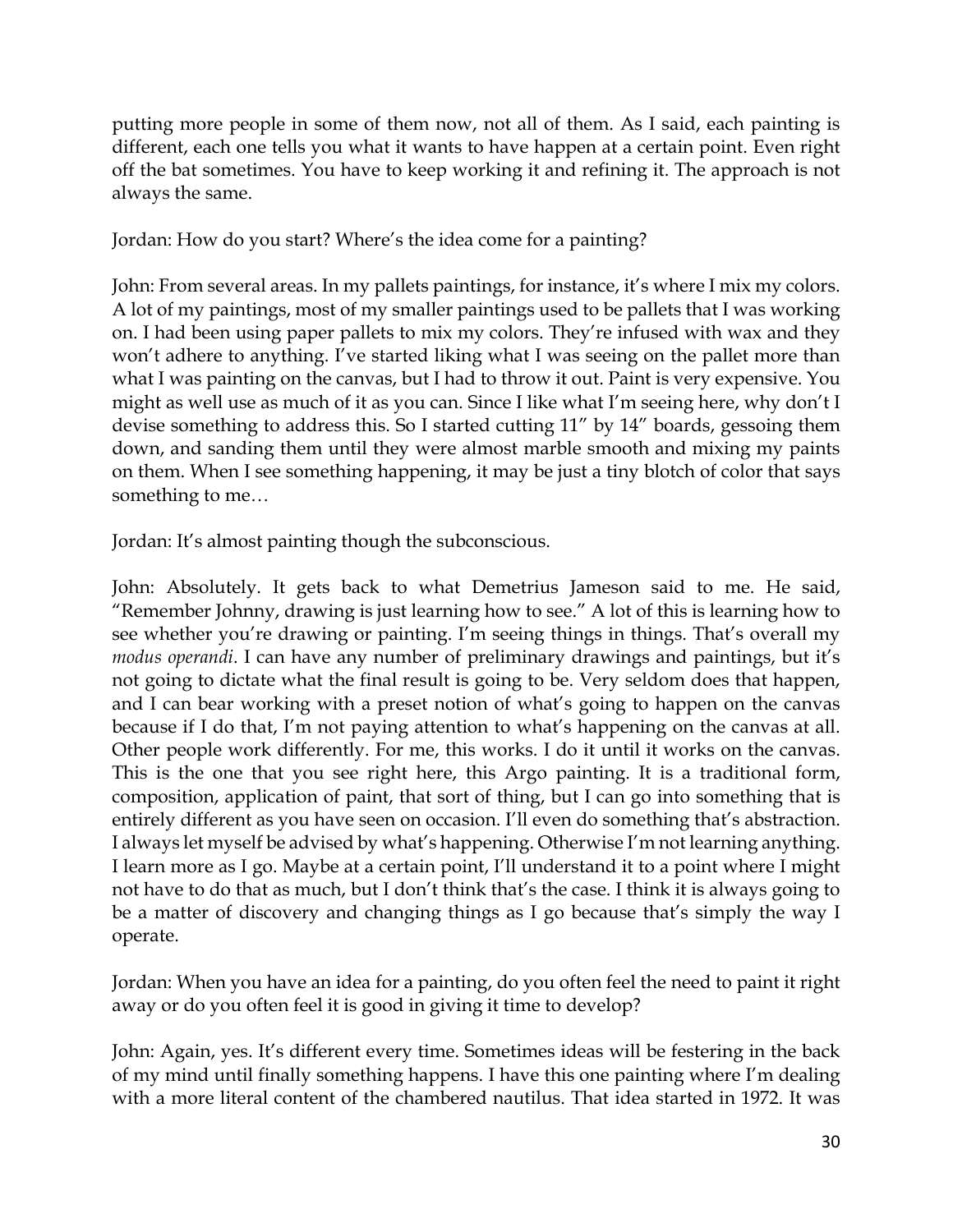putting more people in some of them now, not all of them. As I said, each painting is different, each one tells you what it wants to have happen at a certain point. Even right off the bat sometimes. You have to keep working it and refining it. The approach is not always the same.

Jordan: How do you start? Where's the idea come for a painting?

John: From several areas. In my pallets paintings, for instance, it's where I mix my colors. A lot of my paintings, most of my smaller paintings used to be pallets that I was working on. I had been using paper pallets to mix my colors. They're infused with wax and they won't adhere to anything. I've started liking what I was seeing on the pallet more than what I was painting on the canvas, but I had to throw it out. Paint is very expensive. You might as well use as much of it as you can. Since I like what I'm seeing here, why don't I devise something to address this. So I started cutting 11" by 14" boards, gessoing them down, and sanding them until they were almost marble smooth and mixing my paints on them. When I see something happening, it may be just a tiny blotch of color that says something to me…

Jordan: It's almost painting though the subconscious.

John: Absolutely. It gets back to what Demetrius Jameson said to me. He said, "Remember Johnny, drawing is just learning how to see." A lot of this is learning how to see whether you're drawing or painting. I'm seeing things in things. That's overall my *modus operandi*. I can have any number of preliminary drawings and paintings, but it's not going to dictate what the final result is going to be. Very seldom does that happen, and I can bear working with a preset notion of what's going to happen on the canvas because if I do that, I'm not paying attention to what's happening on the canvas at all. Other people work differently. For me, this works. I do it until it works on the canvas. This is the one that you see right here, this Argo painting. It is a traditional form, composition, application of paint, that sort of thing, but I can go into something that is entirely different as you have seen on occasion. I'll even do something that's abstraction. I always let myself be advised by what's happening. Otherwise I'm not learning anything. I learn more as I go. Maybe at a certain point, I'll understand it to a point where I might not have to do that as much, but I don't think that's the case. I think it is always going to be a matter of discovery and changing things as I go because that's simply the way I operate.

Jordan: When you have an idea for a painting, do you often feel the need to paint it right away or do you often feel it is good in giving it time to develop?

John: Again, yes. It's different every time. Sometimes ideas will be festering in the back of my mind until finally something happens. I have this one painting where I'm dealing with a more literal content of the chambered nautilus. That idea started in 1972. It was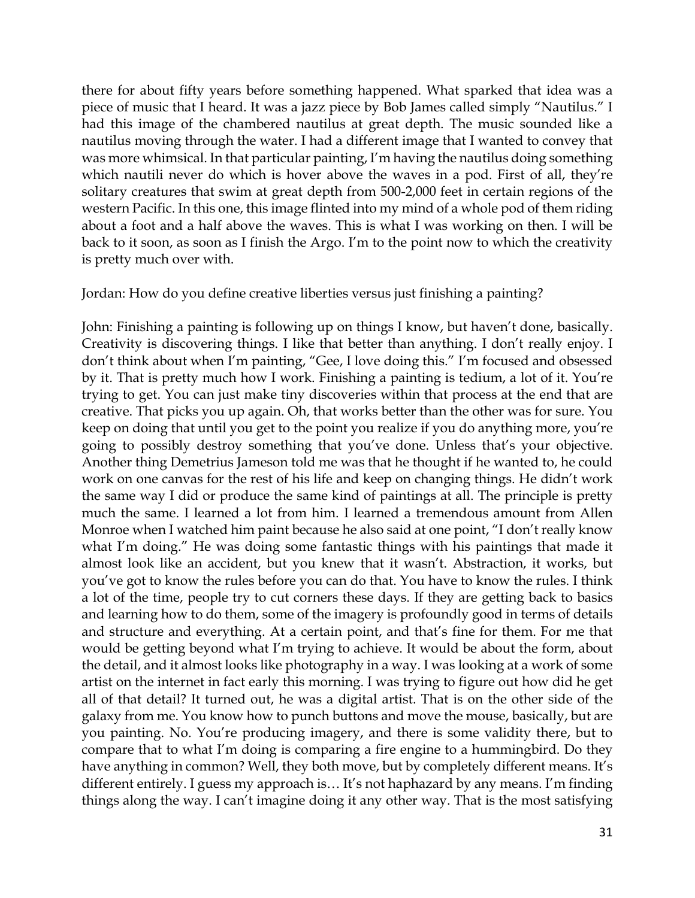there for about fifty years before something happened. What sparked that idea was a piece of music that I heard. It was a jazz piece by Bob James called simply "Nautilus." I had this image of the chambered nautilus at great depth. The music sounded like a nautilus moving through the water. I had a different image that I wanted to convey that was more whimsical. In that particular painting, I'm having the nautilus doing something which nautili never do which is hover above the waves in a pod. First of all, they're solitary creatures that swim at great depth from 500-2,000 feet in certain regions of the western Pacific. In this one, this image flinted into my mind of a whole pod of them riding about a foot and a half above the waves. This is what I was working on then. I will be back to it soon, as soon as I finish the Argo. I'm to the point now to which the creativity is pretty much over with.

Jordan: How do you define creative liberties versus just finishing a painting?

John: Finishing a painting is following up on things I know, but haven't done, basically. Creativity is discovering things. I like that better than anything. I don't really enjoy. I don't think about when I'm painting, "Gee, I love doing this." I'm focused and obsessed by it. That is pretty much how I work. Finishing a painting is tedium, a lot of it. You're trying to get. You can just make tiny discoveries within that process at the end that are creative. That picks you up again. Oh, that works better than the other was for sure. You keep on doing that until you get to the point you realize if you do anything more, you're going to possibly destroy something that you've done. Unless that's your objective. Another thing Demetrius Jameson told me was that he thought if he wanted to, he could work on one canvas for the rest of his life and keep on changing things. He didn't work the same way I did or produce the same kind of paintings at all. The principle is pretty much the same. I learned a lot from him. I learned a tremendous amount from Allen Monroe when I watched him paint because he also said at one point, "I don't really know what I'm doing." He was doing some fantastic things with his paintings that made it almost look like an accident, but you knew that it wasn't. Abstraction, it works, but you've got to know the rules before you can do that. You have to know the rules. I think a lot of the time, people try to cut corners these days. If they are getting back to basics and learning how to do them, some of the imagery is profoundly good in terms of details and structure and everything. At a certain point, and that's fine for them. For me that would be getting beyond what I'm trying to achieve. It would be about the form, about the detail, and it almost looks like photography in a way. I was looking at a work of some artist on the internet in fact early this morning. I was trying to figure out how did he get all of that detail? It turned out, he was a digital artist. That is on the other side of the galaxy from me. You know how to punch buttons and move the mouse, basically, but are you painting. No. You're producing imagery, and there is some validity there, but to compare that to what I'm doing is comparing a fire engine to a hummingbird. Do they have anything in common? Well, they both move, but by completely different means. It's different entirely. I guess my approach is… It's not haphazard by any means. I'm finding things along the way. I can't imagine doing it any other way. That is the most satisfying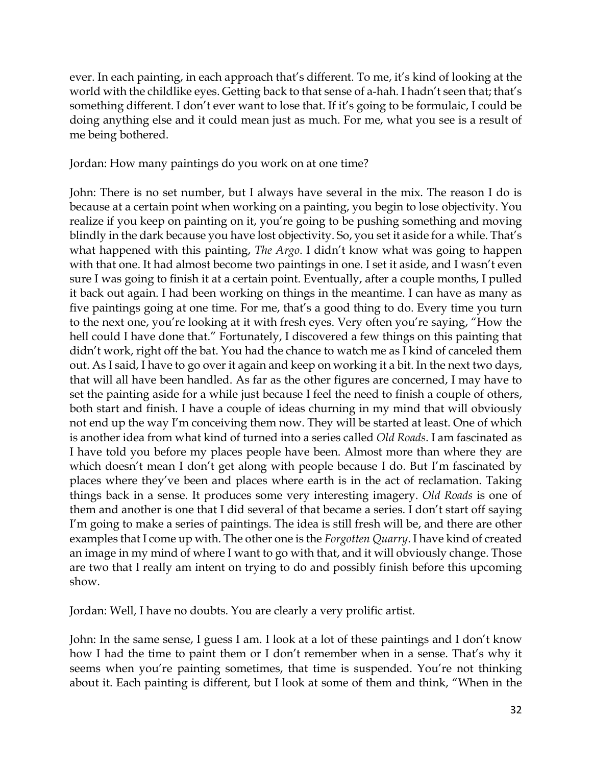ever. In each painting, in each approach that's different. To me, it's kind of looking at the world with the childlike eyes. Getting back to that sense of a-hah. I hadn't seen that; that's something different. I don't ever want to lose that. If it's going to be formulaic, I could be doing anything else and it could mean just as much. For me, what you see is a result of me being bothered.

Jordan: How many paintings do you work on at one time?

John: There is no set number, but I always have several in the mix. The reason I do is because at a certain point when working on a painting, you begin to lose objectivity. You realize if you keep on painting on it, you're going to be pushing something and moving blindly in the dark because you have lost objectivity. So, you set it aside for a while. That's what happened with this painting, *The Argo*. I didn't know what was going to happen with that one. It had almost become two paintings in one. I set it aside, and I wasn't even sure I was going to finish it at a certain point. Eventually, after a couple months, I pulled it back out again. I had been working on things in the meantime. I can have as many as five paintings going at one time. For me, that's a good thing to do. Every time you turn to the next one, you're looking at it with fresh eyes. Very often you're saying, "How the hell could I have done that." Fortunately, I discovered a few things on this painting that didn't work, right off the bat. You had the chance to watch me as I kind of canceled them out. As I said, I have to go over it again and keep on working it a bit. In the next two days, that will all have been handled. As far as the other figures are concerned, I may have to set the painting aside for a while just because I feel the need to finish a couple of others, both start and finish. I have a couple of ideas churning in my mind that will obviously not end up the way I'm conceiving them now. They will be started at least. One of which is another idea from what kind of turned into a series called *Old Roads*. I am fascinated as I have told you before my places people have been. Almost more than where they are which doesn't mean I don't get along with people because I do. But I'm fascinated by places where they've been and places where earth is in the act of reclamation. Taking things back in a sense. It produces some very interesting imagery. *Old Roads* is one of them and another is one that I did several of that became a series. I don't start off saying I'm going to make a series of paintings. The idea is still fresh will be, and there are other examples that I come up with. The other one is the *Forgotten Quarry*. I have kind of created an image in my mind of where I want to go with that, and it will obviously change. Those are two that I really am intent on trying to do and possibly finish before this upcoming show.

Jordan: Well, I have no doubts. You are clearly a very prolific artist.

John: In the same sense, I guess I am. I look at a lot of these paintings and I don't know how I had the time to paint them or I don't remember when in a sense. That's why it seems when you're painting sometimes, that time is suspended. You're not thinking about it. Each painting is different, but I look at some of them and think, "When in the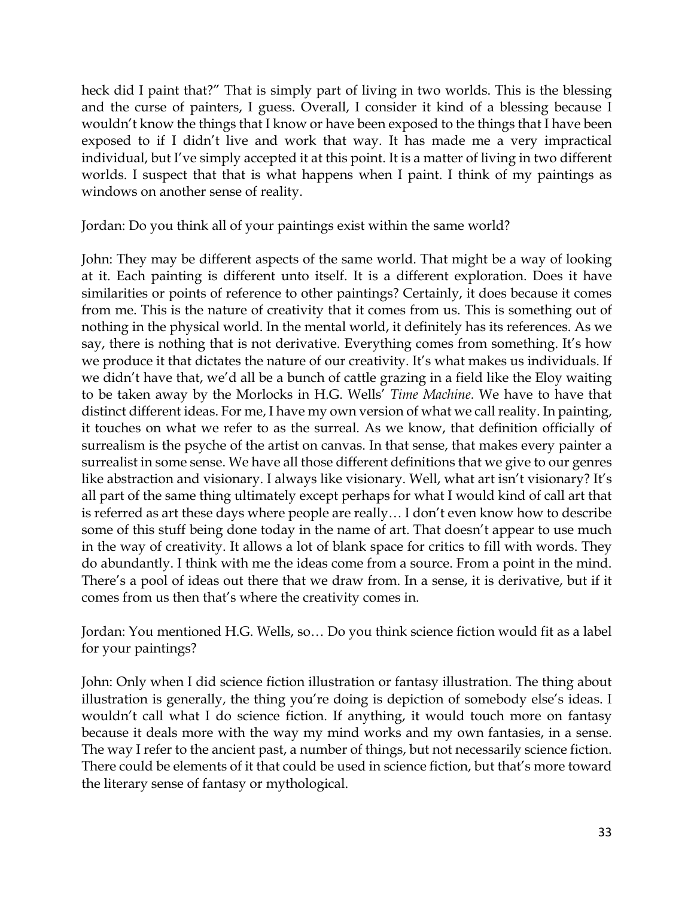heck did I paint that?" That is simply part of living in two worlds. This is the blessing and the curse of painters, I guess. Overall, I consider it kind of a blessing because I wouldn't know the things that I know or have been exposed to the things that I have been exposed to if I didn't live and work that way. It has made me a very impractical individual, but I've simply accepted it at this point. It is a matter of living in two different worlds. I suspect that that is what happens when I paint. I think of my paintings as windows on another sense of reality.

Jordan: Do you think all of your paintings exist within the same world?

John: They may be different aspects of the same world. That might be a way of looking at it. Each painting is different unto itself. It is a different exploration. Does it have similarities or points of reference to other paintings? Certainly, it does because it comes from me. This is the nature of creativity that it comes from us. This is something out of nothing in the physical world. In the mental world, it definitely has its references. As we say, there is nothing that is not derivative. Everything comes from something. It's how we produce it that dictates the nature of our creativity. It's what makes us individuals. If we didn't have that, we'd all be a bunch of cattle grazing in a field like the Eloy waiting to be taken away by the Morlocks in H.G. Wells' *Time Machine.* We have to have that distinct different ideas. For me, I have my own version of what we call reality. In painting, it touches on what we refer to as the surreal. As we know, that definition officially of surrealism is the psyche of the artist on canvas. In that sense, that makes every painter a surrealist in some sense. We have all those different definitions that we give to our genres like abstraction and visionary. I always like visionary. Well, what art isn't visionary? It's all part of the same thing ultimately except perhaps for what I would kind of call art that is referred as art these days where people are really… I don't even know how to describe some of this stuff being done today in the name of art. That doesn't appear to use much in the way of creativity. It allows a lot of blank space for critics to fill with words. They do abundantly. I think with me the ideas come from a source. From a point in the mind. There's a pool of ideas out there that we draw from. In a sense, it is derivative, but if it comes from us then that's where the creativity comes in.

Jordan: You mentioned H.G. Wells, so… Do you think science fiction would fit as a label for your paintings?

John: Only when I did science fiction illustration or fantasy illustration. The thing about illustration is generally, the thing you're doing is depiction of somebody else's ideas. I wouldn't call what I do science fiction. If anything, it would touch more on fantasy because it deals more with the way my mind works and my own fantasies, in a sense. The way I refer to the ancient past, a number of things, but not necessarily science fiction. There could be elements of it that could be used in science fiction, but that's more toward the literary sense of fantasy or mythological.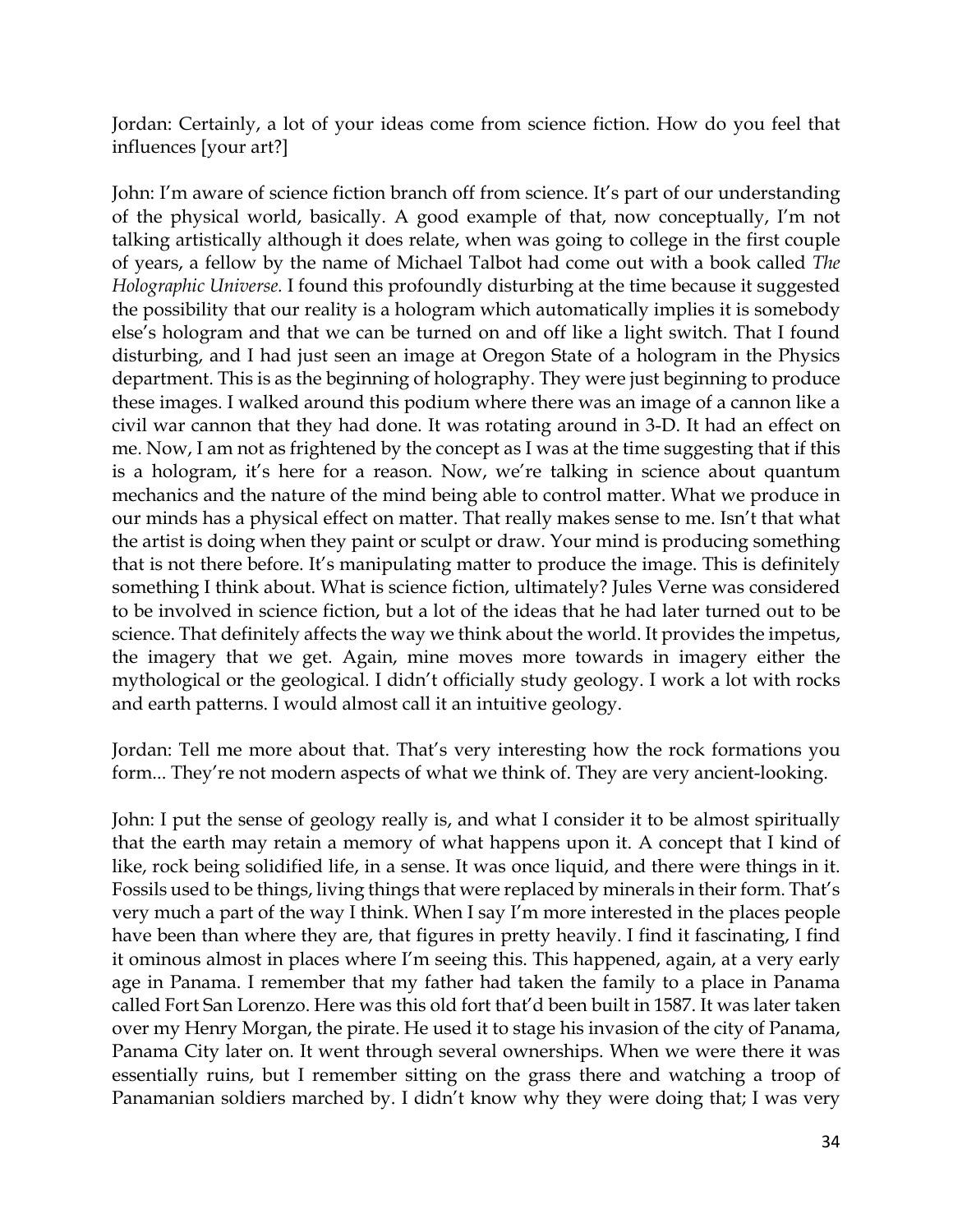Jordan: Certainly, a lot of your ideas come from science fiction. How do you feel that influences [your art?]

John: I'm aware of science fiction branch off from science. It's part of our understanding of the physical world, basically. A good example of that, now conceptually, I'm not talking artistically although it does relate, when was going to college in the first couple of years, a fellow by the name of Michael Talbot had come out with a book called *The Holographic Universe.* I found this profoundly disturbing at the time because it suggested the possibility that our reality is a hologram which automatically implies it is somebody else's hologram and that we can be turned on and off like a light switch. That I found disturbing, and I had just seen an image at Oregon State of a hologram in the Physics department. This is as the beginning of holography. They were just beginning to produce these images. I walked around this podium where there was an image of a cannon like a civil war cannon that they had done. It was rotating around in 3-D. It had an effect on me. Now, I am not as frightened by the concept as I was at the time suggesting that if this is a hologram, it's here for a reason. Now, we're talking in science about quantum mechanics and the nature of the mind being able to control matter. What we produce in our minds has a physical effect on matter. That really makes sense to me. Isn't that what the artist is doing when they paint or sculpt or draw. Your mind is producing something that is not there before. It's manipulating matter to produce the image. This is definitely something I think about. What is science fiction, ultimately? Jules Verne was considered to be involved in science fiction, but a lot of the ideas that he had later turned out to be science. That definitely affects the way we think about the world. It provides the impetus, the imagery that we get. Again, mine moves more towards in imagery either the mythological or the geological. I didn't officially study geology. I work a lot with rocks and earth patterns. I would almost call it an intuitive geology.

Jordan: Tell me more about that. That's very interesting how the rock formations you form... They're not modern aspects of what we think of. They are very ancient-looking.

John: I put the sense of geology really is, and what I consider it to be almost spiritually that the earth may retain a memory of what happens upon it. A concept that I kind of like, rock being solidified life, in a sense. It was once liquid, and there were things in it. Fossils used to be things, living things that were replaced by minerals in their form. That's very much a part of the way I think. When I say I'm more interested in the places people have been than where they are, that figures in pretty heavily. I find it fascinating, I find it ominous almost in places where I'm seeing this. This happened, again, at a very early age in Panama. I remember that my father had taken the family to a place in Panama called Fort San Lorenzo. Here was this old fort that'd been built in 1587. It was later taken over my Henry Morgan, the pirate. He used it to stage his invasion of the city of Panama, Panama City later on. It went through several ownerships. When we were there it was essentially ruins, but I remember sitting on the grass there and watching a troop of Panamanian soldiers marched by. I didn't know why they were doing that; I was very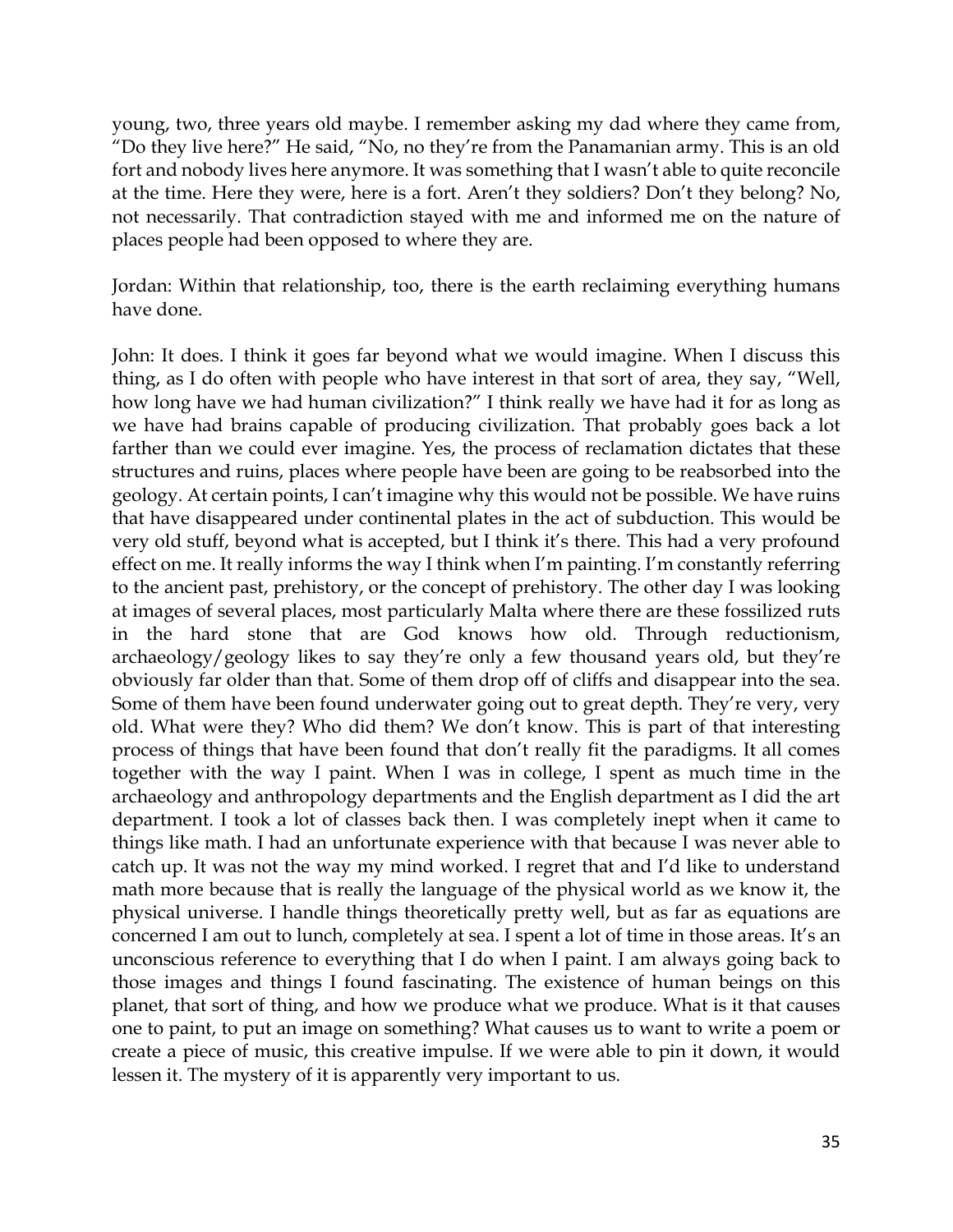young, two, three years old maybe. I remember asking my dad where they came from, "Do they live here?" He said, "No, no they're from the Panamanian army. This is an old fort and nobody lives here anymore. It was something that I wasn't able to quite reconcile at the time. Here they were, here is a fort. Aren't they soldiers? Don't they belong? No, not necessarily. That contradiction stayed with me and informed me on the nature of places people had been opposed to where they are.

Jordan: Within that relationship, too, there is the earth reclaiming everything humans have done.

John: It does. I think it goes far beyond what we would imagine. When I discuss this thing, as I do often with people who have interest in that sort of area, they say, "Well, how long have we had human civilization?" I think really we have had it for as long as we have had brains capable of producing civilization. That probably goes back a lot farther than we could ever imagine. Yes, the process of reclamation dictates that these structures and ruins, places where people have been are going to be reabsorbed into the geology. At certain points, I can't imagine why this would not be possible. We have ruins that have disappeared under continental plates in the act of subduction. This would be very old stuff, beyond what is accepted, but I think it's there. This had a very profound effect on me. It really informs the way I think when I'm painting. I'm constantly referring to the ancient past, prehistory, or the concept of prehistory. The other day I was looking at images of several places, most particularly Malta where there are these fossilized ruts in the hard stone that are God knows how old. Through reductionism, archaeology/geology likes to say they're only a few thousand years old, but they're obviously far older than that. Some of them drop off of cliffs and disappear into the sea. Some of them have been found underwater going out to great depth. They're very, very old. What were they? Who did them? We don't know. This is part of that interesting process of things that have been found that don't really fit the paradigms. It all comes together with the way I paint. When I was in college, I spent as much time in the archaeology and anthropology departments and the English department as I did the art department. I took a lot of classes back then. I was completely inept when it came to things like math. I had an unfortunate experience with that because I was never able to catch up. It was not the way my mind worked. I regret that and I'd like to understand math more because that is really the language of the physical world as we know it, the physical universe. I handle things theoretically pretty well, but as far as equations are concerned I am out to lunch, completely at sea. I spent a lot of time in those areas. It's an unconscious reference to everything that I do when I paint. I am always going back to those images and things I found fascinating. The existence of human beings on this planet, that sort of thing, and how we produce what we produce. What is it that causes one to paint, to put an image on something? What causes us to want to write a poem or create a piece of music, this creative impulse. If we were able to pin it down, it would lessen it. The mystery of it is apparently very important to us.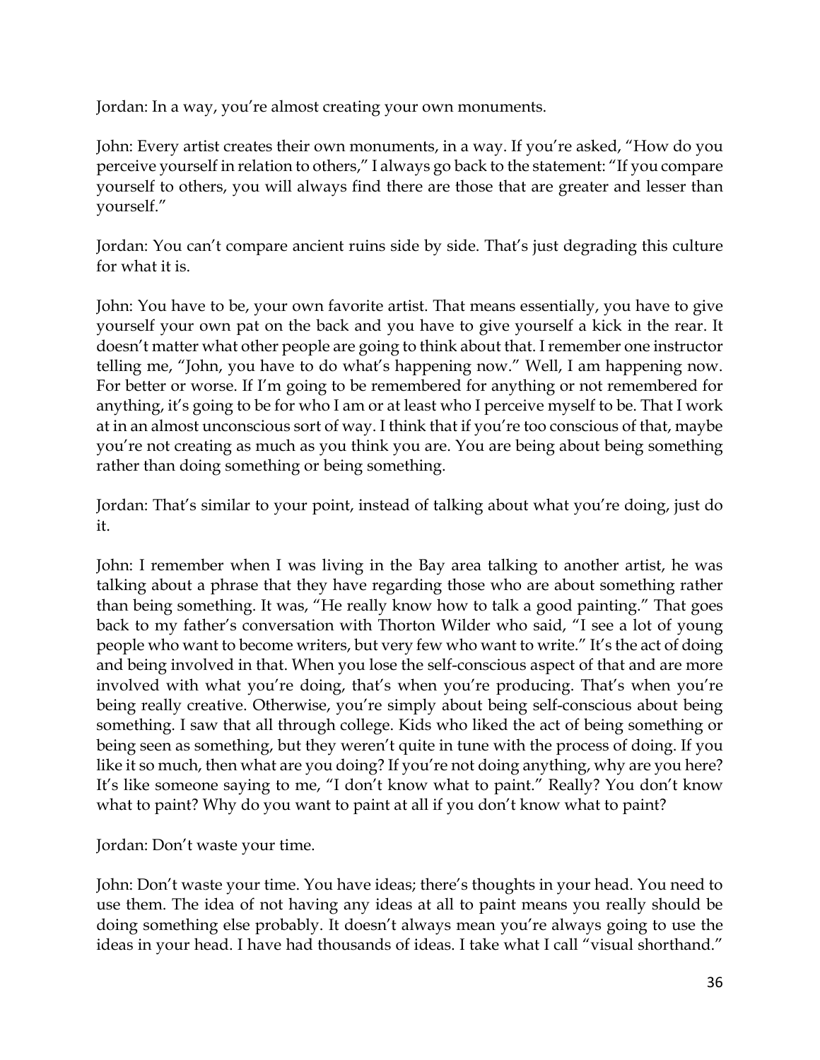Jordan: In a way, you're almost creating your own monuments.

John: Every artist creates their own monuments, in a way. If you're asked, "How do you perceive yourself in relation to others," I always go back to the statement: "If you compare yourself to others, you will always find there are those that are greater and lesser than yourself."

Jordan: You can't compare ancient ruins side by side. That's just degrading this culture for what it is.

John: You have to be, your own favorite artist. That means essentially, you have to give yourself your own pat on the back and you have to give yourself a kick in the rear. It doesn't matter what other people are going to think about that. I remember one instructor telling me, "John, you have to do what's happening now." Well, I am happening now. For better or worse. If I'm going to be remembered for anything or not remembered for anything, it's going to be for who I am or at least who I perceive myself to be. That I work at in an almost unconscious sort of way. I think that if you're too conscious of that, maybe you're not creating as much as you think you are. You are being about being something rather than doing something or being something.

Jordan: That's similar to your point, instead of talking about what you're doing, just do it.

John: I remember when I was living in the Bay area talking to another artist, he was talking about a phrase that they have regarding those who are about something rather than being something. It was, "He really know how to talk a good painting." That goes back to my father's conversation with Thorton Wilder who said, "I see a lot of young people who want to become writers, but very few who want to write." It's the act of doing and being involved in that. When you lose the self-conscious aspect of that and are more involved with what you're doing, that's when you're producing. That's when you're being really creative. Otherwise, you're simply about being self-conscious about being something. I saw that all through college. Kids who liked the act of being something or being seen as something, but they weren't quite in tune with the process of doing. If you like it so much, then what are you doing? If you're not doing anything, why are you here? It's like someone saying to me, "I don't know what to paint." Really? You don't know what to paint? Why do you want to paint at all if you don't know what to paint?

Jordan: Don't waste your time.

John: Don't waste your time. You have ideas; there's thoughts in your head. You need to use them. The idea of not having any ideas at all to paint means you really should be doing something else probably. It doesn't always mean you're always going to use the ideas in your head. I have had thousands of ideas. I take what I call "visual shorthand."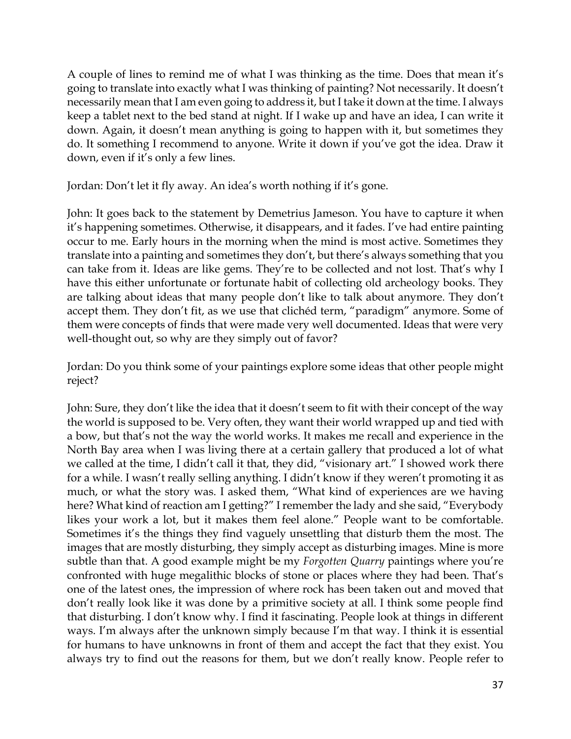A couple of lines to remind me of what I was thinking as the time. Does that mean it's going to translate into exactly what I was thinking of painting? Not necessarily. It doesn't necessarily mean that I am even going to address it, but I take it down at the time. I always keep a tablet next to the bed stand at night. If I wake up and have an idea, I can write it down. Again, it doesn't mean anything is going to happen with it, but sometimes they do. It something I recommend to anyone. Write it down if you've got the idea. Draw it down, even if it's only a few lines.

Jordan: Don't let it fly away. An idea's worth nothing if it's gone.

John: It goes back to the statement by Demetrius Jameson. You have to capture it when it's happening sometimes. Otherwise, it disappears, and it fades. I've had entire painting occur to me. Early hours in the morning when the mind is most active. Sometimes they translate into a painting and sometimes they don't, but there's always something that you can take from it. Ideas are like gems. They're to be collected and not lost. That's why I have this either unfortunate or fortunate habit of collecting old archeology books. They are talking about ideas that many people don't like to talk about anymore. They don't accept them. They don't fit, as we use that clichéd term, "paradigm" anymore. Some of them were concepts of finds that were made very well documented. Ideas that were very well-thought out, so why are they simply out of favor?

Jordan: Do you think some of your paintings explore some ideas that other people might reject?

John: Sure, they don't like the idea that it doesn't seem to fit with their concept of the way the world is supposed to be. Very often, they want their world wrapped up and tied with a bow, but that's not the way the world works. It makes me recall and experience in the North Bay area when I was living there at a certain gallery that produced a lot of what we called at the time, I didn't call it that, they did, "visionary art." I showed work there for a while. I wasn't really selling anything. I didn't know if they weren't promoting it as much, or what the story was. I asked them, "What kind of experiences are we having here? What kind of reaction am I getting?" I remember the lady and she said, "Everybody likes your work a lot, but it makes them feel alone." People want to be comfortable. Sometimes it's the things they find vaguely unsettling that disturb them the most. The images that are mostly disturbing, they simply accept as disturbing images. Mine is more subtle than that. A good example might be my *Forgotten Quarry* paintings where you're confronted with huge megalithic blocks of stone or places where they had been. That's one of the latest ones, the impression of where rock has been taken out and moved that don't really look like it was done by a primitive society at all. I think some people find that disturbing. I don't know why. I find it fascinating. People look at things in different ways. I'm always after the unknown simply because I'm that way. I think it is essential for humans to have unknowns in front of them and accept the fact that they exist. You always try to find out the reasons for them, but we don't really know. People refer to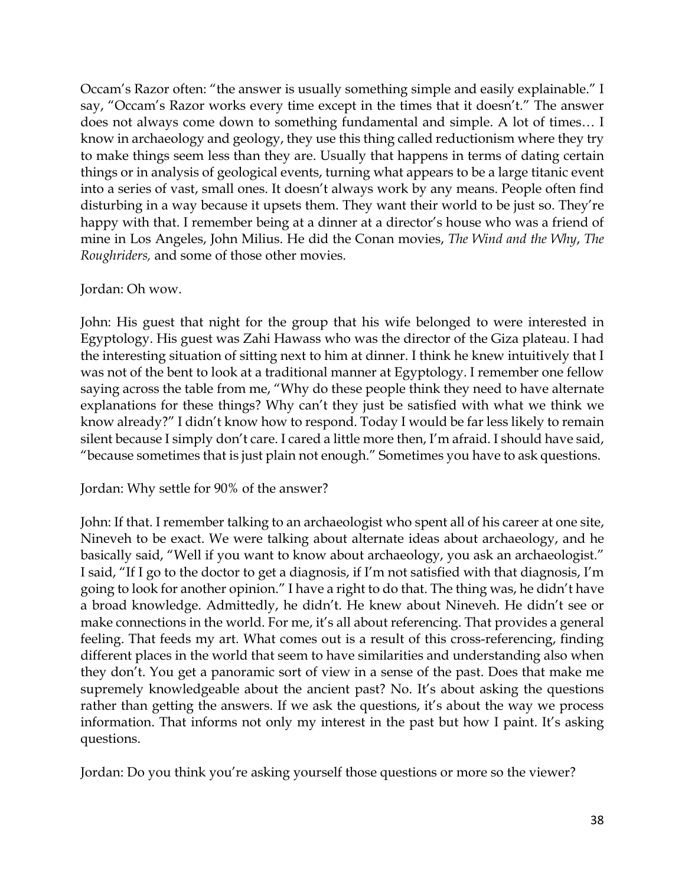Occam's Razor often: "the answer is usually something simple and easily explainable." I say, "Occam's Razor works every time except in the times that it doesn't." The answer does not always come down to something fundamental and simple. A lot of times… I know in archaeology and geology, they use this thing called reductionism where they try to make things seem less than they are. Usually that happens in terms of dating certain things or in analysis of geological events, turning what appears to be a large titanic event into a series of vast, small ones. It doesn't always work by any means. People often find disturbing in a way because it upsets them. They want their world to be just so. They're happy with that. I remember being at a dinner at a director's house who was a friend of mine in Los Angeles, John Milius. He did the Conan movies, *The Wind and the Why*, *The Roughriders,* and some of those other movies.

Jordan: Oh wow.

John: His guest that night for the group that his wife belonged to were interested in Egyptology. His guest was Zahi Hawass who was the director of the Giza plateau. I had the interesting situation of sitting next to him at dinner. I think he knew intuitively that I was not of the bent to look at a traditional manner at Egyptology. I remember one fellow saying across the table from me, "Why do these people think they need to have alternate explanations for these things? Why can't they just be satisfied with what we think we know already?" I didn't know how to respond. Today I would be far less likely to remain silent because I simply don't care. I cared a little more then, I'm afraid. I should have said, "because sometimes that is just plain not enough." Sometimes you have to ask questions.

Jordan: Why settle for 90% of the answer?

John: If that. I remember talking to an archaeologist who spent all of his career at one site, Nineveh to be exact. We were talking about alternate ideas about archaeology, and he basically said, "Well if you want to know about archaeology, you ask an archaeologist." I said, "If I go to the doctor to get a diagnosis, if I'm not satisfied with that diagnosis, I'm going to look for another opinion." I have a right to do that. The thing was, he didn't have a broad knowledge. Admittedly, he didn't. He knew about Nineveh. He didn't see or make connections in the world. For me, it's all about referencing. That provides a general feeling. That feeds my art. What comes out is a result of this cross-referencing, finding different places in the world that seem to have similarities and understanding also when they don't. You get a panoramic sort of view in a sense of the past. Does that make me supremely knowledgeable about the ancient past? No. It's about asking the questions rather than getting the answers. If we ask the questions, it's about the way we process information. That informs not only my interest in the past but how I paint. It's asking questions.

Jordan: Do you think you're asking yourself those questions or more so the viewer?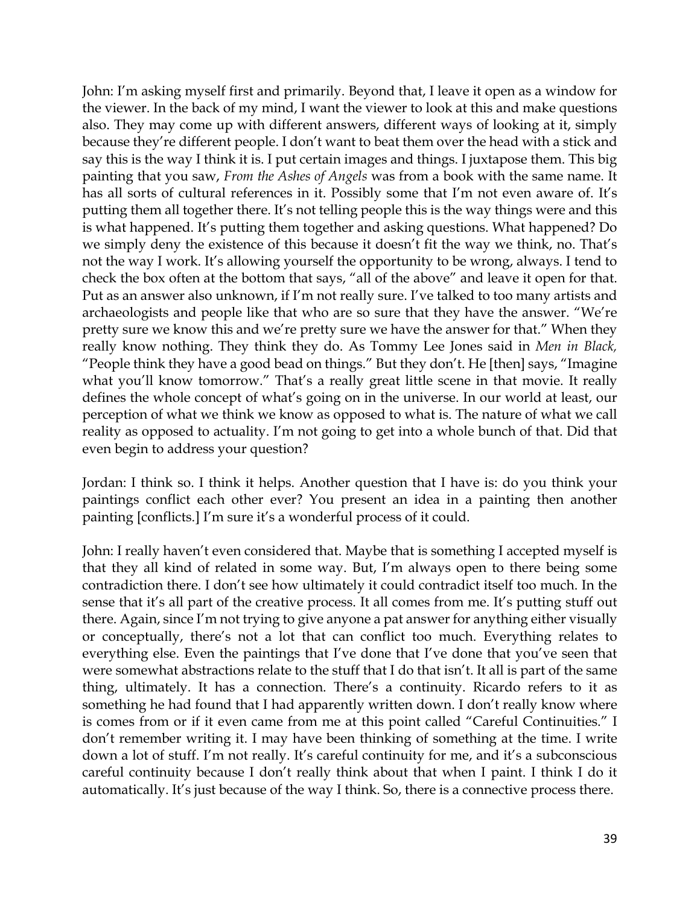John: I'm asking myself first and primarily. Beyond that, I leave it open as a window for the viewer. In the back of my mind, I want the viewer to look at this and make questions also. They may come up with different answers, different ways of looking at it, simply because they're different people. I don't want to beat them over the head with a stick and say this is the way I think it is. I put certain images and things. I juxtapose them. This big painting that you saw, *From the Ashes of Angels* was from a book with the same name. It has all sorts of cultural references in it. Possibly some that I'm not even aware of. It's putting them all together there. It's not telling people this is the way things were and this is what happened. It's putting them together and asking questions. What happened? Do we simply deny the existence of this because it doesn't fit the way we think, no. That's not the way I work. It's allowing yourself the opportunity to be wrong, always. I tend to check the box often at the bottom that says, "all of the above" and leave it open for that. Put as an answer also unknown, if I'm not really sure. I've talked to too many artists and archaeologists and people like that who are so sure that they have the answer. "We're pretty sure we know this and we're pretty sure we have the answer for that." When they really know nothing. They think they do. As Tommy Lee Jones said in *Men in Black,* "People think they have a good bead on things." But they don't. He [then] says, "Imagine what you'll know tomorrow." That's a really great little scene in that movie. It really defines the whole concept of what's going on in the universe. In our world at least, our perception of what we think we know as opposed to what is. The nature of what we call reality as opposed to actuality. I'm not going to get into a whole bunch of that. Did that even begin to address your question?

Jordan: I think so. I think it helps. Another question that I have is: do you think your paintings conflict each other ever? You present an idea in a painting then another painting [conflicts.] I'm sure it's a wonderful process of it could.

John: I really haven't even considered that. Maybe that is something I accepted myself is that they all kind of related in some way. But, I'm always open to there being some contradiction there. I don't see how ultimately it could contradict itself too much. In the sense that it's all part of the creative process. It all comes from me. It's putting stuff out there. Again, since I'm not trying to give anyone a pat answer for anything either visually or conceptually, there's not a lot that can conflict too much. Everything relates to everything else. Even the paintings that I've done that I've done that you've seen that were somewhat abstractions relate to the stuff that I do that isn't. It all is part of the same thing, ultimately. It has a connection. There's a continuity. Ricardo refers to it as something he had found that I had apparently written down. I don't really know where is comes from or if it even came from me at this point called "Careful Continuities." I don't remember writing it. I may have been thinking of something at the time. I write down a lot of stuff. I'm not really. It's careful continuity for me, and it's a subconscious careful continuity because I don't really think about that when I paint. I think I do it automatically. It's just because of the way I think. So, there is a connective process there.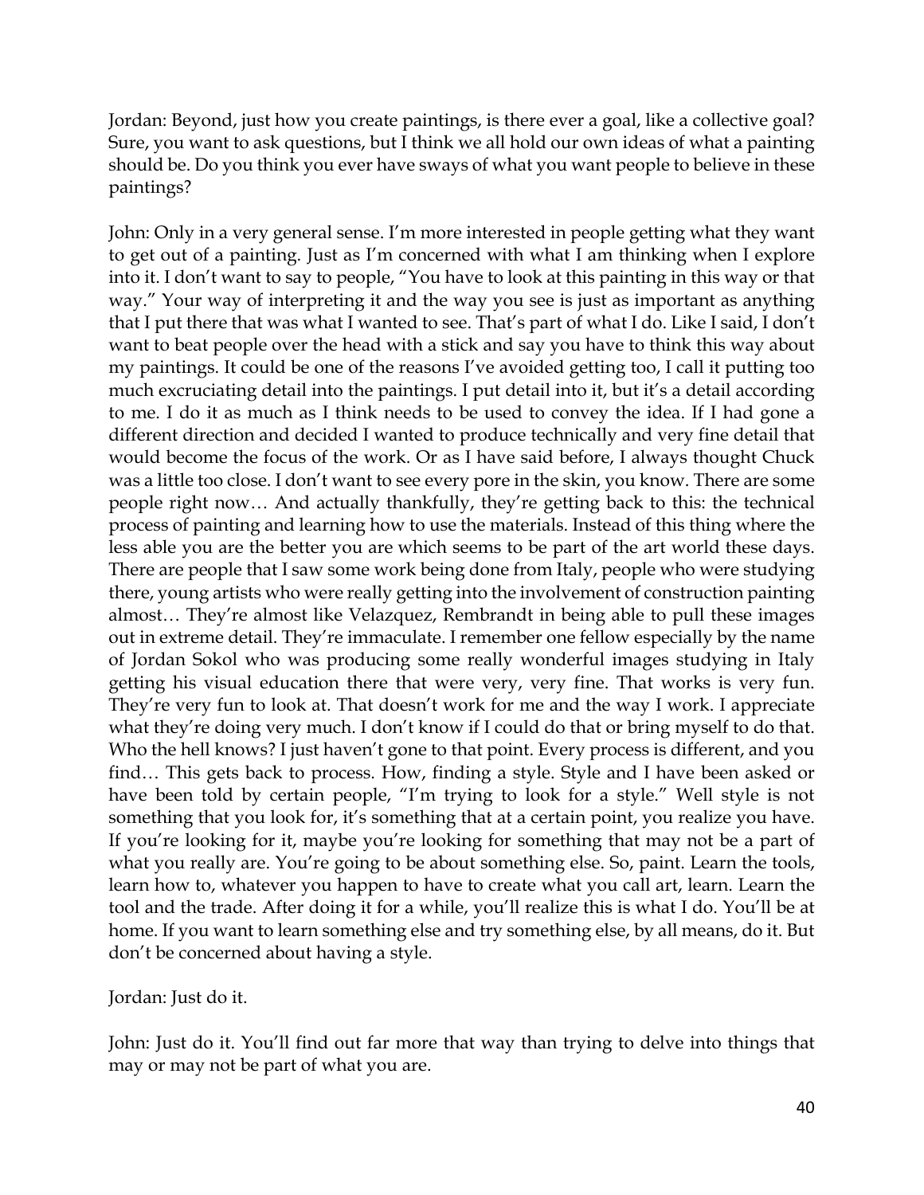Jordan: Beyond, just how you create paintings, is there ever a goal, like a collective goal? Sure, you want to ask questions, but I think we all hold our own ideas of what a painting should be. Do you think you ever have sways of what you want people to believe in these paintings?

John: Only in a very general sense. I'm more interested in people getting what they want to get out of a painting. Just as I'm concerned with what I am thinking when I explore into it. I don't want to say to people, "You have to look at this painting in this way or that way." Your way of interpreting it and the way you see is just as important as anything that I put there that was what I wanted to see. That's part of what I do. Like I said, I don't want to beat people over the head with a stick and say you have to think this way about my paintings. It could be one of the reasons I've avoided getting too, I call it putting too much excruciating detail into the paintings. I put detail into it, but it's a detail according to me. I do it as much as I think needs to be used to convey the idea. If I had gone a different direction and decided I wanted to produce technically and very fine detail that would become the focus of the work. Or as I have said before, I always thought Chuck was a little too close. I don't want to see every pore in the skin, you know. There are some people right now… And actually thankfully, they're getting back to this: the technical process of painting and learning how to use the materials. Instead of this thing where the less able you are the better you are which seems to be part of the art world these days. There are people that I saw some work being done from Italy, people who were studying there, young artists who were really getting into the involvement of construction painting almost… They're almost like Velazquez, Rembrandt in being able to pull these images out in extreme detail. They're immaculate. I remember one fellow especially by the name of Jordan Sokol who was producing some really wonderful images studying in Italy getting his visual education there that were very, very fine. That works is very fun. They're very fun to look at. That doesn't work for me and the way I work. I appreciate what they're doing very much. I don't know if I could do that or bring myself to do that. Who the hell knows? I just haven't gone to that point. Every process is different, and you find… This gets back to process. How, finding a style. Style and I have been asked or have been told by certain people, "I'm trying to look for a style." Well style is not something that you look for, it's something that at a certain point, you realize you have. If you're looking for it, maybe you're looking for something that may not be a part of what you really are. You're going to be about something else. So, paint. Learn the tools, learn how to, whatever you happen to have to create what you call art, learn. Learn the tool and the trade. After doing it for a while, you'll realize this is what I do. You'll be at home. If you want to learn something else and try something else, by all means, do it. But don't be concerned about having a style.

Jordan: Just do it.

John: Just do it. You'll find out far more that way than trying to delve into things that may or may not be part of what you are.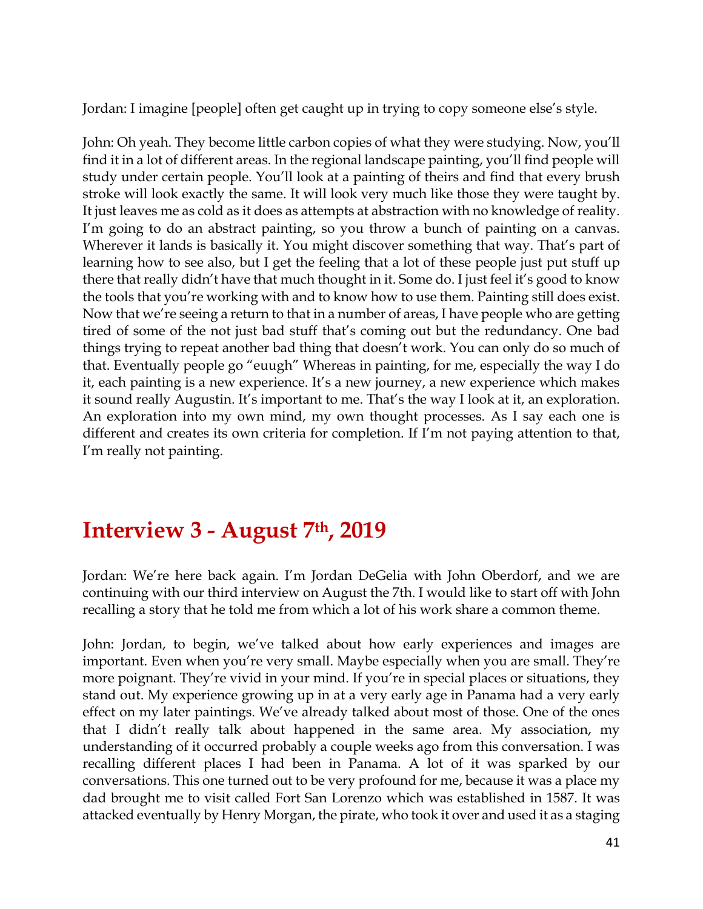Jordan: I imagine [people] often get caught up in trying to copy someone else's style.

John: Oh yeah. They become little carbon copies of what they were studying. Now, you'll find it in a lot of different areas. In the regional landscape painting, you'll find people will study under certain people. You'll look at a painting of theirs and find that every brush stroke will look exactly the same. It will look very much like those they were taught by. It just leaves me as cold as it does as attempts at abstraction with no knowledge of reality. I'm going to do an abstract painting, so you throw a bunch of painting on a canvas. Wherever it lands is basically it. You might discover something that way. That's part of learning how to see also, but I get the feeling that a lot of these people just put stuff up there that really didn't have that much thought in it. Some do. I just feel it's good to know the tools that you're working with and to know how to use them. Painting still does exist. Now that we're seeing a return to that in a number of areas, I have people who are getting tired of some of the not just bad stuff that's coming out but the redundancy. One bad things trying to repeat another bad thing that doesn't work. You can only do so much of that. Eventually people go "euugh" Whereas in painting, for me, especially the way I do it, each painting is a new experience. It's a new journey, a new experience which makes it sound really Augustin. It's important to me. That's the way I look at it, an exploration. An exploration into my own mind, my own thought processes. As I say each one is different and creates its own criteria for completion. If I'm not paying attention to that, I'm really not painting.

## Interview 3 - August 7th, 2019

Jordan: We're here back again. I'm Jordan DeGelia with John Oberdorf, and we are continuing with our third interview on August the 7th. I would like to start off with John recalling a story that he told me from which a lot of his work share a common theme.

John: Jordan, to begin, we've talked about how early experiences and images are important. Even when you're very small. Maybe especially when you are small. They're more poignant. They're vivid in your mind. If you're in special places or situations, they stand out. My experience growing up in at a very early age in Panama had a very early effect on my later paintings. We've already talked about most of those. One of the ones that I didn't really talk about happened in the same area. My association, my understanding of it occurred probably a couple weeks ago from this conversation. I was recalling different places I had been in Panama. A lot of it was sparked by our conversations. This one turned out to be very profound for me, because it was a place my dad brought me to visit called Fort San Lorenzo which was established in 1587. It was attacked eventually by Henry Morgan, the pirate, who took it over and used it as a staging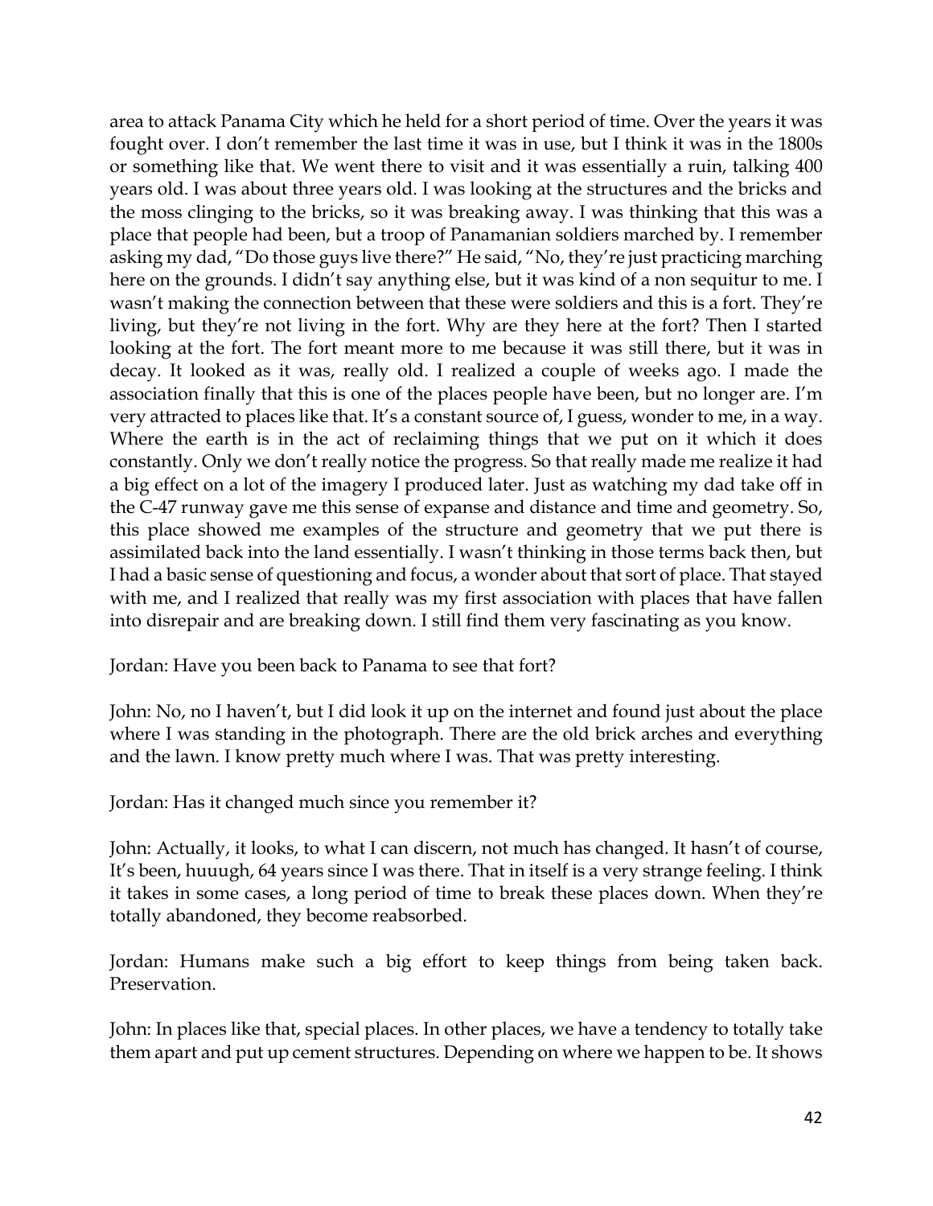area to attack Panama City which he held for a short period of time. Over the years it was fought over. I don't remember the last time it was in use, but I think it was in the 1800s or something like that. We went there to visit and it was essentially a ruin, talking 400 years old. I was about three years old. I was looking at the structures and the bricks and the moss clinging to the bricks, so it was breaking away. I was thinking that this was a place that people had been, but a troop of Panamanian soldiers marched by. I remember asking my dad, "Do those guys live there?" He said, "No, they're just practicing marching here on the grounds. I didn't say anything else, but it was kind of a non sequitur to me. I wasn't making the connection between that these were soldiers and this is a fort. They're living, but they're not living in the fort. Why are they here at the fort? Then I started looking at the fort. The fort meant more to me because it was still there, but it was in decay. It looked as it was, really old. I realized a couple of weeks ago. I made the association finally that this is one of the places people have been, but no longer are. I'm very attracted to places like that. It's a constant source of, I guess, wonder to me, in a way. Where the earth is in the act of reclaiming things that we put on it which it does constantly. Only we don't really notice the progress. So that really made me realize it had a big effect on a lot of the imagery I produced later. Just as watching my dad take off in the C-47 runway gave me this sense of expanse and distance and time and geometry. So, this place showed me examples of the structure and geometry that we put there is assimilated back into the land essentially. I wasn't thinking in those terms back then, but I had a basic sense of questioning and focus, a wonder about that sort of place. That stayed with me, and I realized that really was my first association with places that have fallen into disrepair and are breaking down. I still find them very fascinating as you know.

Jordan: Have you been back to Panama to see that fort?

John: No, no I haven't, but I did look it up on the internet and found just about the place where I was standing in the photograph. There are the old brick arches and everything and the lawn. I know pretty much where I was. That was pretty interesting.

Jordan: Has it changed much since you remember it?

John: Actually, it looks, to what I can discern, not much has changed. It hasn't of course, It's been, huuugh, 64 years since I was there. That in itself is a very strange feeling. I think it takes in some cases, a long period of time to break these places down. When they're totally abandoned, they become reabsorbed.

Jordan: Humans make such a big effort to keep things from being taken back. Preservation.

John: In places like that, special places. In other places, we have a tendency to totally take them apart and put up cement structures. Depending on where we happen to be. It shows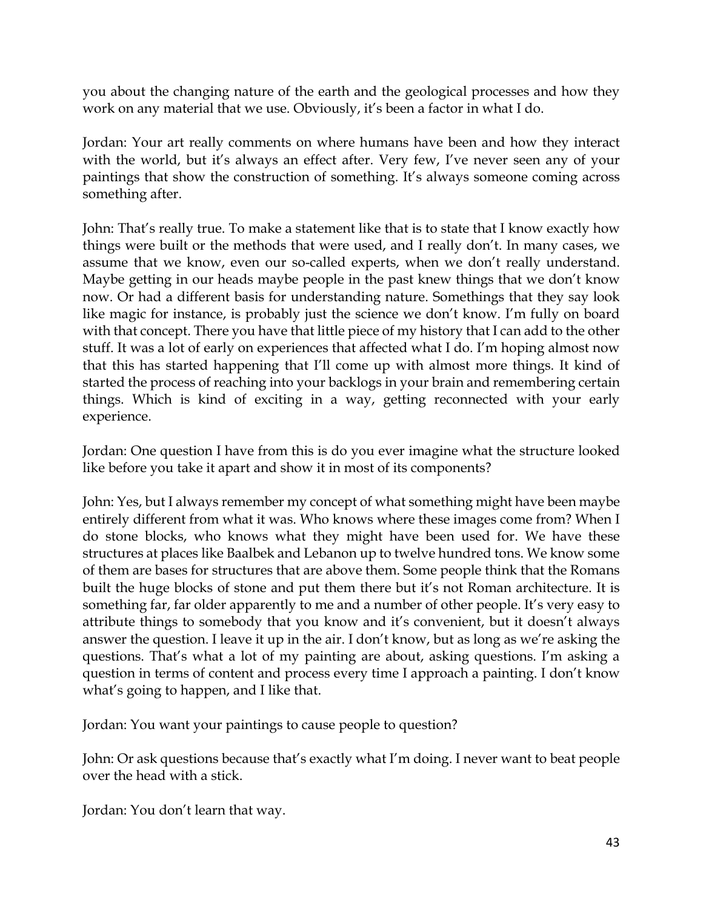you about the changing nature of the earth and the geological processes and how they work on any material that we use. Obviously, it's been a factor in what I do.

Jordan: Your art really comments on where humans have been and how they interact with the world, but it's always an effect after. Very few, I've never seen any of your paintings that show the construction of something. It's always someone coming across something after.

John: That's really true. To make a statement like that is to state that I know exactly how things were built or the methods that were used, and I really don't. In many cases, we assume that we know, even our so-called experts, when we don't really understand. Maybe getting in our heads maybe people in the past knew things that we don't know now. Or had a different basis for understanding nature. Somethings that they say look like magic for instance, is probably just the science we don't know. I'm fully on board with that concept. There you have that little piece of my history that I can add to the other stuff. It was a lot of early on experiences that affected what I do. I'm hoping almost now that this has started happening that I'll come up with almost more things. It kind of started the process of reaching into your backlogs in your brain and remembering certain things. Which is kind of exciting in a way, getting reconnected with your early experience.

Jordan: One question I have from this is do you ever imagine what the structure looked like before you take it apart and show it in most of its components?

John: Yes, but I always remember my concept of what something might have been maybe entirely different from what it was. Who knows where these images come from? When I do stone blocks, who knows what they might have been used for. We have these structures at places like Baalbek and Lebanon up to twelve hundred tons. We know some of them are bases for structures that are above them. Some people think that the Romans built the huge blocks of stone and put them there but it's not Roman architecture. It is something far, far older apparently to me and a number of other people. It's very easy to attribute things to somebody that you know and it's convenient, but it doesn't always answer the question. I leave it up in the air. I don't know, but as long as we're asking the questions. That's what a lot of my painting are about, asking questions. I'm asking a question in terms of content and process every time I approach a painting. I don't know what's going to happen, and I like that.

Jordan: You want your paintings to cause people to question?

John: Or ask questions because that's exactly what I'm doing. I never want to beat people over the head with a stick.

Jordan: You don't learn that way.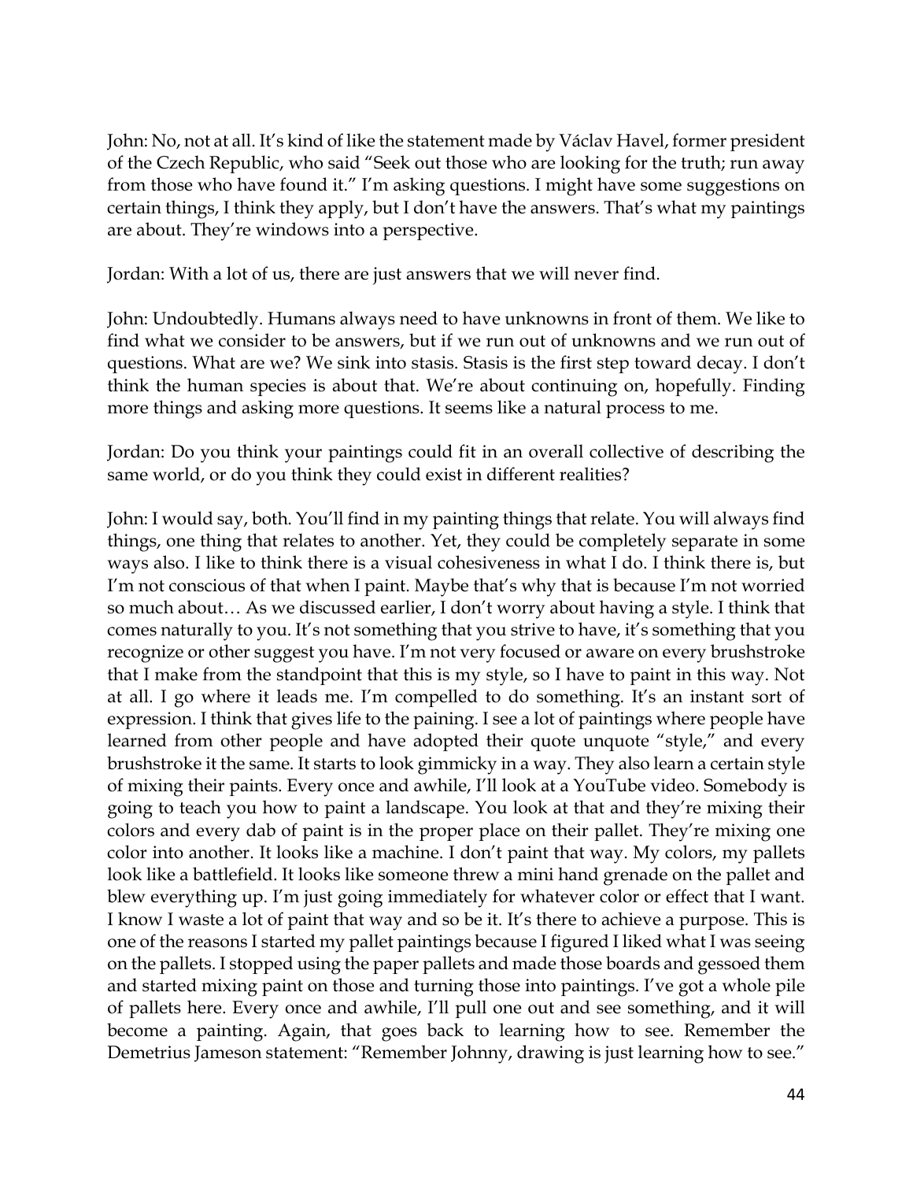John: No, not at all. It's kind of like the statement made by Václav Havel, former president of the Czech Republic, who said "Seek out those who are looking for the truth; run away from those who have found it." I'm asking questions. I might have some suggestions on certain things, I think they apply, but I don't have the answers. That's what my paintings are about. They're windows into a perspective.

Jordan: With a lot of us, there are just answers that we will never find.

John: Undoubtedly. Humans always need to have unknowns in front of them. We like to find what we consider to be answers, but if we run out of unknowns and we run out of questions. What are we? We sink into stasis. Stasis is the first step toward decay. I don't think the human species is about that. We're about continuing on, hopefully. Finding more things and asking more questions. It seems like a natural process to me.

Jordan: Do you think your paintings could fit in an overall collective of describing the same world, or do you think they could exist in different realities?

John: I would say, both. You'll find in my painting things that relate. You will always find things, one thing that relates to another. Yet, they could be completely separate in some ways also. I like to think there is a visual cohesiveness in what I do. I think there is, but I'm not conscious of that when I paint. Maybe that's why that is because I'm not worried so much about… As we discussed earlier, I don't worry about having a style. I think that comes naturally to you. It's not something that you strive to have, it's something that you recognize or other suggest you have. I'm not very focused or aware on every brushstroke that I make from the standpoint that this is my style, so I have to paint in this way. Not at all. I go where it leads me. I'm compelled to do something. It's an instant sort of expression. I think that gives life to the paining. I see a lot of paintings where people have learned from other people and have adopted their quote unquote "style," and every brushstroke it the same. It starts to look gimmicky in a way. They also learn a certain style of mixing their paints. Every once and awhile, I'll look at a YouTube video. Somebody is going to teach you how to paint a landscape. You look at that and they're mixing their colors and every dab of paint is in the proper place on their pallet. They're mixing one color into another. It looks like a machine. I don't paint that way. My colors, my pallets look like a battlefield. It looks like someone threw a mini hand grenade on the pallet and blew everything up. I'm just going immediately for whatever color or effect that I want. I know I waste a lot of paint that way and so be it. It's there to achieve a purpose. This is one of the reasons I started my pallet paintings because I figured I liked what I was seeing on the pallets. I stopped using the paper pallets and made those boards and gessoed them and started mixing paint on those and turning those into paintings. I've got a whole pile of pallets here. Every once and awhile, I'll pull one out and see something, and it will become a painting. Again, that goes back to learning how to see. Remember the Demetrius Jameson statement: "Remember Johnny, drawing is just learning how to see."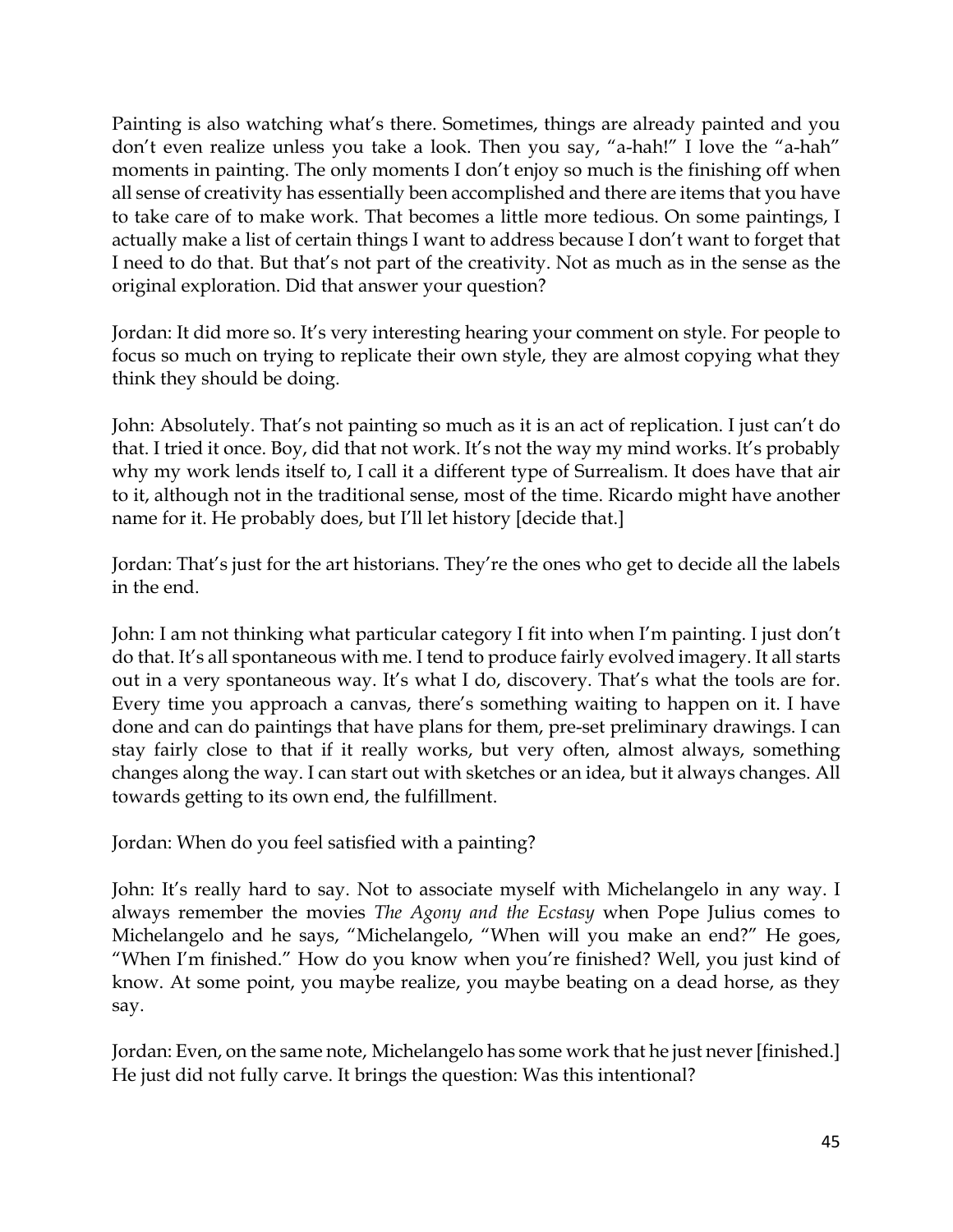Painting is also watching what's there. Sometimes, things are already painted and you don't even realize unless you take a look. Then you say, "a-hah!" I love the "a-hah" moments in painting. The only moments I don't enjoy so much is the finishing off when all sense of creativity has essentially been accomplished and there are items that you have to take care of to make work. That becomes a little more tedious. On some paintings, I actually make a list of certain things I want to address because I don't want to forget that I need to do that. But that's not part of the creativity. Not as much as in the sense as the original exploration. Did that answer your question?

Jordan: It did more so. It's very interesting hearing your comment on style. For people to focus so much on trying to replicate their own style, they are almost copying what they think they should be doing.

John: Absolutely. That's not painting so much as it is an act of replication. I just can't do that. I tried it once. Boy, did that not work. It's not the way my mind works. It's probably why my work lends itself to, I call it a different type of Surrealism. It does have that air to it, although not in the traditional sense, most of the time. Ricardo might have another name for it. He probably does, but I'll let history [decide that.]

Jordan: That's just for the art historians. They're the ones who get to decide all the labels in the end.

John: I am not thinking what particular category I fit into when I'm painting. I just don't do that. It's all spontaneous with me. I tend to produce fairly evolved imagery. It all starts out in a very spontaneous way. It's what I do, discovery. That's what the tools are for. Every time you approach a canvas, there's something waiting to happen on it. I have done and can do paintings that have plans for them, pre-set preliminary drawings. I can stay fairly close to that if it really works, but very often, almost always, something changes along the way. I can start out with sketches or an idea, but it always changes. All towards getting to its own end, the fulfillment.

Jordan: When do you feel satisfied with a painting?

John: It's really hard to say. Not to associate myself with Michelangelo in any way. I always remember the movies *The Agony and the Ecstasy* when Pope Julius comes to Michelangelo and he says, "Michelangelo, "When will you make an end?" He goes, "When I'm finished." How do you know when you're finished? Well, you just kind of know. At some point, you maybe realize, you maybe beating on a dead horse, as they say.

Jordan: Even, on the same note, Michelangelo has some work that he just never [finished.] He just did not fully carve. It brings the question: Was this intentional?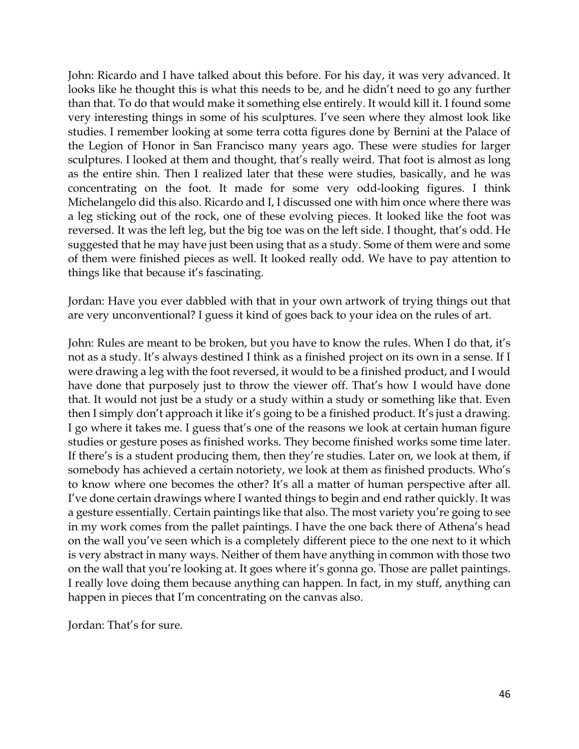John: Ricardo and I have talked about this before. For his day, it was very advanced. It looks like he thought this is what this needs to be, and he didn't need to go any further than that. To do that would make it something else entirely. It would kill it. I found some very interesting things in some of his sculptures. I've seen where they almost look like studies. I remember looking at some terra cotta figures done by Bernini at the Palace of the Legion of Honor in San Francisco many years ago. These were studies for larger sculptures. I looked at them and thought, that's really weird. That foot is almost as long as the entire shin. Then I realized later that these were studies, basically, and he was concentrating on the foot. It made for some very odd-looking figures. I think Michelangelo did this also. Ricardo and I, I discussed one with him once where there was a leg sticking out of the rock, one of these evolving pieces. It looked like the foot was reversed. It was the left leg, but the big toe was on the left side. I thought, that's odd. He suggested that he may have just been using that as a study. Some of them were and some of them were finished pieces as well. It looked really odd. We have to pay attention to things like that because it's fascinating.

Jordan: Have you ever dabbled with that in your own artwork of trying things out that are very unconventional? I guess it kind of goes back to your idea on the rules of art.

John: Rules are meant to be broken, but you have to know the rules. When I do that, it's not as a study. It's always destined I think as a finished project on its own in a sense. If I were drawing a leg with the foot reversed, it would to be a finished product, and I would have done that purposely just to throw the viewer off. That's how I would have done that. It would not just be a study or a study within a study or something like that. Even then I simply don't approach it like it's going to be a finished product. It's just a drawing. I go where it takes me. I guess that's one of the reasons we look at certain human figure studies or gesture poses as finished works. They become finished works some time later. If there's is a student producing them, then they're studies. Later on, we look at them, if somebody has achieved a certain notoriety, we look at them as finished products. Who's to know where one becomes the other? It's all a matter of human perspective after all. I've done certain drawings where I wanted things to begin and end rather quickly. It was a gesture essentially. Certain paintings like that also. The most variety you're going to see in my work comes from the pallet paintings. I have the one back there of Athena's head on the wall you've seen which is a completely different piece to the one next to it which is very abstract in many ways. Neither of them have anything in common with those two on the wall that you're looking at. It goes where it's gonna go. Those are pallet paintings. I really love doing them because anything can happen. In fact, in my stuff, anything can happen in pieces that I'm concentrating on the canvas also.

Jordan: That's for sure.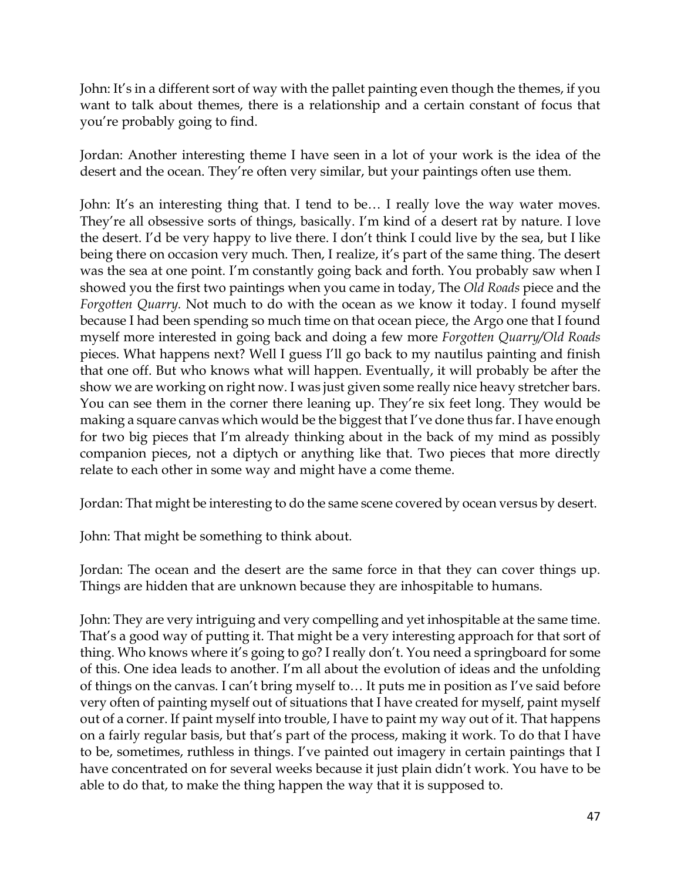John: It's in a different sort of way with the pallet painting even though the themes, if you want to talk about themes, there is a relationship and a certain constant of focus that you're probably going to find.

Jordan: Another interesting theme I have seen in a lot of your work is the idea of the desert and the ocean. They're often very similar, but your paintings often use them.

John: It's an interesting thing that. I tend to be… I really love the way water moves. They're all obsessive sorts of things, basically. I'm kind of a desert rat by nature. I love the desert. I'd be very happy to live there. I don't think I could live by the sea, but I like being there on occasion very much. Then, I realize, it's part of the same thing. The desert was the sea at one point. I'm constantly going back and forth. You probably saw when I showed you the first two paintings when you came in today, The *Old Roads* piece and the *Forgotten Quarry.* Not much to do with the ocean as we know it today. I found myself because I had been spending so much time on that ocean piece, the Argo one that I found myself more interested in going back and doing a few more *Forgotten Quarry/Old Roads* pieces. What happens next? Well I guess I'll go back to my nautilus painting and finish that one off. But who knows what will happen. Eventually, it will probably be after the show we are working on right now. I was just given some really nice heavy stretcher bars. You can see them in the corner there leaning up. They're six feet long. They would be making a square canvas which would be the biggest that I've done thus far. I have enough for two big pieces that I'm already thinking about in the back of my mind as possibly companion pieces, not a diptych or anything like that. Two pieces that more directly relate to each other in some way and might have a come theme.

Jordan: That might be interesting to do the same scene covered by ocean versus by desert.

John: That might be something to think about.

Jordan: The ocean and the desert are the same force in that they can cover things up. Things are hidden that are unknown because they are inhospitable to humans.

John: They are very intriguing and very compelling and yet inhospitable at the same time. That's a good way of putting it. That might be a very interesting approach for that sort of thing. Who knows where it's going to go? I really don't. You need a springboard for some of this. One idea leads to another. I'm all about the evolution of ideas and the unfolding of things on the canvas. I can't bring myself to… It puts me in position as I've said before very often of painting myself out of situations that I have created for myself, paint myself out of a corner. If paint myself into trouble, I have to paint my way out of it. That happens on a fairly regular basis, but that's part of the process, making it work. To do that I have to be, sometimes, ruthless in things. I've painted out imagery in certain paintings that I have concentrated on for several weeks because it just plain didn't work. You have to be able to do that, to make the thing happen the way that it is supposed to.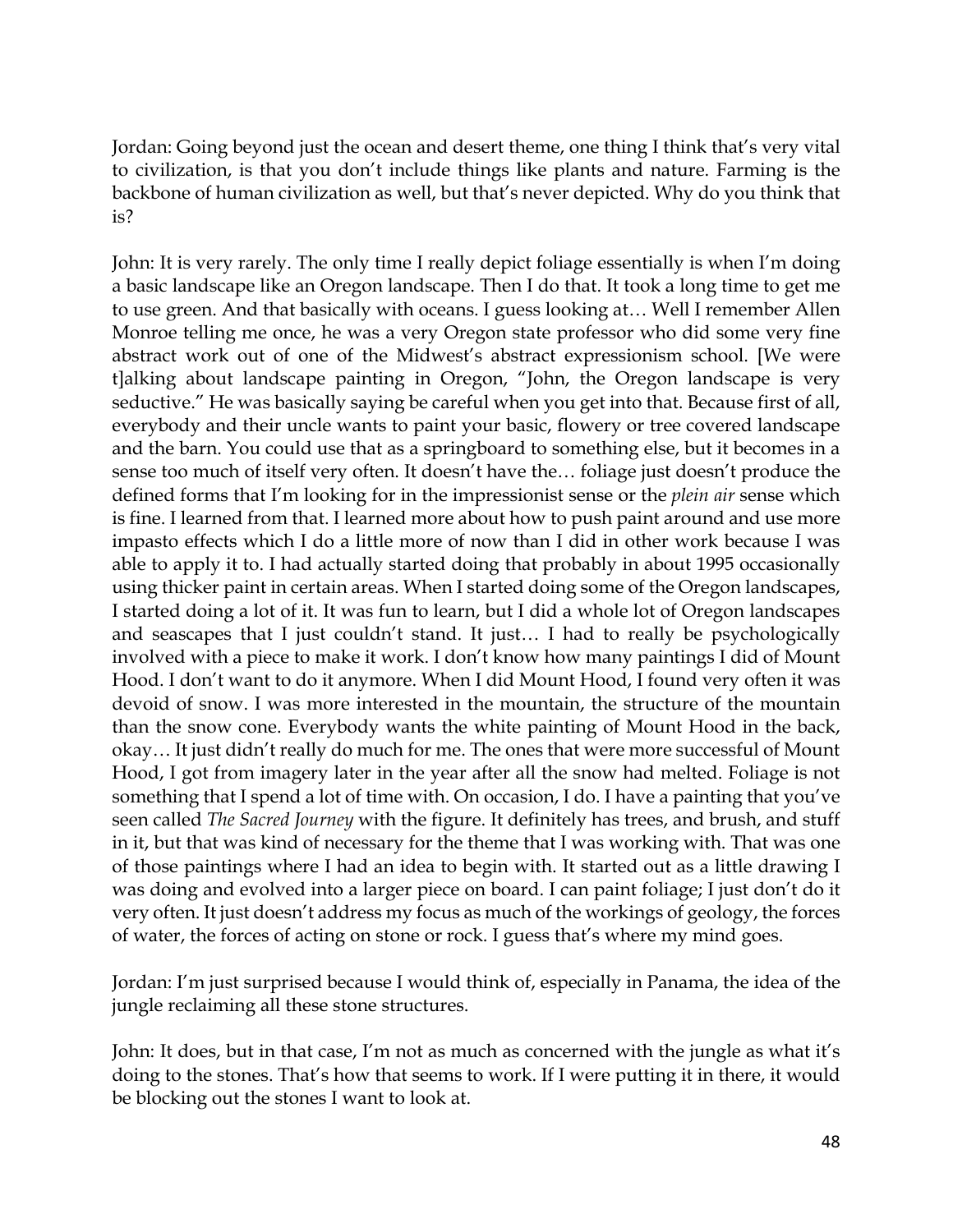Jordan: Going beyond just the ocean and desert theme, one thing I think that's very vital to civilization, is that you don't include things like plants and nature. Farming is the backbone of human civilization as well, but that's never depicted. Why do you think that is?

John: It is very rarely. The only time I really depict foliage essentially is when I'm doing a basic landscape like an Oregon landscape. Then I do that. It took a long time to get me to use green. And that basically with oceans. I guess looking at… Well I remember Allen Monroe telling me once, he was a very Oregon state professor who did some very fine abstract work out of one of the Midwest's abstract expressionism school. [We were t]alking about landscape painting in Oregon, "John, the Oregon landscape is very seductive." He was basically saying be careful when you get into that. Because first of all, everybody and their uncle wants to paint your basic, flowery or tree covered landscape and the barn. You could use that as a springboard to something else, but it becomes in a sense too much of itself very often. It doesn't have the… foliage just doesn't produce the defined forms that I'm looking for in the impressionist sense or the *plein air* sense which is fine. I learned from that. I learned more about how to push paint around and use more impasto effects which I do a little more of now than I did in other work because I was able to apply it to. I had actually started doing that probably in about 1995 occasionally using thicker paint in certain areas. When I started doing some of the Oregon landscapes, I started doing a lot of it. It was fun to learn, but I did a whole lot of Oregon landscapes and seascapes that I just couldn't stand. It just… I had to really be psychologically involved with a piece to make it work. I don't know how many paintings I did of Mount Hood. I don't want to do it anymore. When I did Mount Hood, I found very often it was devoid of snow. I was more interested in the mountain, the structure of the mountain than the snow cone. Everybody wants the white painting of Mount Hood in the back, okay… It just didn't really do much for me. The ones that were more successful of Mount Hood, I got from imagery later in the year after all the snow had melted. Foliage is not something that I spend a lot of time with. On occasion, I do. I have a painting that you've seen called *The Sacred Journey* with the figure. It definitely has trees, and brush, and stuff in it, but that was kind of necessary for the theme that I was working with. That was one of those paintings where I had an idea to begin with. It started out as a little drawing I was doing and evolved into a larger piece on board. I can paint foliage; I just don't do it very often. It just doesn't address my focus as much of the workings of geology, the forces of water, the forces of acting on stone or rock. I guess that's where my mind goes.

Jordan: I'm just surprised because I would think of, especially in Panama, the idea of the jungle reclaiming all these stone structures.

John: It does, but in that case, I'm not as much as concerned with the jungle as what it's doing to the stones. That's how that seems to work. If I were putting it in there, it would be blocking out the stones I want to look at.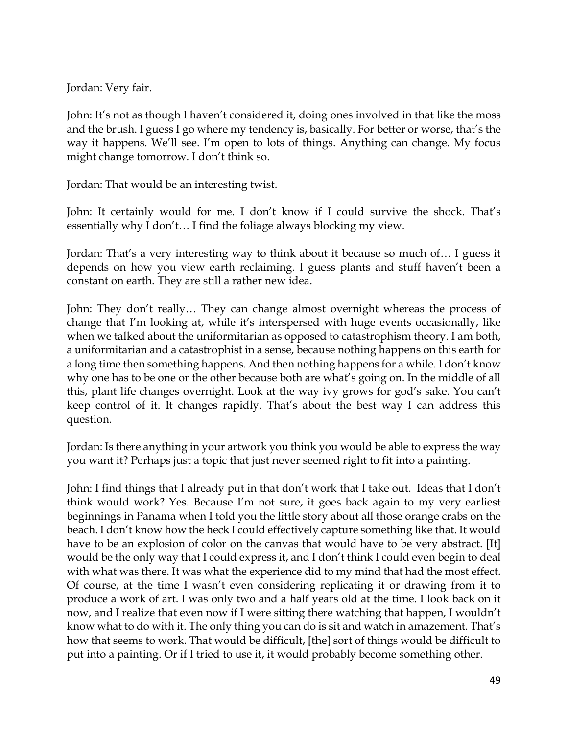Jordan: Very fair.

John: It's not as though I haven't considered it, doing ones involved in that like the moss and the brush. I guess I go where my tendency is, basically. For better or worse, that's the way it happens. We'll see. I'm open to lots of things. Anything can change. My focus might change tomorrow. I don't think so.

Jordan: That would be an interesting twist.

John: It certainly would for me. I don't know if I could survive the shock. That's essentially why I don't… I find the foliage always blocking my view.

Jordan: That's a very interesting way to think about it because so much of… I guess it depends on how you view earth reclaiming. I guess plants and stuff haven't been a constant on earth. They are still a rather new idea.

John: They don't really… They can change almost overnight whereas the process of change that I'm looking at, while it's interspersed with huge events occasionally, like when we talked about the uniformitarian as opposed to catastrophism theory. I am both, a uniformitarian and a catastrophist in a sense, because nothing happens on this earth for a long time then something happens. And then nothing happens for a while. I don't know why one has to be one or the other because both are what's going on. In the middle of all this, plant life changes overnight. Look at the way ivy grows for god's sake. You can't keep control of it. It changes rapidly. That's about the best way I can address this question.

Jordan: Is there anything in your artwork you think you would be able to express the way you want it? Perhaps just a topic that just never seemed right to fit into a painting.

John: I find things that I already put in that don't work that I take out. Ideas that I don't think would work? Yes. Because I'm not sure, it goes back again to my very earliest beginnings in Panama when I told you the little story about all those orange crabs on the beach. I don't know how the heck I could effectively capture something like that. It would have to be an explosion of color on the canvas that would have to be very abstract. [It] would be the only way that I could express it, and I don't think I could even begin to deal with what was there. It was what the experience did to my mind that had the most effect. Of course, at the time I wasn't even considering replicating it or drawing from it to produce a work of art. I was only two and a half years old at the time. I look back on it now, and I realize that even now if I were sitting there watching that happen, I wouldn't know what to do with it. The only thing you can do is sit and watch in amazement. That's how that seems to work. That would be difficult, [the] sort of things would be difficult to put into a painting. Or if I tried to use it, it would probably become something other.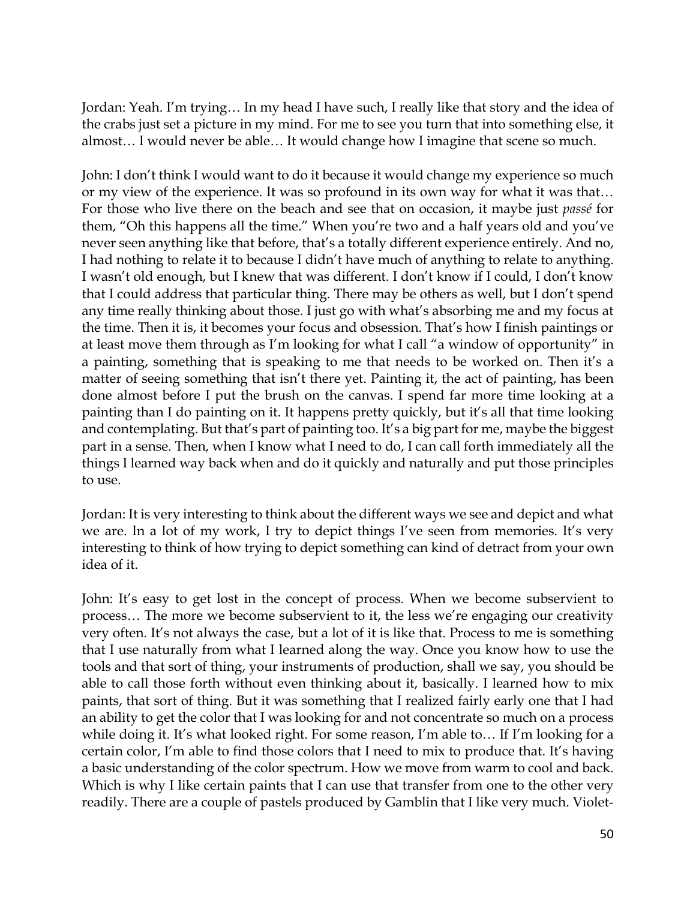Jordan: Yeah. I'm trying… In my head I have such, I really like that story and the idea of the crabs just set a picture in my mind. For me to see you turn that into something else, it almost… I would never be able… It would change how I imagine that scene so much.

John: I don't think I would want to do it because it would change my experience so much or my view of the experience. It was so profound in its own way for what it was that… For those who live there on the beach and see that on occasion, it maybe just *passé* for them, "Oh this happens all the time." When you're two and a half years old and you've never seen anything like that before, that's a totally different experience entirely. And no, I had nothing to relate it to because I didn't have much of anything to relate to anything. I wasn't old enough, but I knew that was different. I don't know if I could, I don't know that I could address that particular thing. There may be others as well, but I don't spend any time really thinking about those. I just go with what's absorbing me and my focus at the time. Then it is, it becomes your focus and obsession. That's how I finish paintings or at least move them through as I'm looking for what I call "a window of opportunity" in a painting, something that is speaking to me that needs to be worked on. Then it's a matter of seeing something that isn't there yet. Painting it, the act of painting, has been done almost before I put the brush on the canvas. I spend far more time looking at a painting than I do painting on it. It happens pretty quickly, but it's all that time looking and contemplating. But that's part of painting too. It's a big part for me, maybe the biggest part in a sense. Then, when I know what I need to do, I can call forth immediately all the things I learned way back when and do it quickly and naturally and put those principles to use.

Jordan: It is very interesting to think about the different ways we see and depict and what we are. In a lot of my work, I try to depict things I've seen from memories. It's very interesting to think of how trying to depict something can kind of detract from your own idea of it.

John: It's easy to get lost in the concept of process. When we become subservient to process… The more we become subservient to it, the less we're engaging our creativity very often. It's not always the case, but a lot of it is like that. Process to me is something that I use naturally from what I learned along the way. Once you know how to use the tools and that sort of thing, your instruments of production, shall we say, you should be able to call those forth without even thinking about it, basically. I learned how to mix paints, that sort of thing. But it was something that I realized fairly early one that I had an ability to get the color that I was looking for and not concentrate so much on a process while doing it. It's what looked right. For some reason, I'm able to… If I'm looking for a certain color, I'm able to find those colors that I need to mix to produce that. It's having a basic understanding of the color spectrum. How we move from warm to cool and back. Which is why I like certain paints that I can use that transfer from one to the other very readily. There are a couple of pastels produced by Gamblin that I like very much. Violet-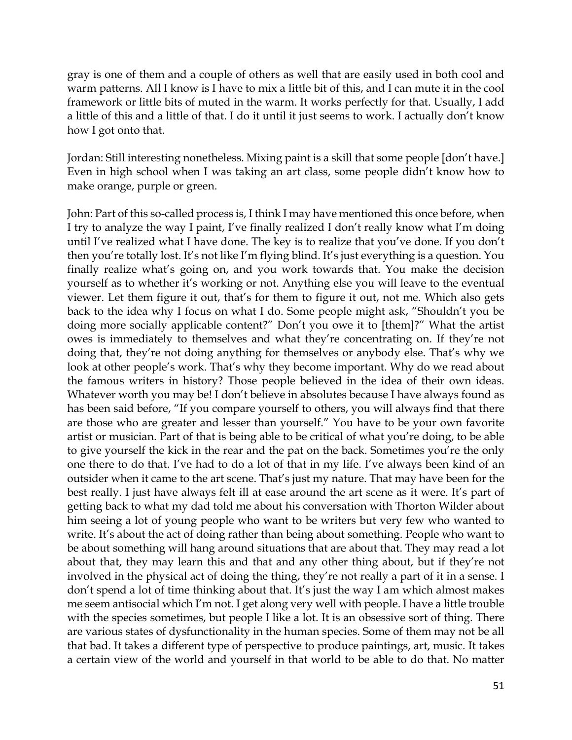gray is one of them and a couple of others as well that are easily used in both cool and warm patterns. All I know is I have to mix a little bit of this, and I can mute it in the cool framework or little bits of muted in the warm. It works perfectly for that. Usually, I add a little of this and a little of that. I do it until it just seems to work. I actually don't know how I got onto that.

Jordan: Still interesting nonetheless. Mixing paint is a skill that some people [don't have.] Even in high school when I was taking an art class, some people didn't know how to make orange, purple or green.

John: Part of this so-called process is, I think I may have mentioned this once before, when I try to analyze the way I paint, I've finally realized I don't really know what I'm doing until I've realized what I have done. The key is to realize that you've done. If you don't then you're totally lost. It's not like I'm flying blind. It's just everything is a question. You finally realize what's going on, and you work towards that. You make the decision yourself as to whether it's working or not. Anything else you will leave to the eventual viewer. Let them figure it out, that's for them to figure it out, not me. Which also gets back to the idea why I focus on what I do. Some people might ask, "Shouldn't you be doing more socially applicable content?" Don't you owe it to [them]?" What the artist owes is immediately to themselves and what they're concentrating on. If they're not doing that, they're not doing anything for themselves or anybody else. That's why we look at other people's work. That's why they become important. Why do we read about the famous writers in history? Those people believed in the idea of their own ideas. Whatever worth you may be! I don't believe in absolutes because I have always found as has been said before, "If you compare yourself to others, you will always find that there are those who are greater and lesser than yourself." You have to be your own favorite artist or musician. Part of that is being able to be critical of what you're doing, to be able to give yourself the kick in the rear and the pat on the back. Sometimes you're the only one there to do that. I've had to do a lot of that in my life. I've always been kind of an outsider when it came to the art scene. That's just my nature. That may have been for the best really. I just have always felt ill at ease around the art scene as it were. It's part of getting back to what my dad told me about his conversation with Thorton Wilder about him seeing a lot of young people who want to be writers but very few who wanted to write. It's about the act of doing rather than being about something. People who want to be about something will hang around situations that are about that. They may read a lot about that, they may learn this and that and any other thing about, but if they're not involved in the physical act of doing the thing, they're not really a part of it in a sense. I don't spend a lot of time thinking about that. It's just the way I am which almost makes me seem antisocial which I'm not. I get along very well with people. I have a little trouble with the species sometimes, but people I like a lot. It is an obsessive sort of thing. There are various states of dysfunctionality in the human species. Some of them may not be all that bad. It takes a different type of perspective to produce paintings, art, music. It takes a certain view of the world and yourself in that world to be able to do that. No matter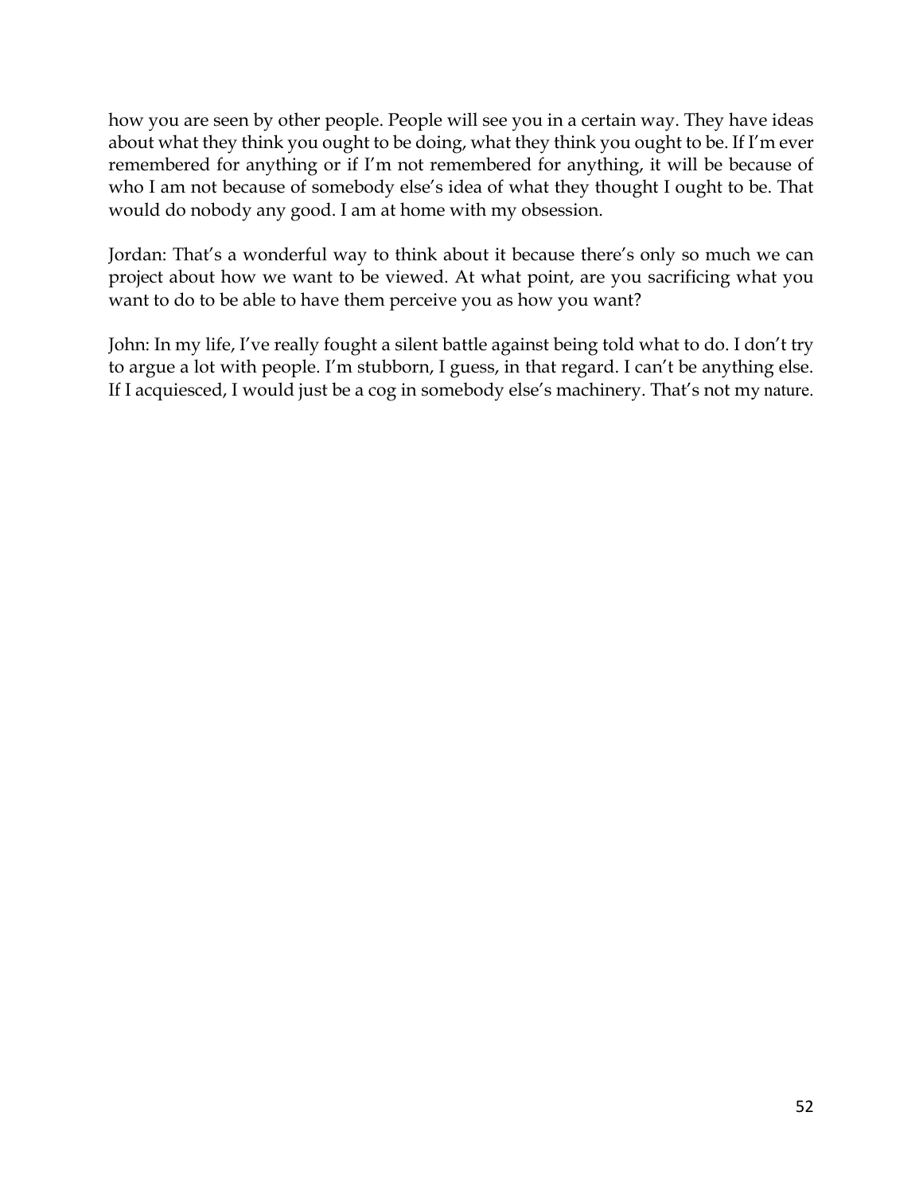how you are seen by other people. People will see you in a certain way. They have ideas about what they think you ought to be doing, what they think you ought to be. If I'm ever remembered for anything or if I'm not remembered for anything, it will be because of who I am not because of somebody else's idea of what they thought I ought to be. That would do nobody any good. I am at home with my obsession.

Jordan: That's a wonderful way to think about it because there's only so much we can project about how we want to be viewed. At what point, are you sacrificing what you want to do to be able to have them perceive you as how you want?

John: In my life, I've really fought a silent battle against being told what to do. I don't try to argue a lot with people. I'm stubborn, I guess, in that regard. I can't be anything else. If I acquiesced, I would just be a cog in somebody else's machinery. That's not my nature.